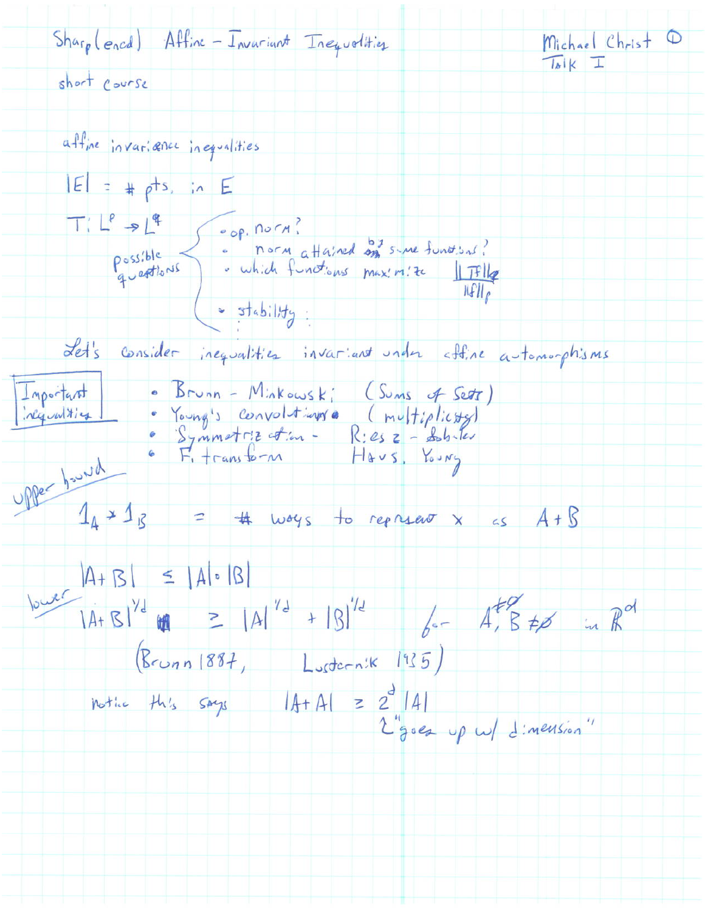# Sharp(ened) Affine-Invariant Inequalities

Michael Christ
Talk I

short course

affine invariance inequalities

$|E|$ = # pts. in $E$

$T: L^p \to L^q$

possible questions:

- op. norm?
- norm attained by some functions?
- which functions maximize $\frac{\|Tf\|_q}{\|f\|_p}$
- stability
- ⋮

Let's consider inequalities invariant under affine automorphisms

**Important inequalities**

- Brunn - Minkowski (Sums of Sets)
- Young's convolution (multiplicity)
- Symmetrization - Riesz - Sobolev
- F. transform Haus. Young

upper bound

$1_A * 1_B$ = # ways to represent $x$ as $A+B$

$$|A+B| \leq |A| \cdot |B|$$

lower

$$|A+B|^{1/d} \geq |A|^{1/d} + |B|^{1/d} \qquad \text{for } A, B \neq \emptyset \text{ in } \mathbb{R}^d$$

(Brunn 1887, Lusternik 1935)

notice this says $|A+A| \geq 2^d |A|$
"goes up w/ dimension"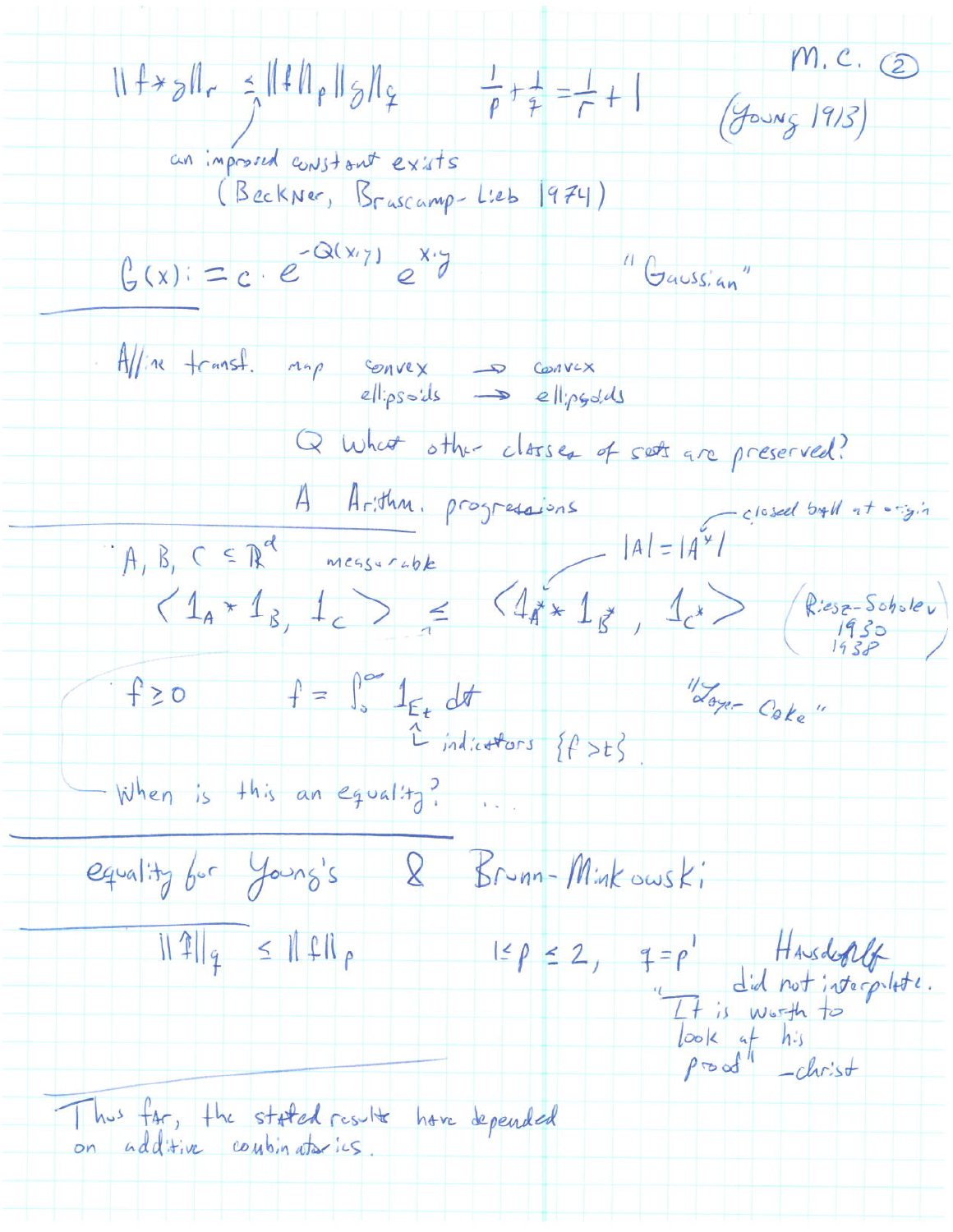M. C. ②

$$\|f*g\|_r \leq \|f\|_p \|g\|_q \qquad \frac{1}{p}+\frac{1}{q}=\frac{1}{r}+1$$

(Young 1913)

an improved constant exists (Beckner, Brascamp-Lieb 1974)

$$G(x) := c \cdot e^{-Q(x,y)} e^{x \cdot y}$$

"Gaussian"

---

Affine transf. map convex → convex, ellipsoids → ellipsoids

Q What other classes of sets are preserved?

A Arithm. progressions

---

$A, B, C \subseteq \mathbb{R}^d$ measurable

$|A| = |A^*|$ — closed ball at origin

$$\langle 1_A * 1_B, 1_C \rangle \leq \langle 1_{A^*} * 1_{B^*}, 1_{C^*} \rangle$$

(Riesz–Sobolev 1930, 1938)

$f \geq 0 \qquad f = \int_0^\infty 1_{E_t}\, dt$ — indicators $\{f > t\}$

"Layer Cake"

When is this an equality? ...

---

equality for Young's & Brunn-Minkowski

---

$$\|\hat{f}\|_q \leq \|f\|_p \qquad 1 \leq p \leq 2, \quad q = p'$$

Hausdorff did not interpolate. "It is worth to look at his proof" –Christ

---

Thus far, the stated results have depended on additive combinatorics.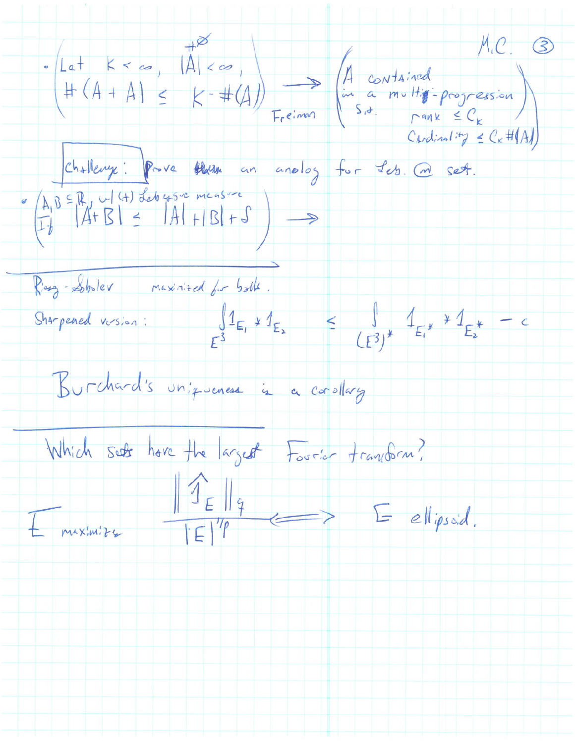M.C. ③

- $\left( \begin{array}{l} \text{Let } K < \infty, \ \#|A| < \infty, \\ \#(A+A) \leq K \cdot \#(A) \end{array} \right) \xrightarrow{\text{Freiman}} \left( \begin{array}{l} A \text{ contained in a multi-progression s.t.} \\ \text{rank} \leq C_K \\ \text{Cardinality} \leq C_K \#(A) \end{array} \right)$

**Challenge:** Prove an analog for Leb. ⓜ set.

- $\left( \begin{array}{l} A, B \subseteq \mathbb{R}, \text{ w/ (+) Lebesgue measure} \\ \text{If } |A+B| \leq |A| + |B| + \delta \end{array} \right) \longrightarrow$

---

Riesz-Sobolev maximized for balls.

Sharpened version: $\displaystyle\int_{E_3} 1_{E_1} * 1_{E_2} \leq \int_{(E_3)^*} 1_{E_1^*} * 1_{E_2^*} - c$

Burchard's uniqueness is a corollary

---

Which sets have the largest Fourier transform?

$E$ maximize $\dfrac{\|\widehat{1}_E\|_q}{|E|^{1/p}} \Longleftrightarrow E$ ellipsoid.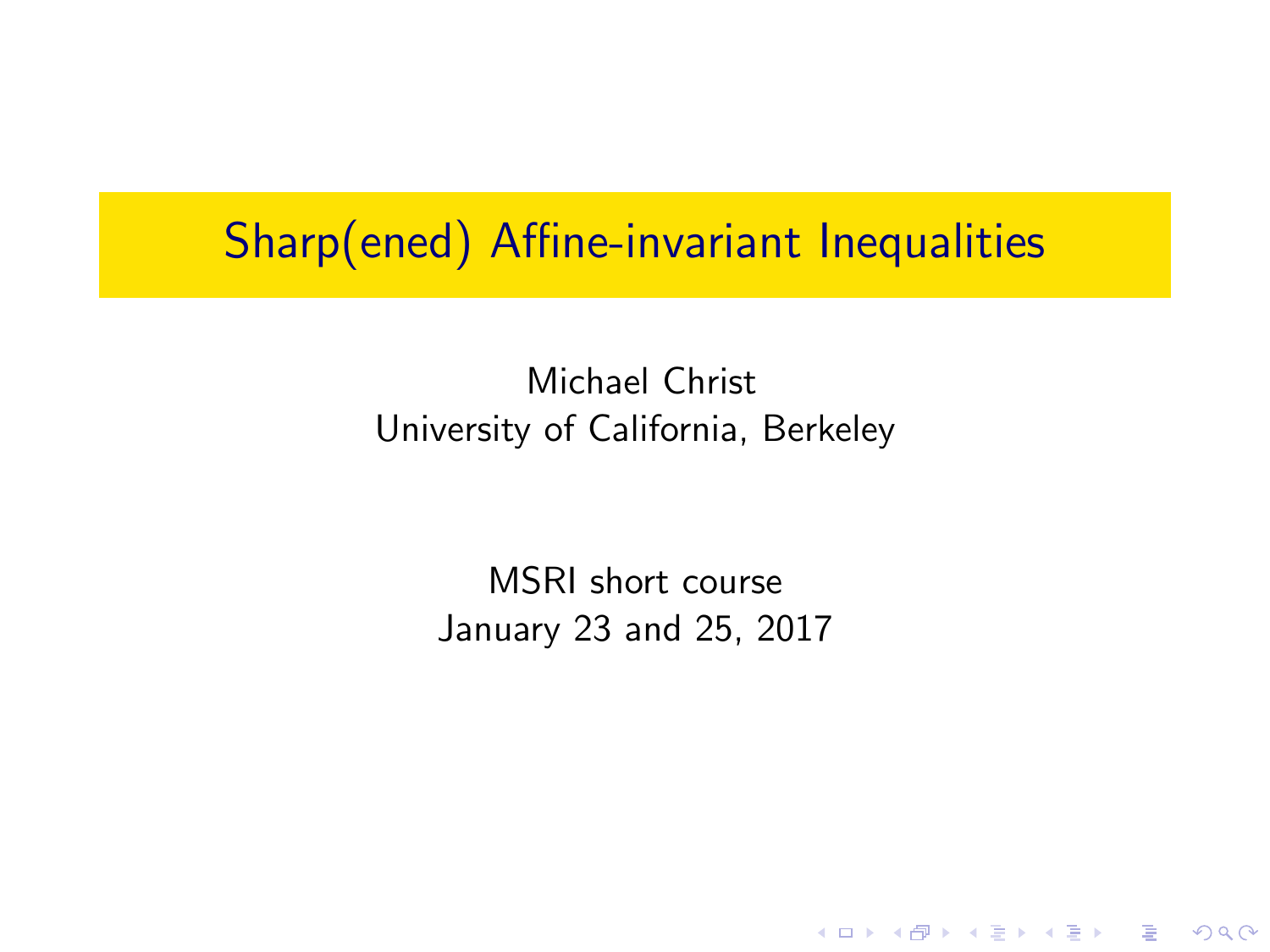# Sharp(ened) Affine-invariant Inequalities

Michael Christ
University of California, Berkeley

MSRI short course
January 23 and 25, 2017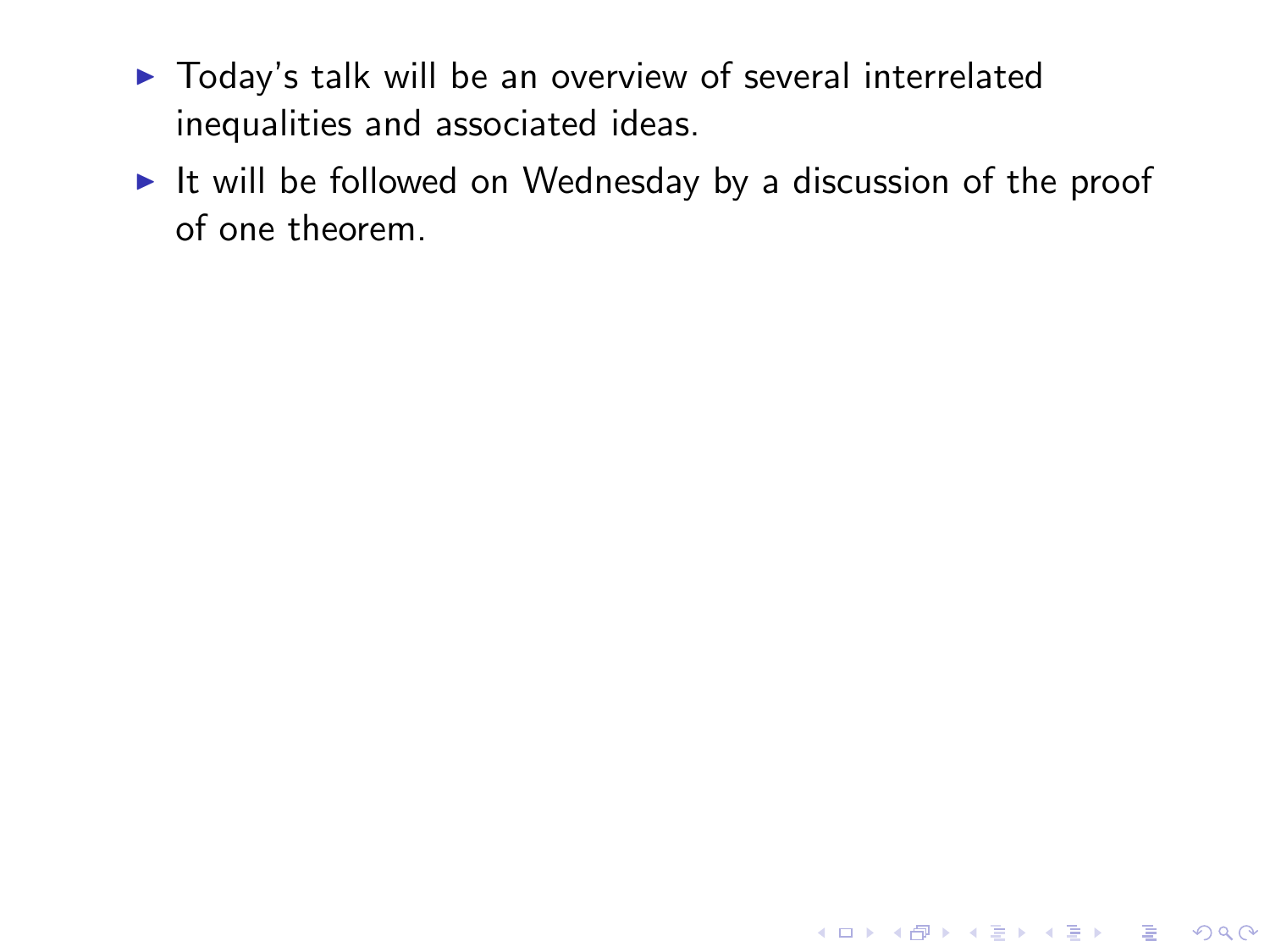- Today's talk will be an overview of several interrelated inequalities and associated ideas.
- It will be followed on Wednesday by a discussion of the proof of one theorem.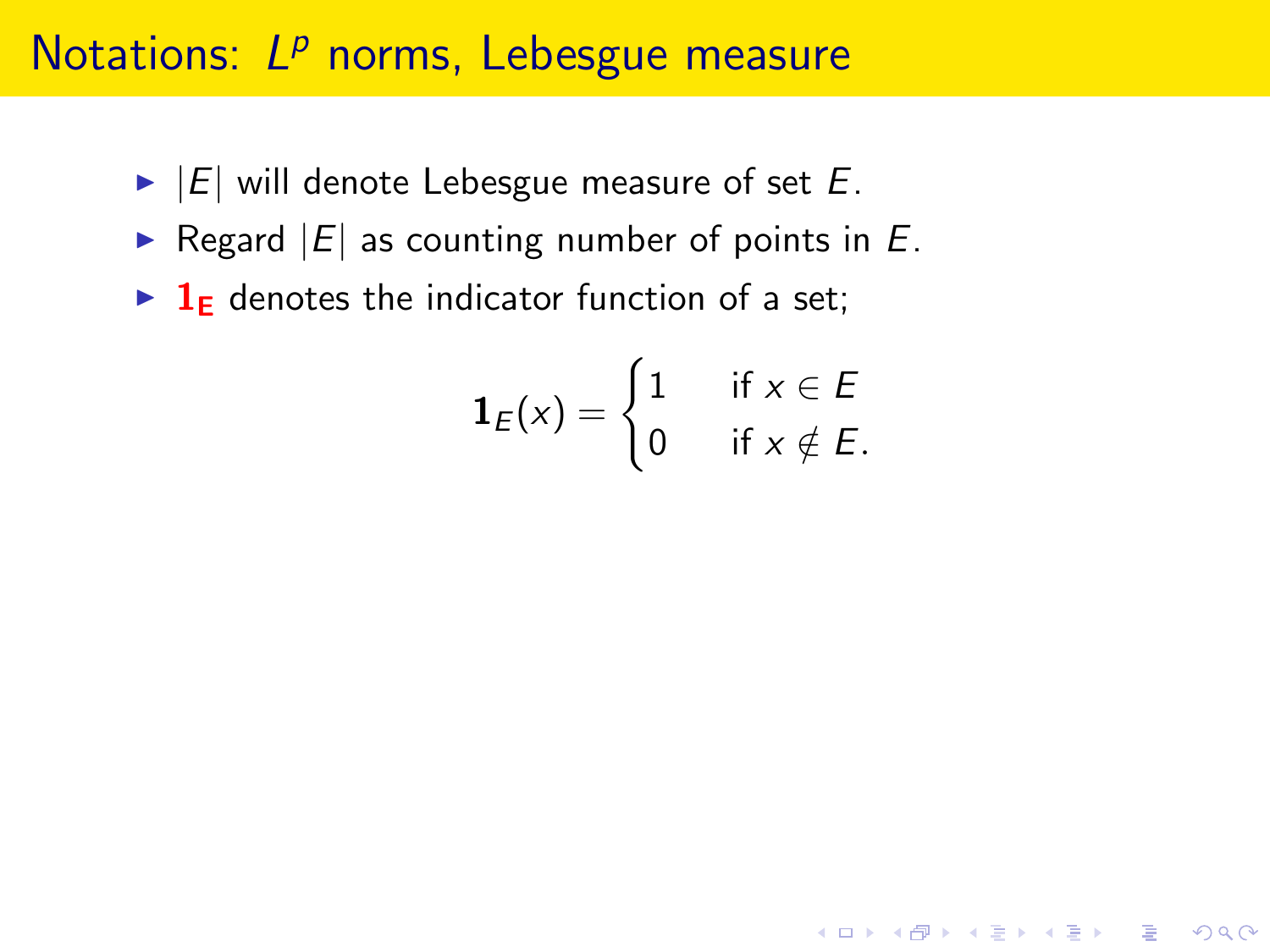# Notations: $L^p$ norms, Lebesgue measure

- $|E|$ will denote Lebesgue measure of set $E$.
- Regard $|E|$ as counting number of points in $E$.
- $\mathbf{1_E}$ denotes the indicator function of a set;

$$\mathbf{1}_E(x) = \begin{cases} 1 & \text{if } x \in E \\ 0 & \text{if } x \notin E. \end{cases}$$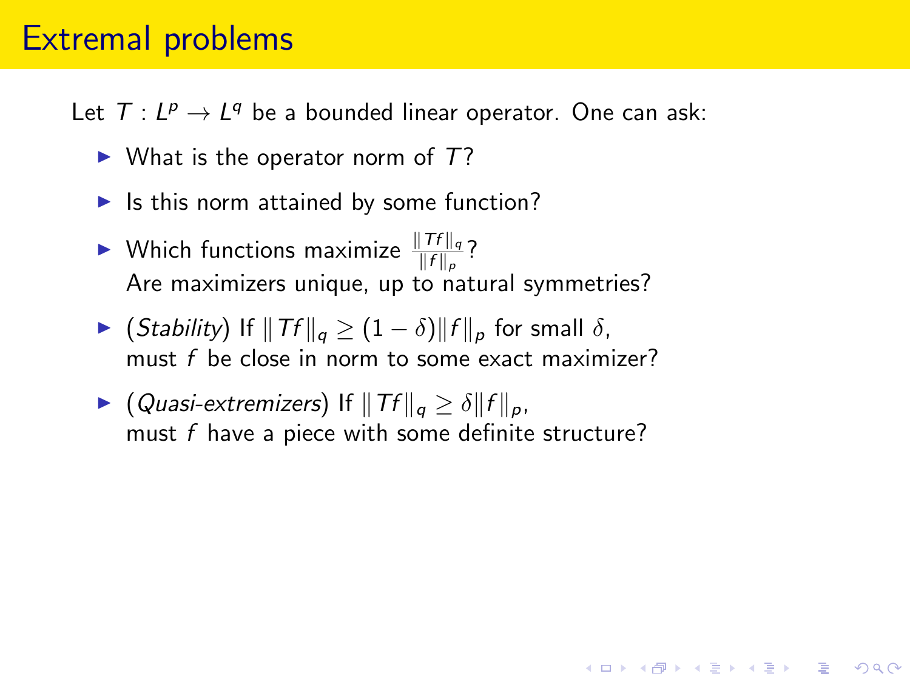# Extremal problems

Let $T : L^p \to L^q$ be a bounded linear operator. One can ask:

- What is the operator norm of $T$?
- Is this norm attained by some function?
- Which functions maximize $\frac{\|Tf\|_q}{\|f\|_p}$?
  Are maximizers unique, up to natural symmetries?
- (*Stability*) If $\|Tf\|_q \geq (1 - \delta)\|f\|_p$ for small $\delta$,
  must $f$ be close in norm to some exact maximizer?
- (*Quasi-extremizers*) If $\|Tf\|_q \geq \delta\|f\|_p$,
  must $f$ have a piece with some definite structure?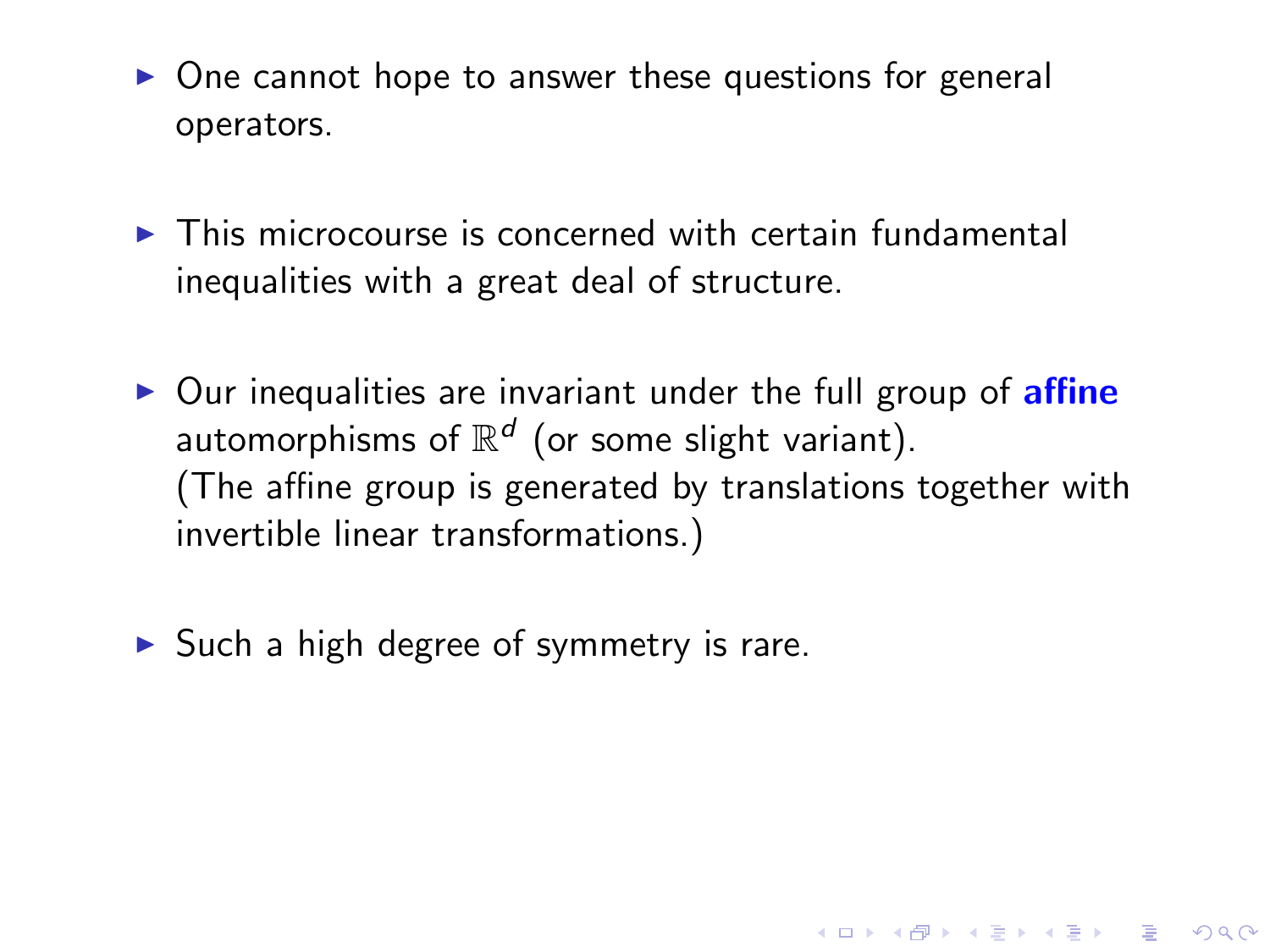- One cannot hope to answer these questions for general operators.

- This microcourse is concerned with certain fundamental inequalities with a great deal of structure.

- Our inequalities are invariant under the full group of **affine** automorphisms of $\mathbb{R}^d$ (or some slight variant).
(The affine group is generated by translations together with invertible linear transformations.)

- Such a high degree of symmetry is rare.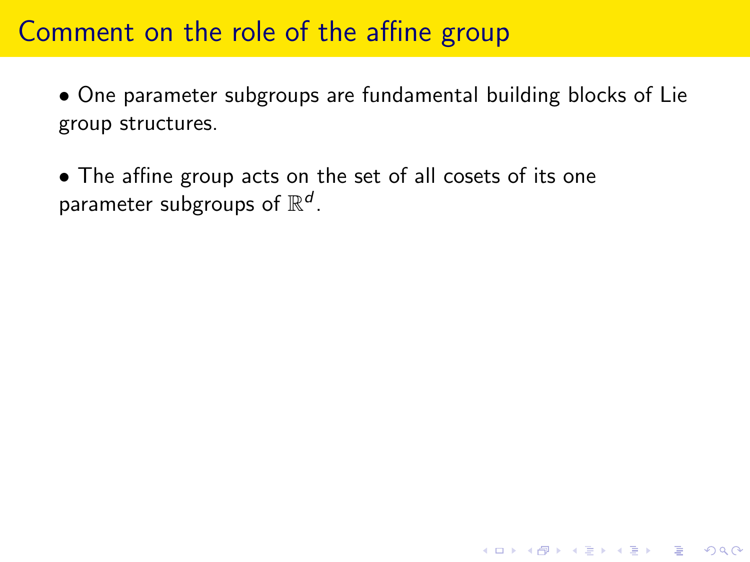# Comment on the role of the affine group

- One parameter subgroups are fundamental building blocks of Lie group structures.

- The affine group acts on the set of all cosets of its one parameter subgroups of $\mathbb{R}^d$.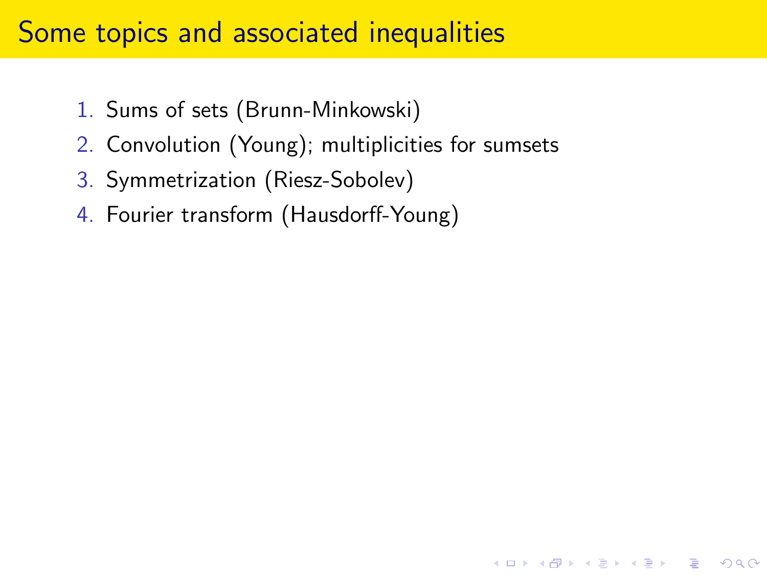# Some topics and associated inequalities

1. Sums of sets (Brunn-Minkowski)
2. Convolution (Young); multiplicities for sumsets
3. Symmetrization (Riesz-Sobolev)
4. Fourier transform (Hausdorff-Young)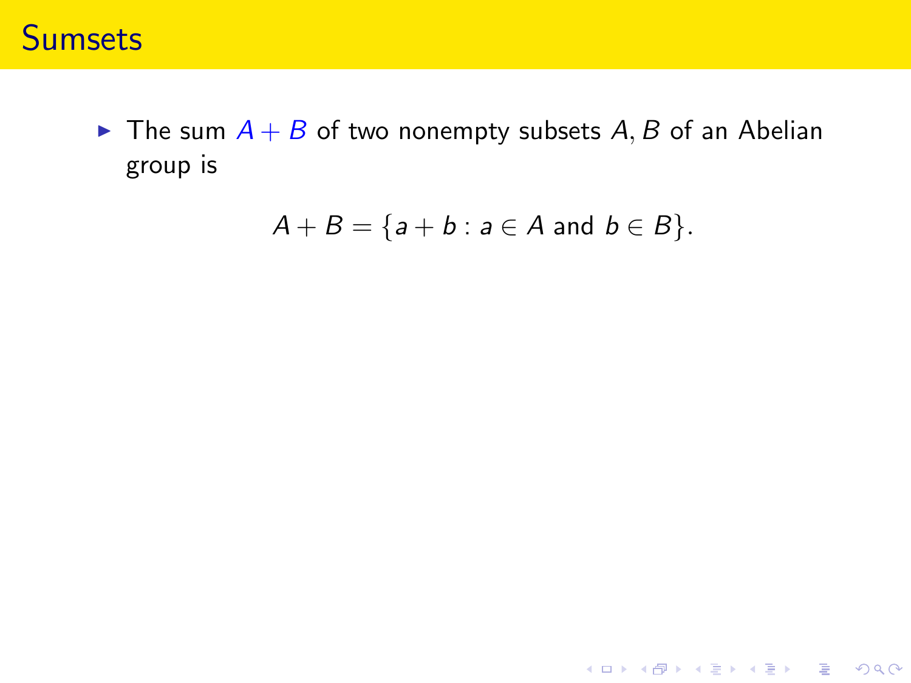# Sumsets

- The sum $A + B$ of two nonempty subsets $A, B$ of an Abelian group is

$$A + B = \{a + b : a \in A \text{ and } b \in B\}.$$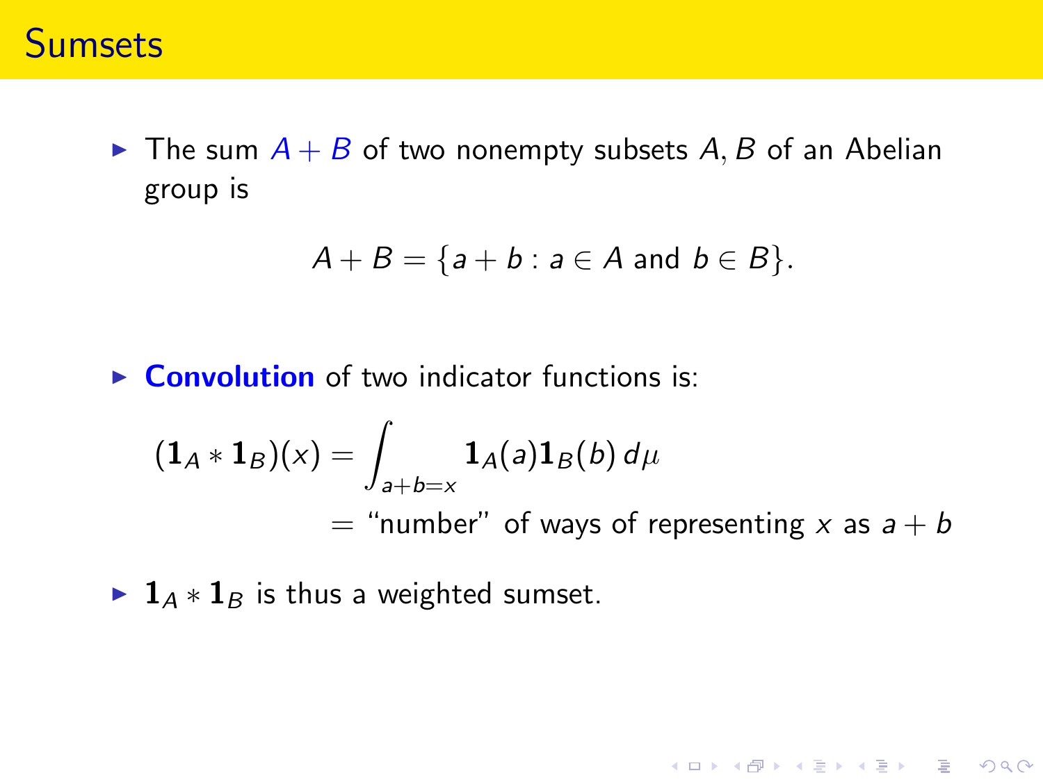# Sumsets

- The sum $A + B$ of two nonempty subsets $A, B$ of an Abelian group is

$$A + B = \{a + b : a \in A \text{ and } b \in B\}.$$

- **Convolution** of two indicator functions is:

$$\begin{aligned}(\mathbf{1}_A * \mathbf{1}_B)(x) &= \int_{a+b=x} \mathbf{1}_A(a)\mathbf{1}_B(b)\, d\mu \\ &= \text{“number” of ways of representing } x \text{ as } a + b\end{aligned}$$

- $\mathbf{1}_A * \mathbf{1}_B$ is thus a weighted sumset.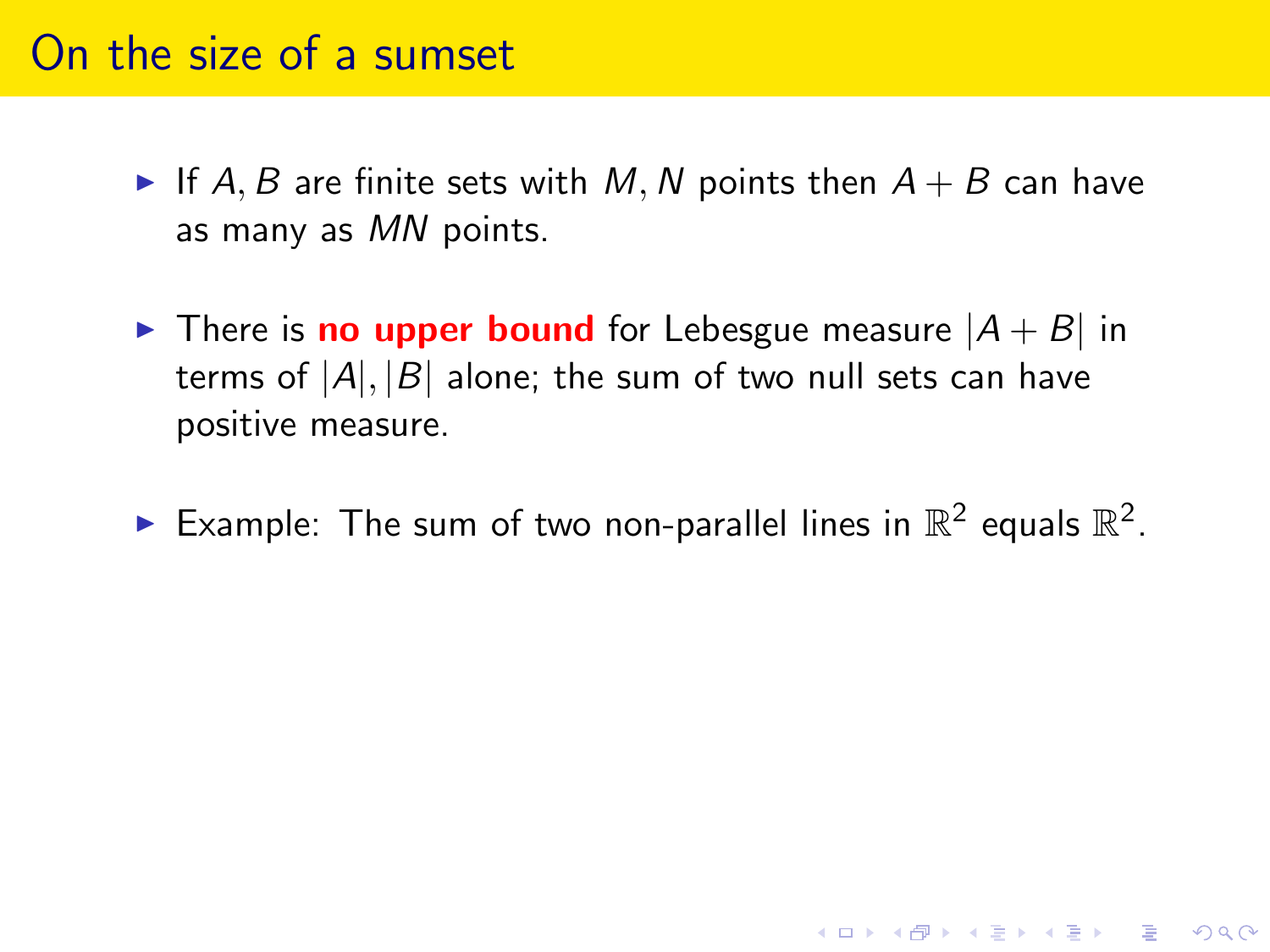# On the size of a sumset

- If $A, B$ are finite sets with $M, N$ points then $A + B$ can have as many as $MN$ points.

- There is **no upper bound** for Lebesgue measure $|A + B|$ in terms of $|A|, |B|$ alone; the sum of two null sets can have positive measure.

- Example: The sum of two non-parallel lines in $\mathbb{R}^2$ equals $\mathbb{R}^2$.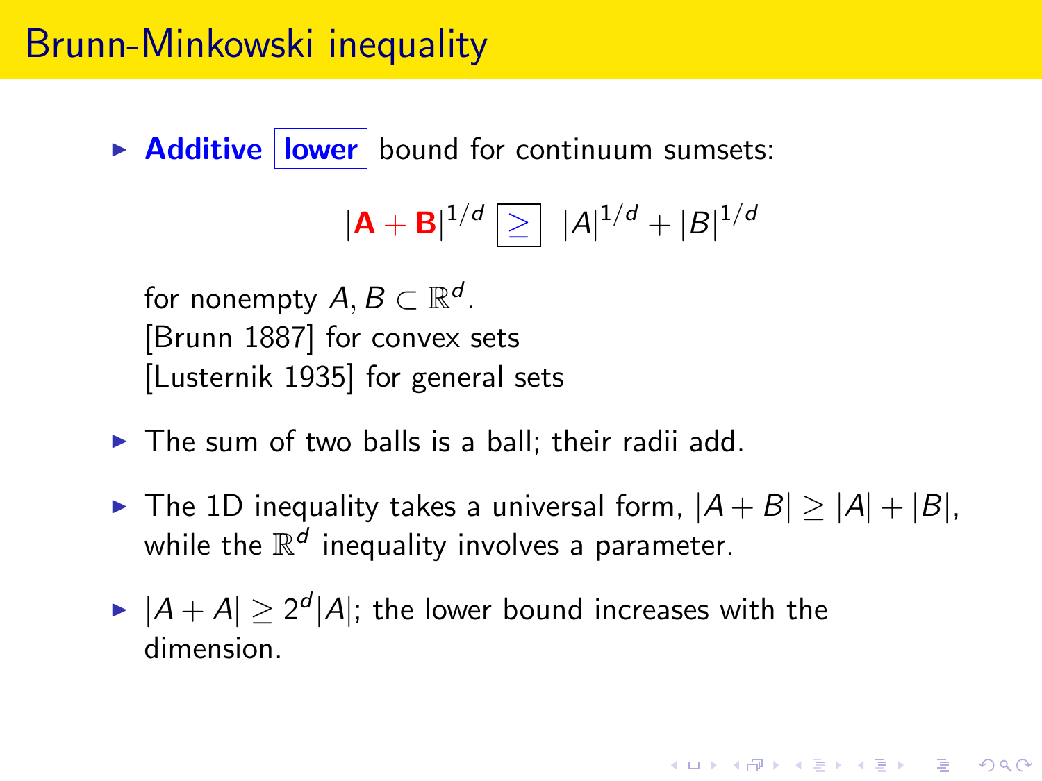# Brunn-Minkowski inequality

- **Additive** **lower** bound for continuum sumsets:

$$|\mathbf{A}+\mathbf{B}|^{1/d} \boxed{\geq} \; |A|^{1/d} + |B|^{1/d}$$

  for nonempty $A, B \subset \mathbb{R}^d$.
  [Brunn 1887] for convex sets
  [Lusternik 1935] for general sets

- The sum of two balls is a ball; their radii add.

- The 1D inequality takes a universal form, $|A+B| \geq |A| + |B|$, while the $\mathbb{R}^d$ inequality involves a parameter.

- $|A+A| \geq 2^d |A|$; the lower bound increases with the dimension.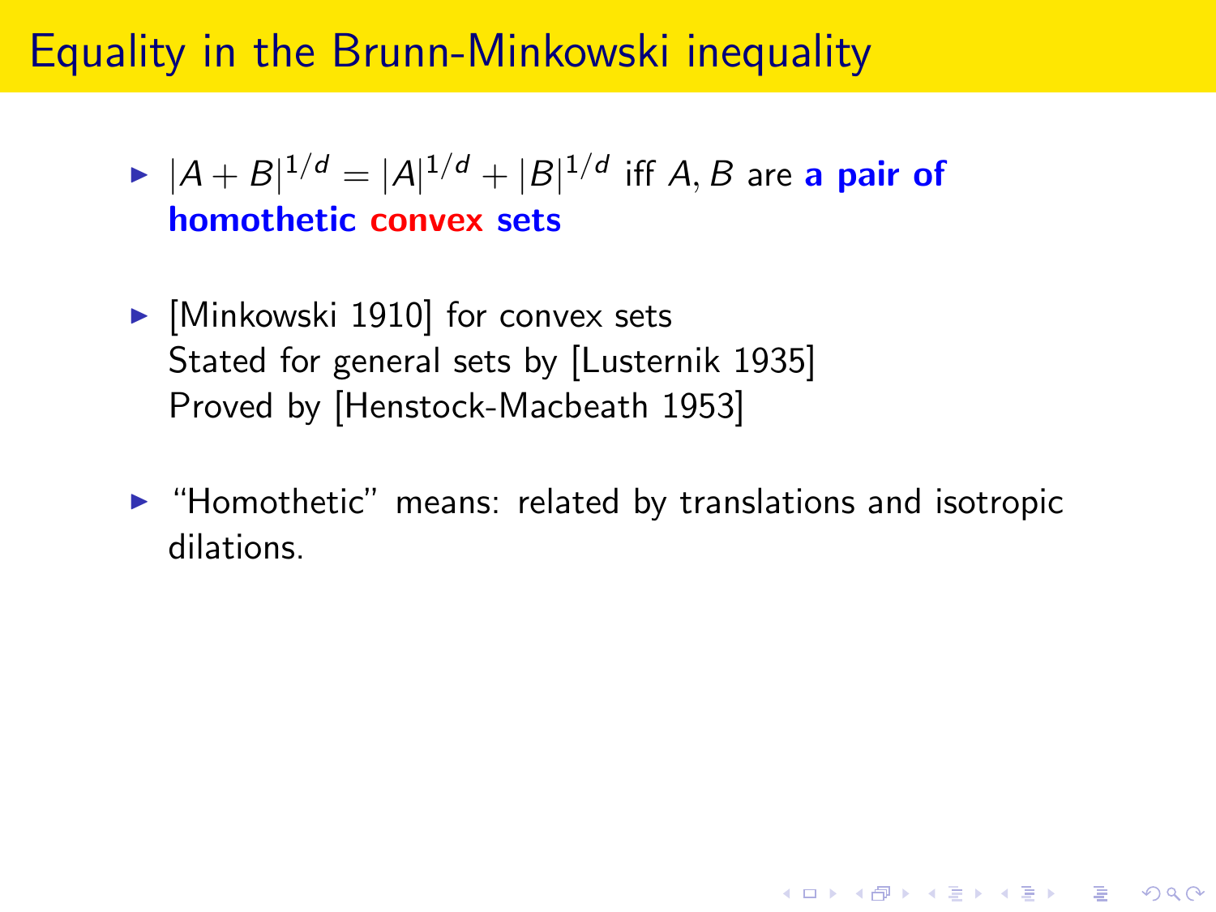# Equality in the Brunn-Minkowski inequality

- $|A+B|^{1/d} = |A|^{1/d} + |B|^{1/d}$ iff $A, B$ are **a pair of homothetic convex sets**

- [Minkowski 1910] for convex sets
  Stated for general sets by [Lusternik 1935]
  Proved by [Henstock-Macbeath 1953]

- "Homothetic" means: related by translations and isotropic dilations.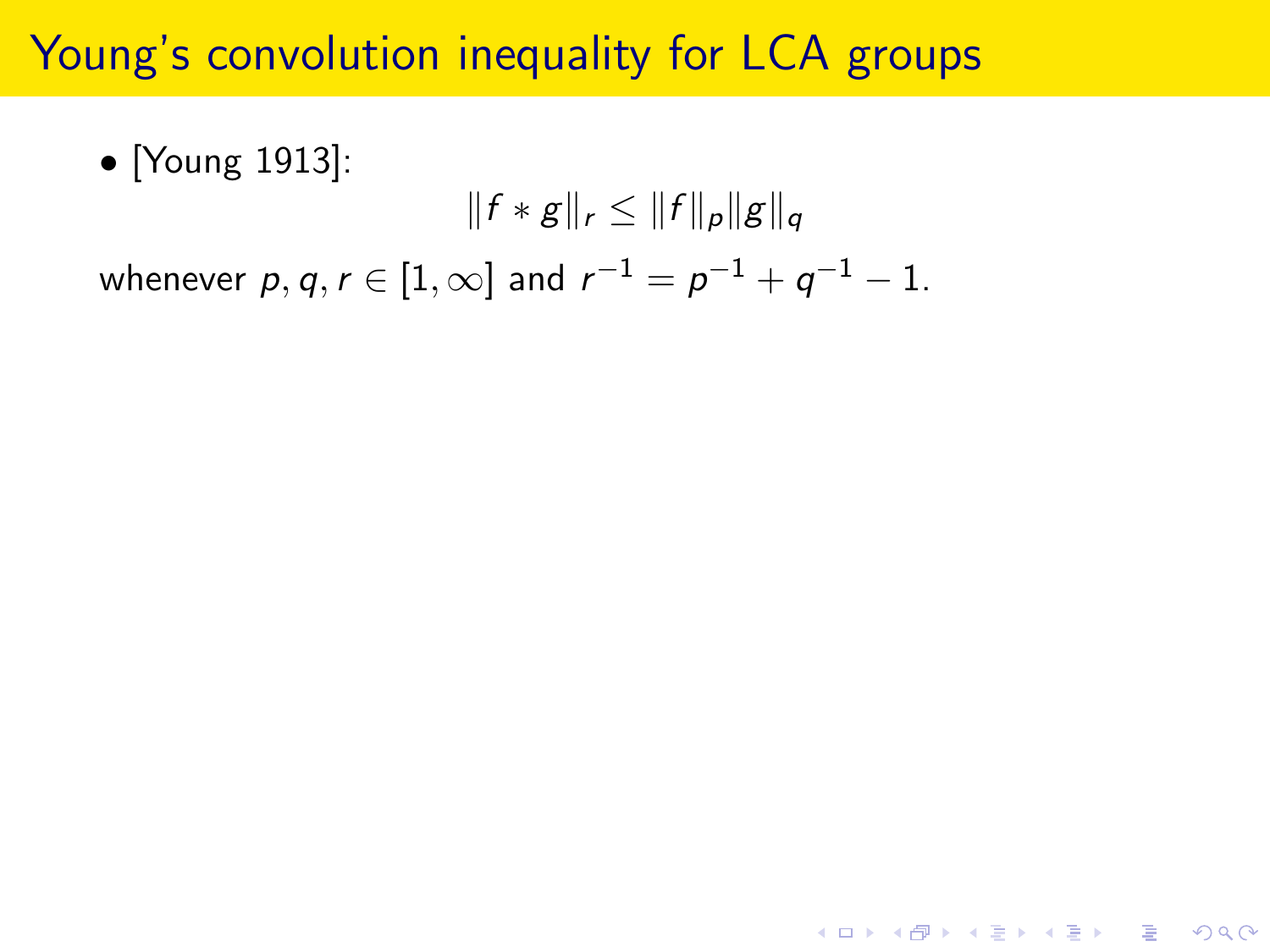# Young's convolution inequality for LCA groups

- [Young 1913]:

$$\|f * g\|_r \leq \|f\|_p \|g\|_q$$

whenever $p, q, r \in [1, \infty]$ and $r^{-1} = p^{-1} + q^{-1} - 1$.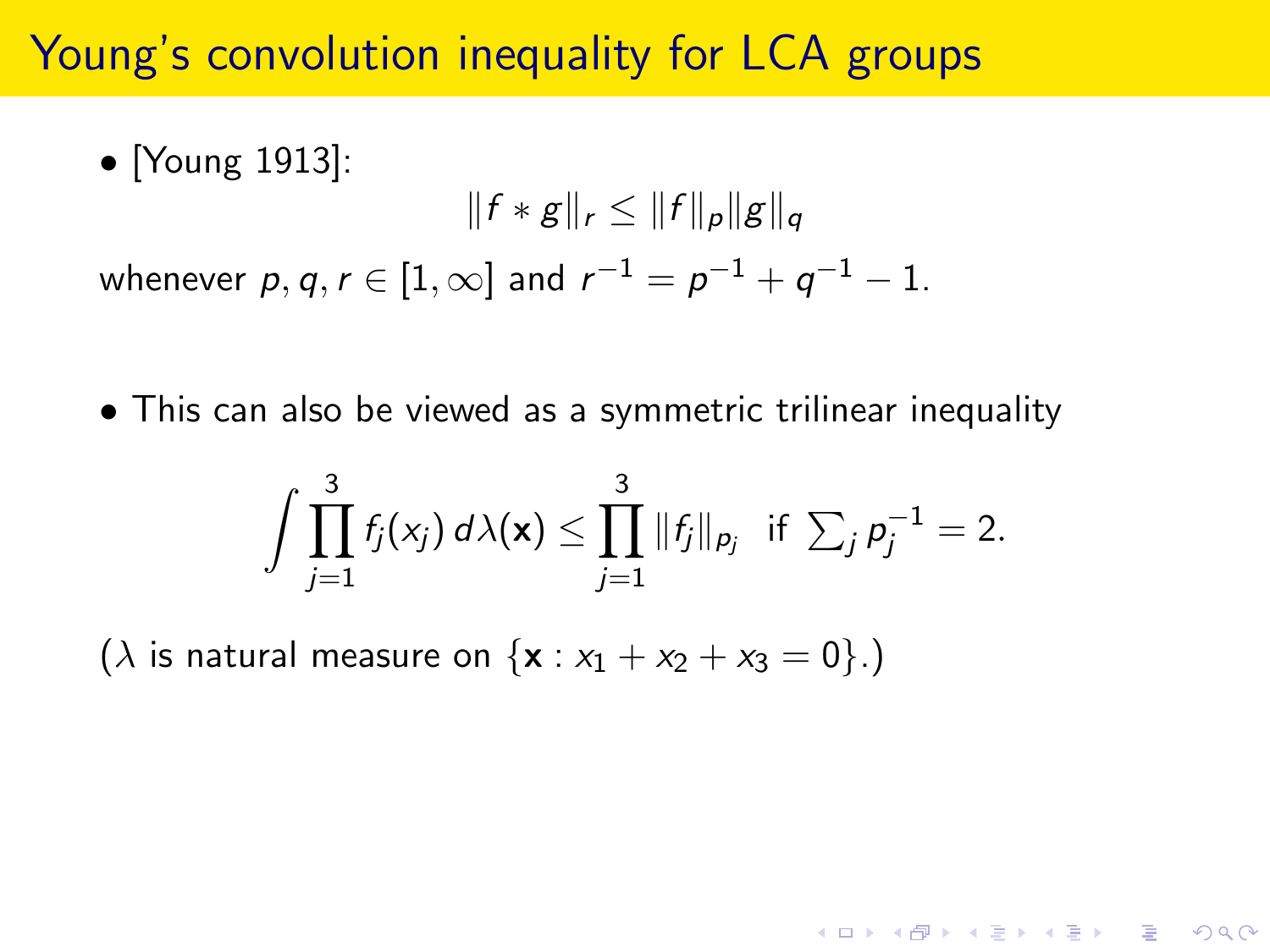# Young's convolution inequality for LCA groups

- [Young 1913]:

$$\|f * g\|_r \leq \|f\|_p \|g\|_q$$

whenever $p, q, r \in [1, \infty]$ and $r^{-1} = p^{-1} + q^{-1} - 1$.

- This can also be viewed as a symmetric trilinear inequality

$$\int \prod_{j=1}^{3} f_j(x_j)\, d\lambda(\mathbf{x}) \leq \prod_{j=1}^{3} \|f_j\|_{p_j} \text{ if } \sum_j p_j^{-1} = 2.$$

($\lambda$ is natural measure on $\{\mathbf{x} : x_1 + x_2 + x_3 = 0\}$.)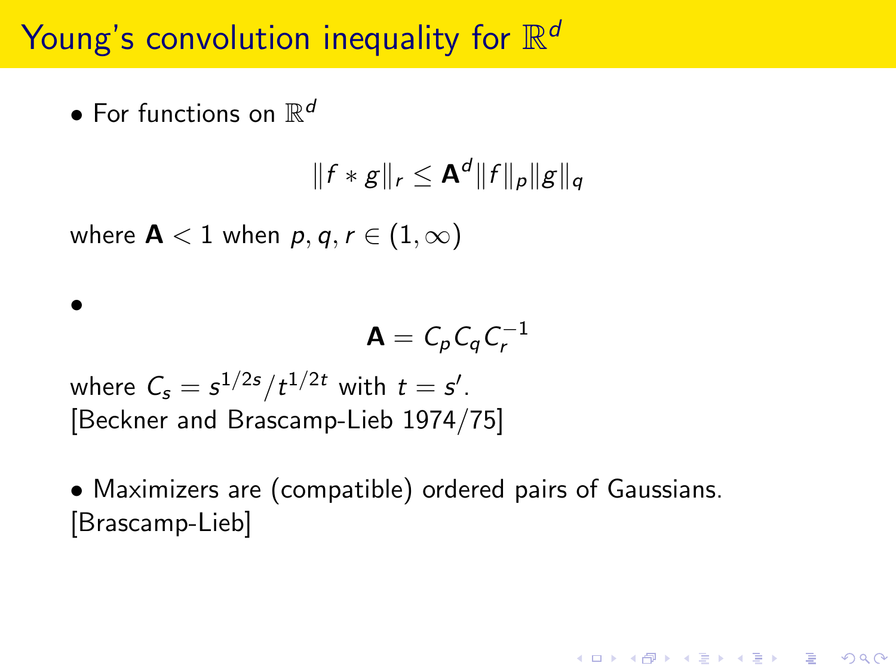# Young's convolution inequality for $\mathbb{R}^d$

- For functions on $\mathbb{R}^d$

$$\|f * g\|_r \leq \mathbf{A}^d \|f\|_p \|g\|_q$$

where $\mathbf{A} < 1$ when $p, q, r \in (1, \infty)$

- $$\mathbf{A} = C_p C_q C_r^{-1}$$

where $C_s = s^{1/2s} / t^{1/2t}$ with $t = s'$.
[Beckner and Brascamp-Lieb 1974/75]

- Maximizers are (compatible) ordered pairs of Gaussians.
[Brascamp-Lieb]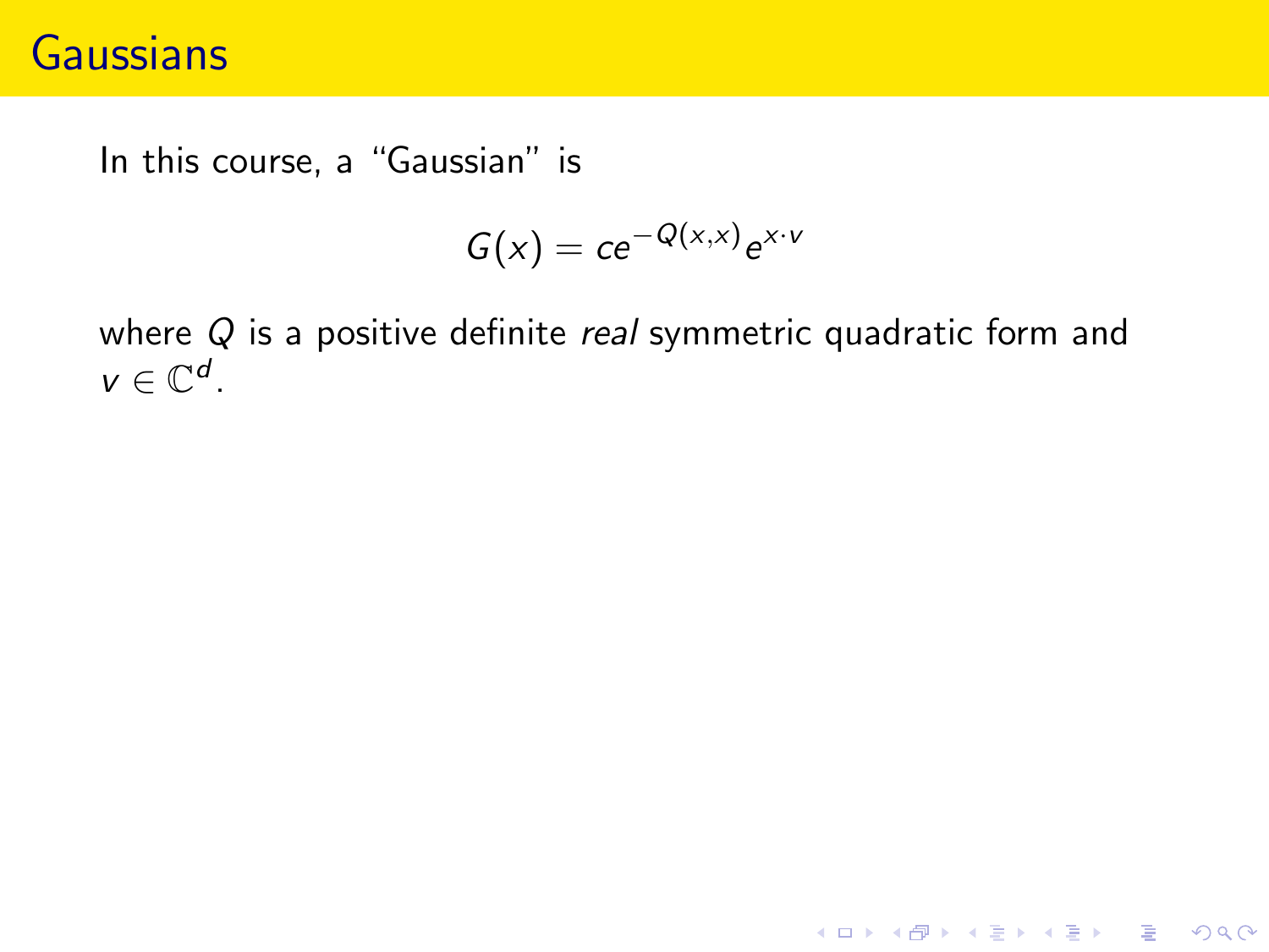# Gaussians

In this course, a "Gaussian" is

$$G(x) = ce^{-Q(x,x)}e^{x\cdot v}$$

where $Q$ is a positive definite *real* symmetric quadratic form and $v \in \mathbb{C}^d$.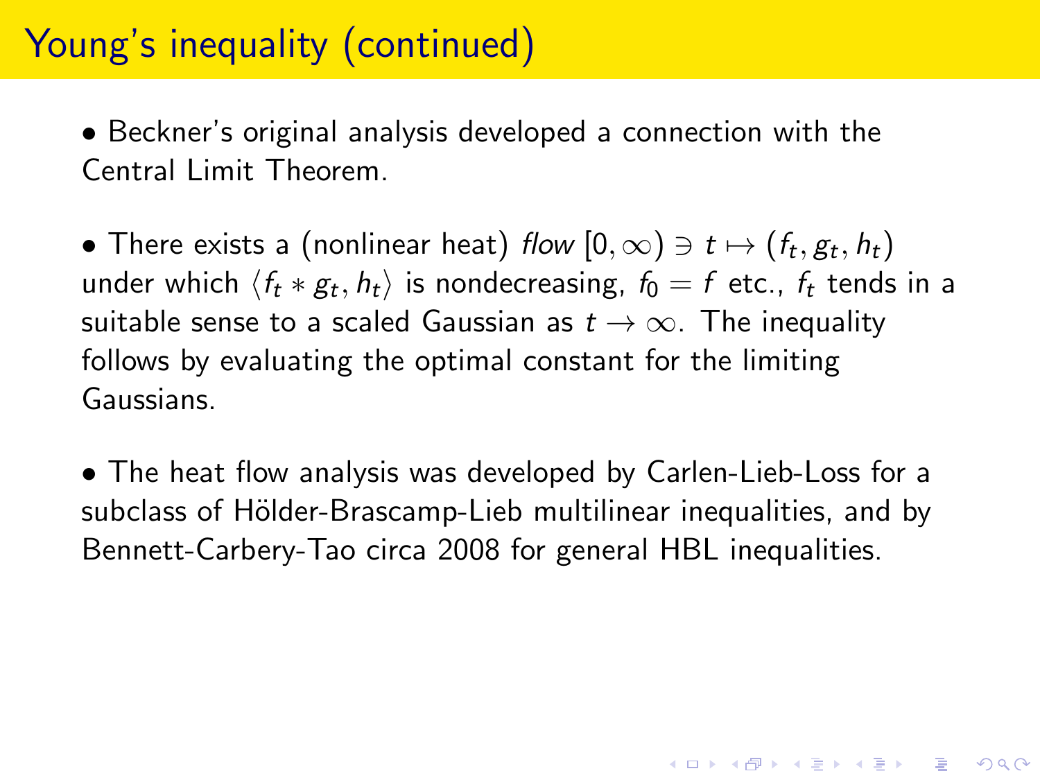# Young's inequality (continued)

- Beckner's original analysis developed a connection with the Central Limit Theorem.

- There exists a (nonlinear heat) *flow* $[0, \infty) \ni t \mapsto (f_t, g_t, h_t)$ under which $\langle f_t * g_t, h_t \rangle$ is nondecreasing, $f_0 = f$ etc., $f_t$ tends in a suitable sense to a scaled Gaussian as $t \to \infty$. The inequality follows by evaluating the optimal constant for the limiting Gaussians.

- The heat flow analysis was developed by Carlen-Lieb-Loss for a subclass of Hölder-Brascamp-Lieb multilinear inequalities, and by Bennett-Carbery-Tao circa 2008 for general HBL inequalities.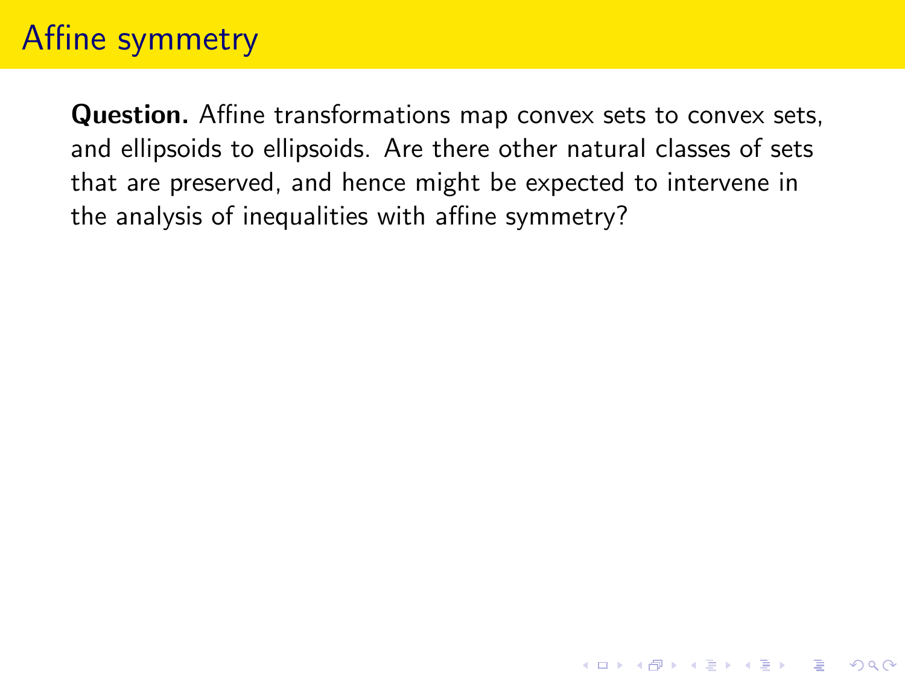# Affine symmetry

**Question.** Affine transformations map convex sets to convex sets, and ellipsoids to ellipsoids. Are there other natural classes of sets that are preserved, and hence might be expected to intervene in the analysis of inequalities with affine symmetry?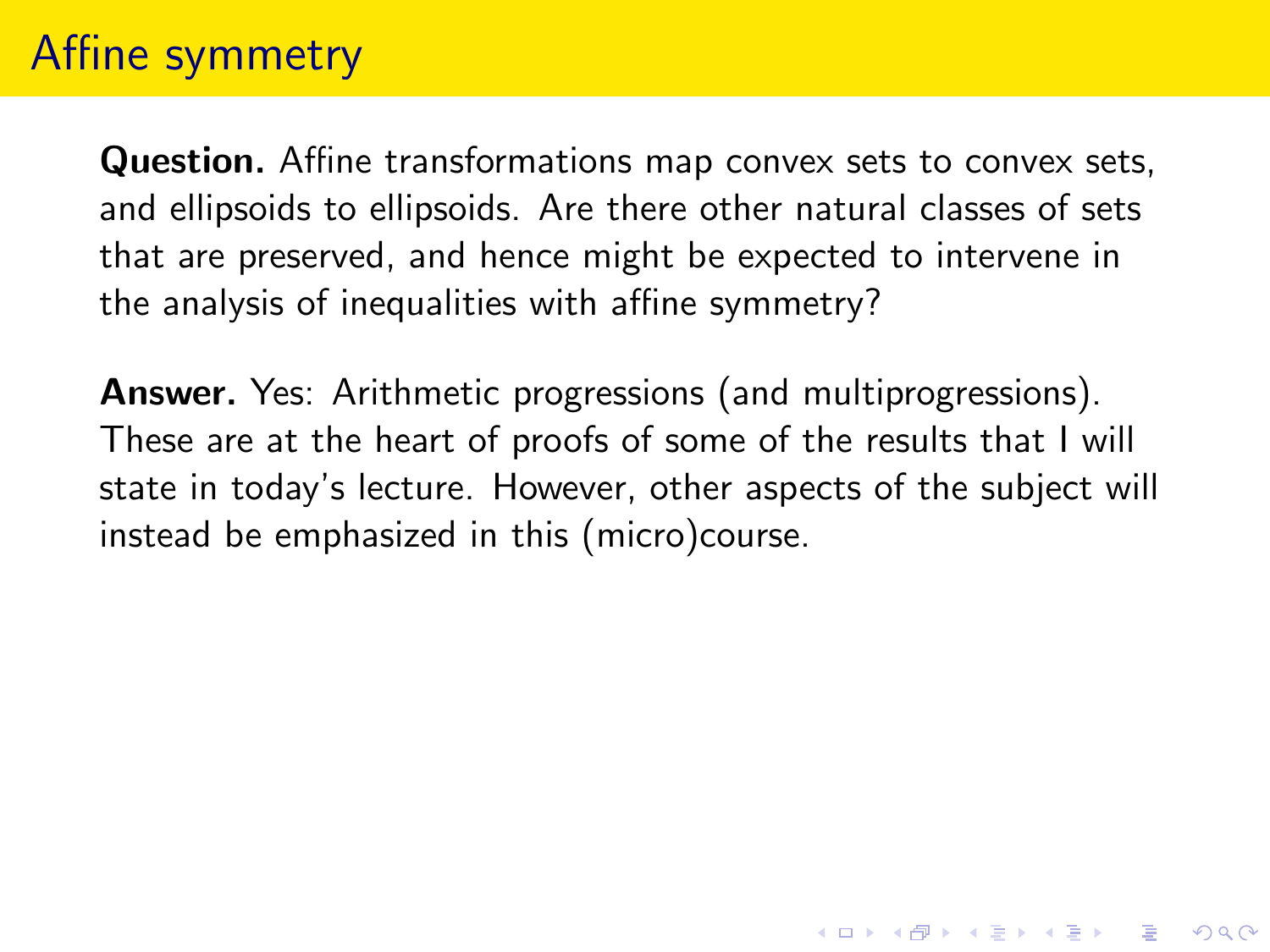# Affine symmetry

**Question.** Affine transformations map convex sets to convex sets, and ellipsoids to ellipsoids. Are there other natural classes of sets that are preserved, and hence might be expected to intervene in the analysis of inequalities with affine symmetry?

**Answer.** Yes: Arithmetic progressions (and multiprogressions). These are at the heart of proofs of some of the results that I will state in today's lecture. However, other aspects of the subject will instead be emphasized in this (micro)course.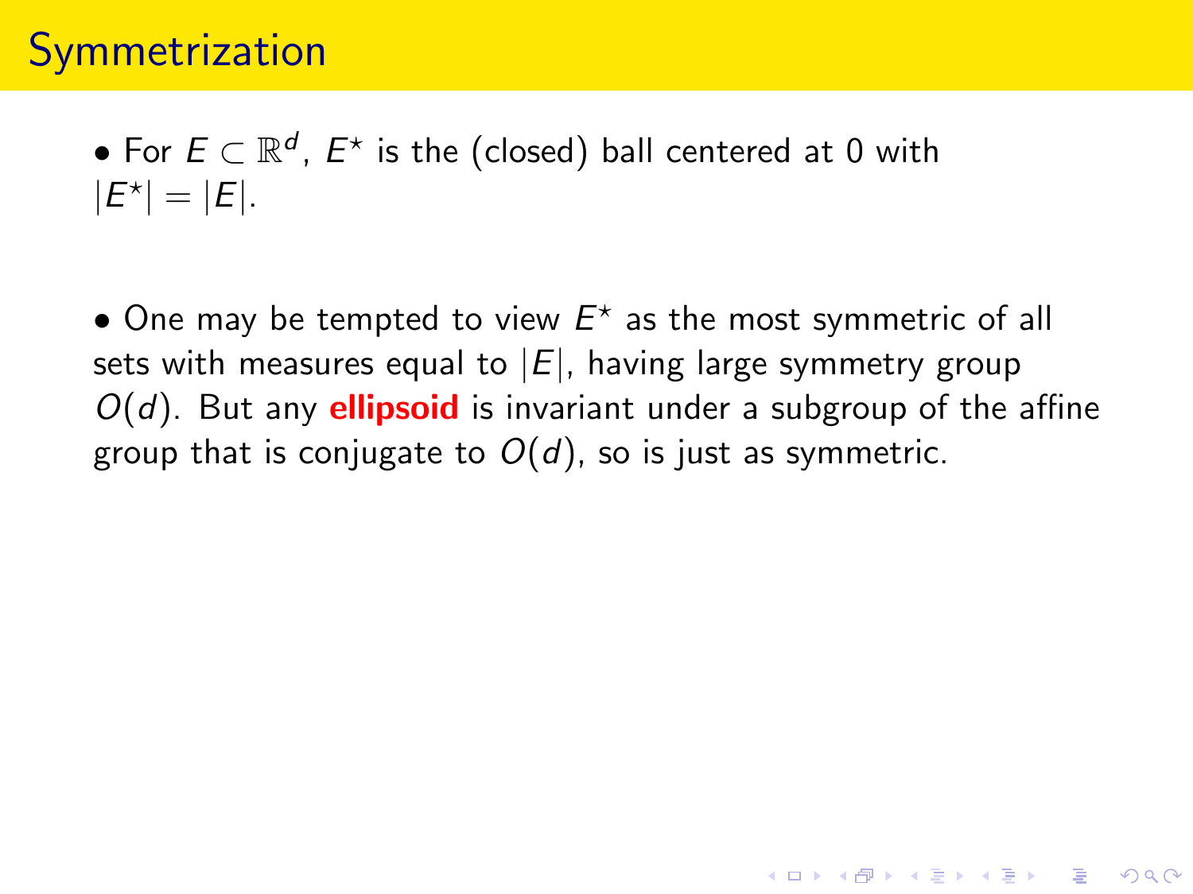# Symmetrization

- For $E \subset \mathbb{R}^d$, $E^\star$ is the (closed) ball centered at 0 with $|E^\star| = |E|$.

- One may be tempted to view $E^\star$ as the most symmetric of all sets with measures equal to $|E|$, having large symmetry group $O(d)$. But any **ellipsoid** is invariant under a subgroup of the affine group that is conjugate to $O(d)$, so is just as symmetric.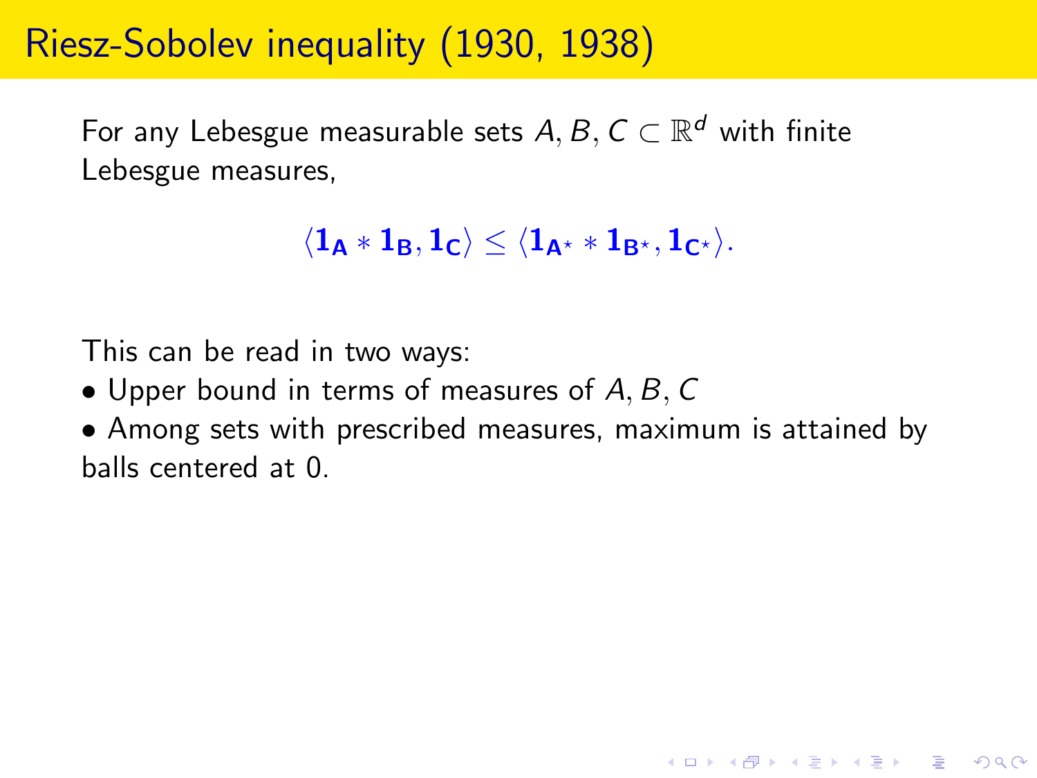# Riesz-Sobolev inequality (1930, 1938)

For any Lebesgue measurable sets $A, B, C \subset \mathbb{R}^d$ with finite Lebesgue measures,

$$\langle \mathbf{1_A} * \mathbf{1_B}, \mathbf{1_C} \rangle \leq \langle \mathbf{1_{A^\star}} * \mathbf{1_{B^\star}}, \mathbf{1_{C^\star}} \rangle.$$

This can be read in two ways:

- Upper bound in terms of measures of $A, B, C$
- Among sets with prescribed measures, maximum is attained by balls centered at 0.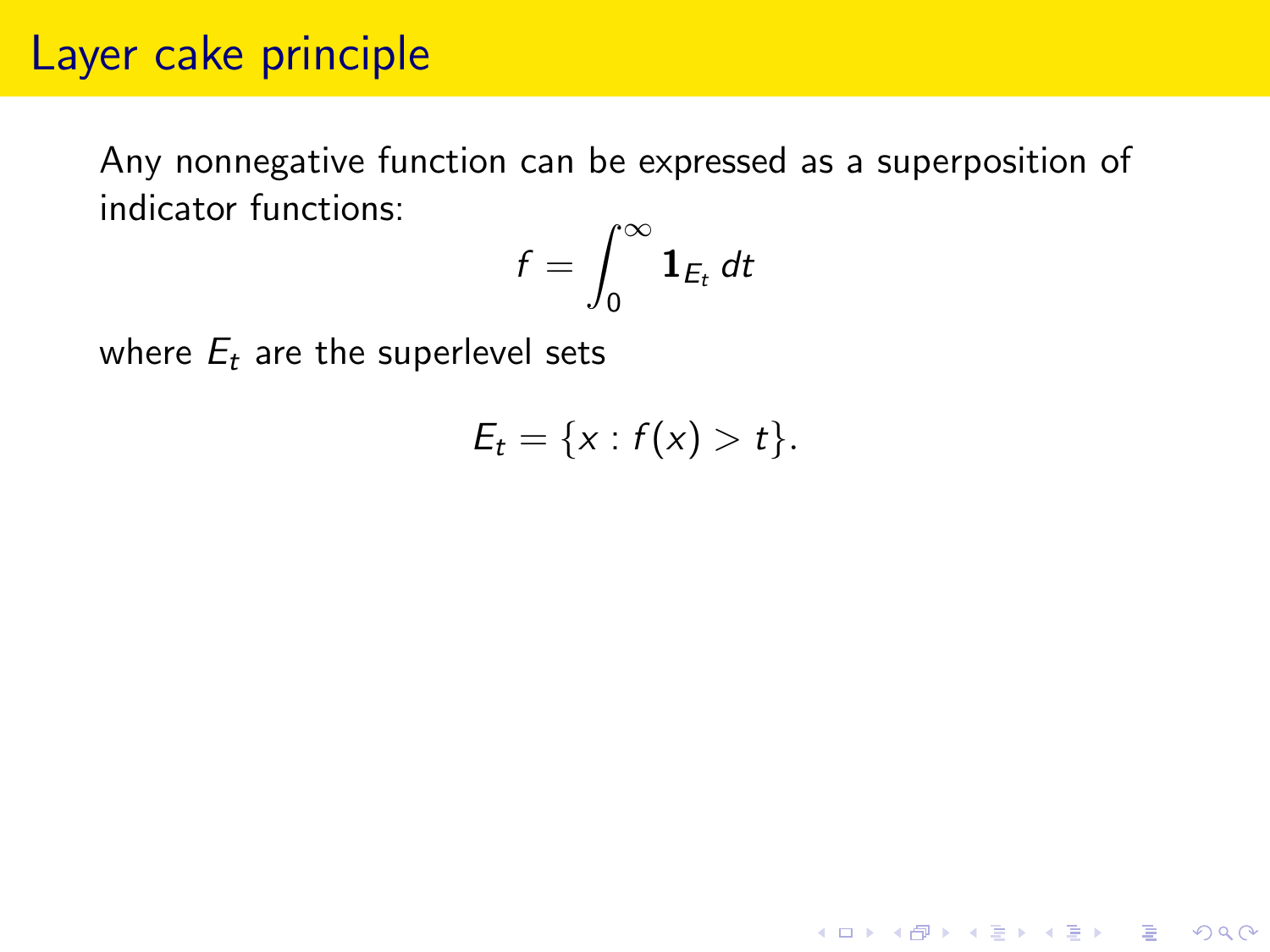# Layer cake principle

Any nonnegative function can be expressed as a superposition of indicator functions:

$$f = \int_0^\infty \mathbf{1}_{E_t} \, dt$$

where $E_t$ are the superlevel sets

$$E_t = \{x : f(x) > t\}.$$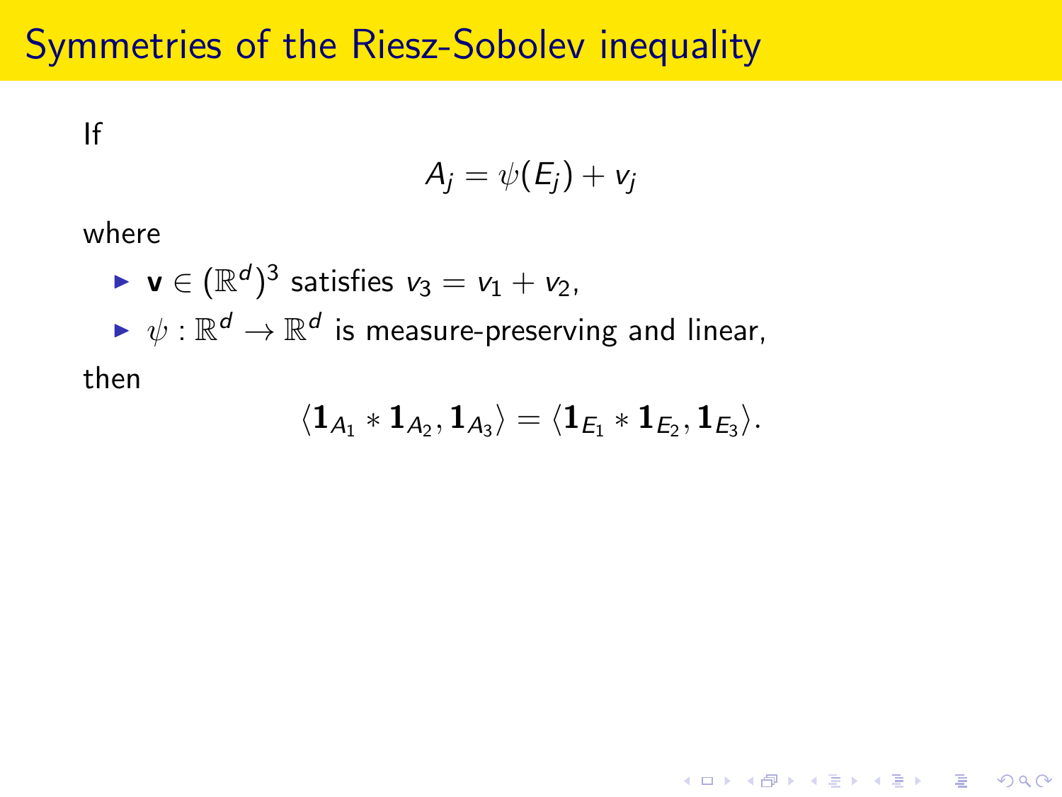# Symmetries of the Riesz-Sobolev inequality

If

$$A_j = \psi(E_j) + v_j$$

where

- $\mathbf{v} \in (\mathbb{R}^d)^3$ satisfies $v_3 = v_1 + v_2$,
- $\psi : \mathbb{R}^d \to \mathbb{R}^d$ is measure-preserving and linear,

then

$$\langle \mathbf{1}_{A_1} * \mathbf{1}_{A_2}, \mathbf{1}_{A_3} \rangle = \langle \mathbf{1}_{E_1} * \mathbf{1}_{E_2}, \mathbf{1}_{E_3} \rangle.$$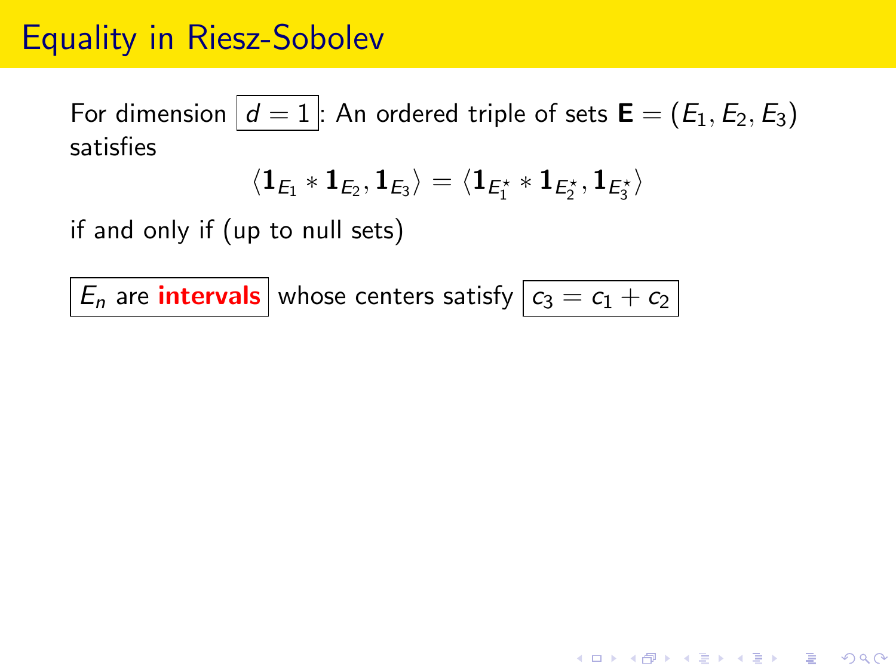# Equality in Riesz-Sobolev

For dimension $d = 1$: An ordered triple of sets $\mathbf{E} = (E_1, E_2, E_3)$ satisfies

$$\langle \mathbf{1}_{E_1} * \mathbf{1}_{E_2}, \mathbf{1}_{E_3} \rangle = \langle \mathbf{1}_{E_1^\star} * \mathbf{1}_{E_2^\star}, \mathbf{1}_{E_3^\star} \rangle$$

if and only if (up to null sets)

$E_n$ are **intervals** whose centers satisfy $c_3 = c_1 + c_2$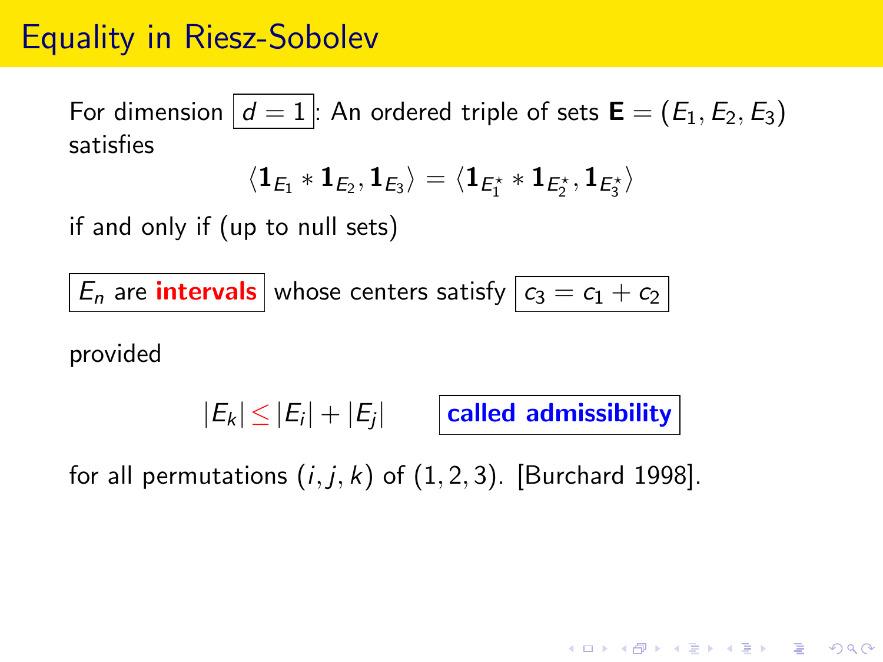# Equality in Riesz-Sobolev

For dimension $d = 1$: An ordered triple of sets $\mathbf{E} = (E_1, E_2, E_3)$ satisfies

$$\langle \mathbf{1}_{E_1} * \mathbf{1}_{E_2}, \mathbf{1}_{E_3} \rangle = \langle \mathbf{1}_{E_1^\star} * \mathbf{1}_{E_2^\star}, \mathbf{1}_{E_3^\star} \rangle$$

if and only if (up to null sets)

$E_n$ are **intervals** whose centers satisfy $c_3 = c_1 + c_2$

provided

$$|E_k| \leq |E_i| + |E_j| \qquad \textbf{called admissibility}$$

for all permutations $(i, j, k)$ of $(1, 2, 3)$. [Burchard 1998].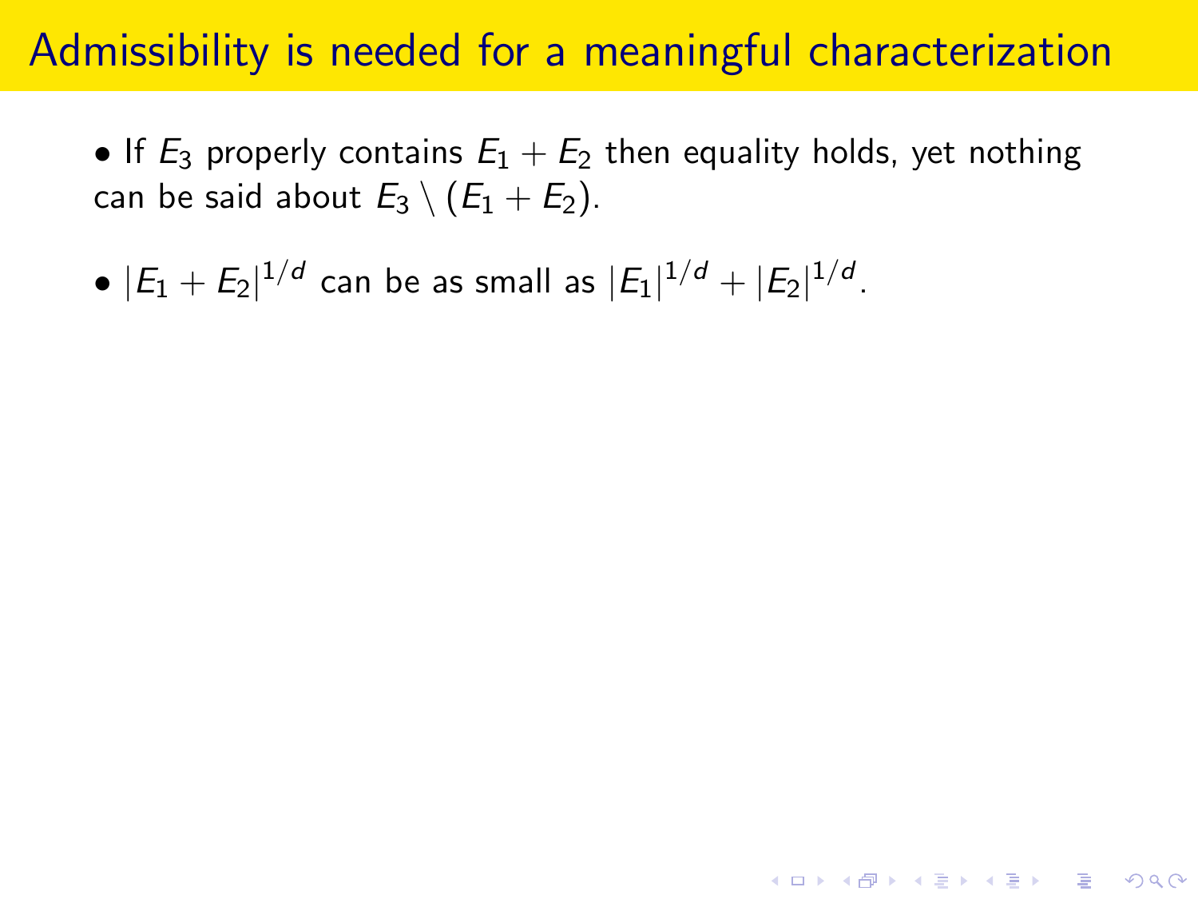# Admissibility is needed for a meaningful characterization

- If $E_3$ properly contains $E_1 + E_2$ then equality holds, yet nothing can be said about $E_3 \setminus (E_1 + E_2)$.

- $|E_1 + E_2|^{1/d}$ can be as small as $|E_1|^{1/d} + |E_2|^{1/d}$.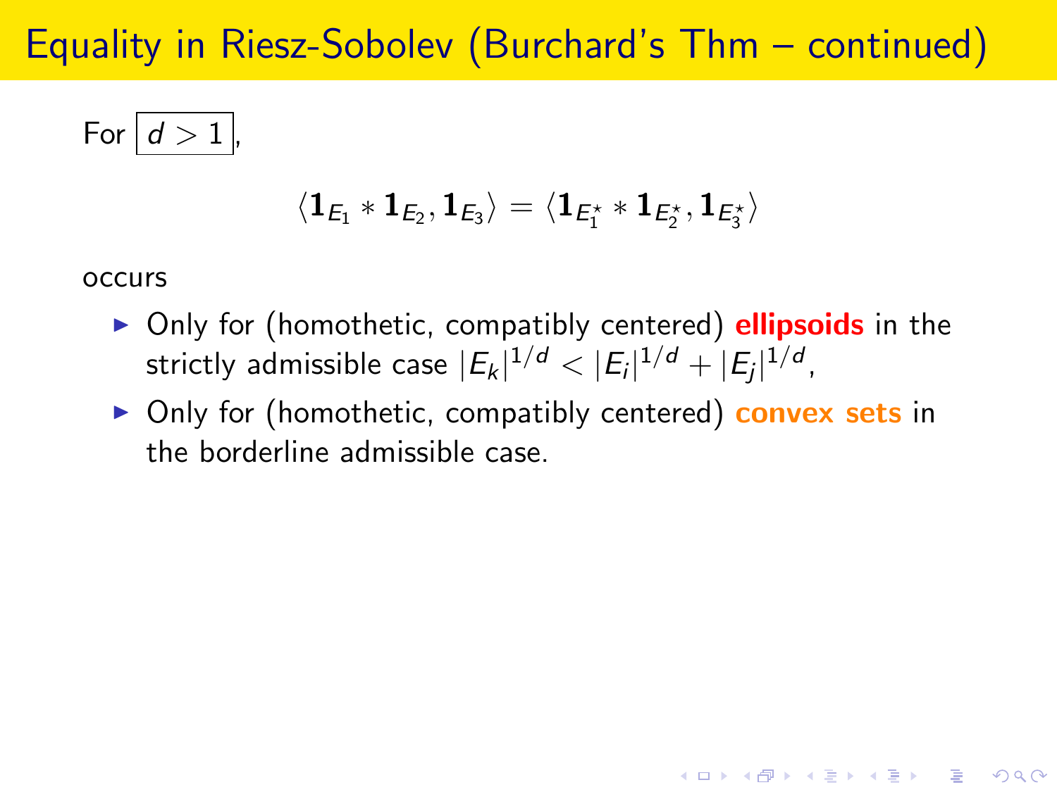# Equality in Riesz-Sobolev (Burchard's Thm – continued)

For $\boxed{d > 1}$,

$$\langle \mathbf{1}_{E_1} * \mathbf{1}_{E_2}, \mathbf{1}_{E_3} \rangle = \langle \mathbf{1}_{E_1^\star} * \mathbf{1}_{E_2^\star}, \mathbf{1}_{E_3^\star} \rangle$$

occurs

- Only for (homothetic, compatibly centered) **ellipsoids** in the strictly admissible case $|E_k|^{1/d} < |E_i|^{1/d} + |E_j|^{1/d}$,
- Only for (homothetic, compatibly centered) **convex sets** in the borderline admissible case.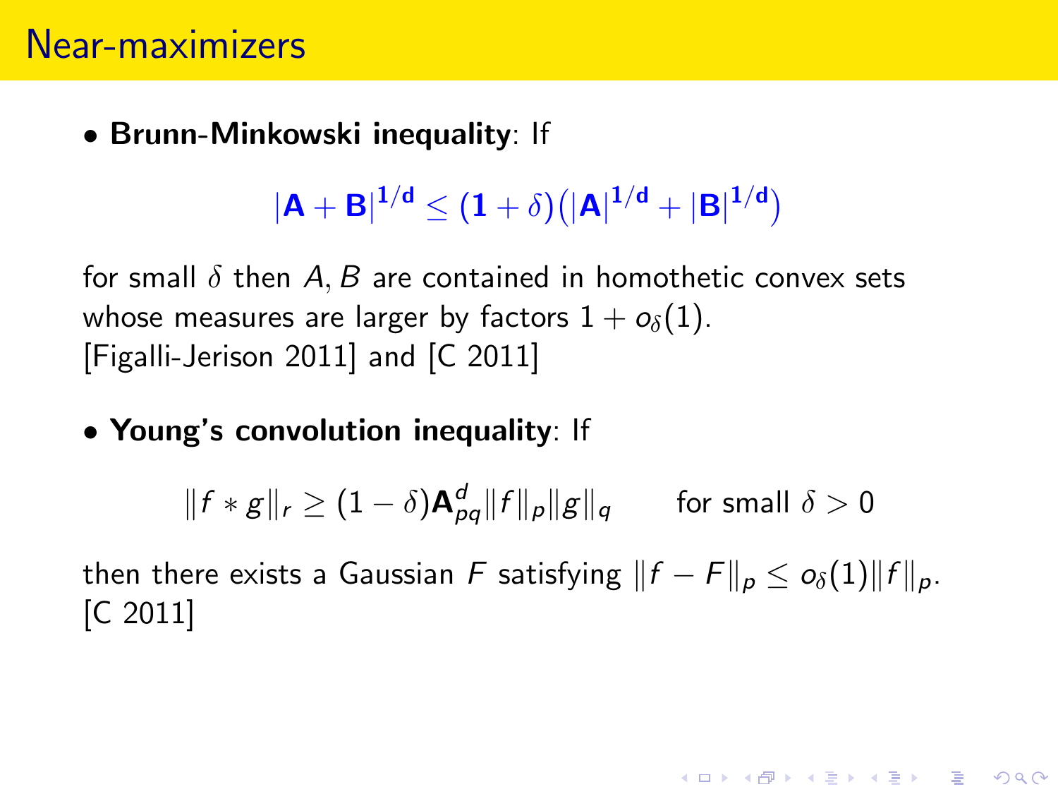# Near-maximizers

- **Brunn-Minkowski inequality**: If

$$\mathbf{|A + B|^{1/d} \leq (1 + \delta)\big(|A|^{1/d} + |B|^{1/d}\big)}$$

for small $\delta$ then $A, B$ are contained in homothetic convex sets whose measures are larger by factors $1 + o_\delta(1)$.
[Figalli-Jerison 2011] and [C 2011]

- **Young's convolution inequality**: If

$$\|f * g\|_r \geq (1 - \delta)\mathbf{A}_{pq}^d \|f\|_p \|g\|_q \qquad \text{for small } \delta > 0$$

then there exists a Gaussian $F$ satisfying $\|f - F\|_p \leq o_\delta(1)\|f\|_p$.
[C 2011]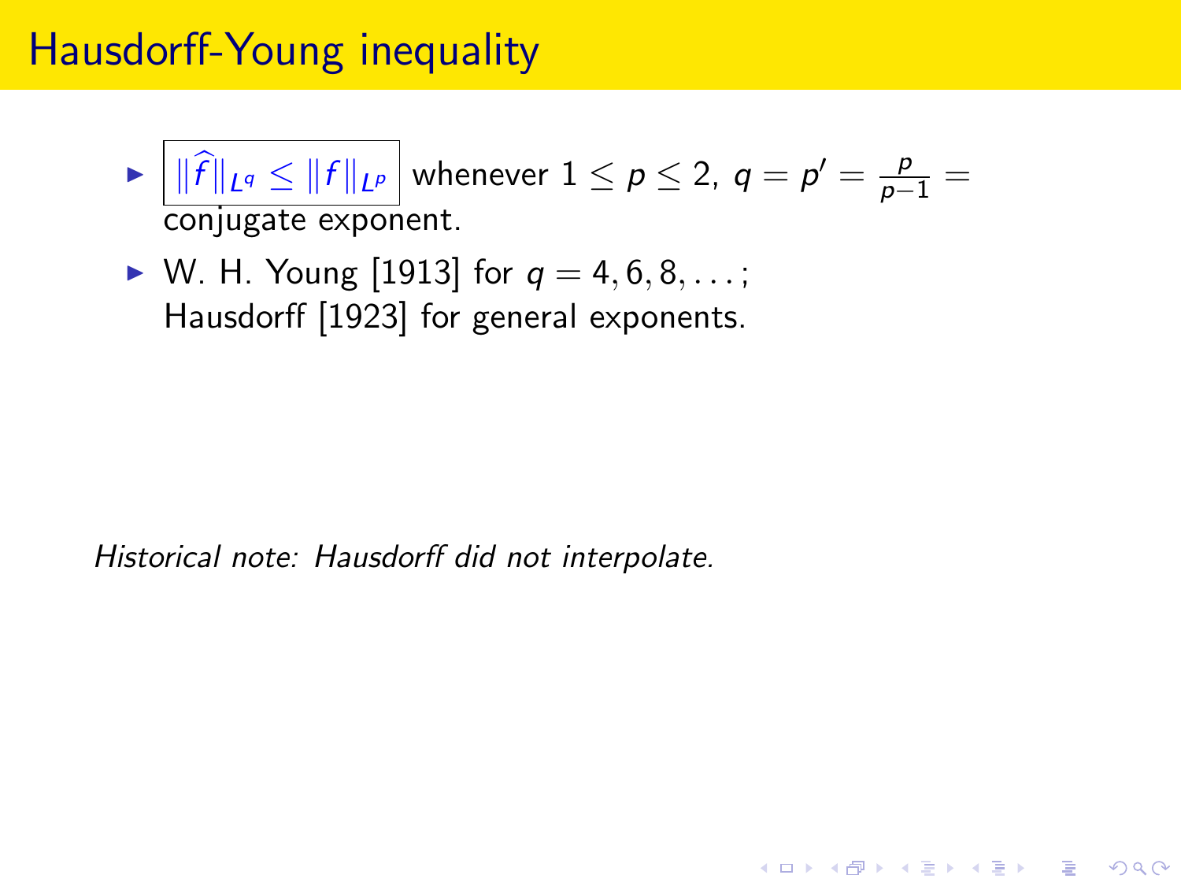# Hausdorff-Young inequality

- $\boxed{\|\widehat{f}\|_{L^q} \leq \|f\|_{L^p}}$ whenever $1 \leq p \leq 2$, $q = p' = \frac{p}{p-1} =$ conjugate exponent.
- W. H. Young [1913] for $q = 4, 6, 8, \ldots$;
  Hausdorff [1923] for general exponents.

*Historical note: Hausdorff did not interpolate.*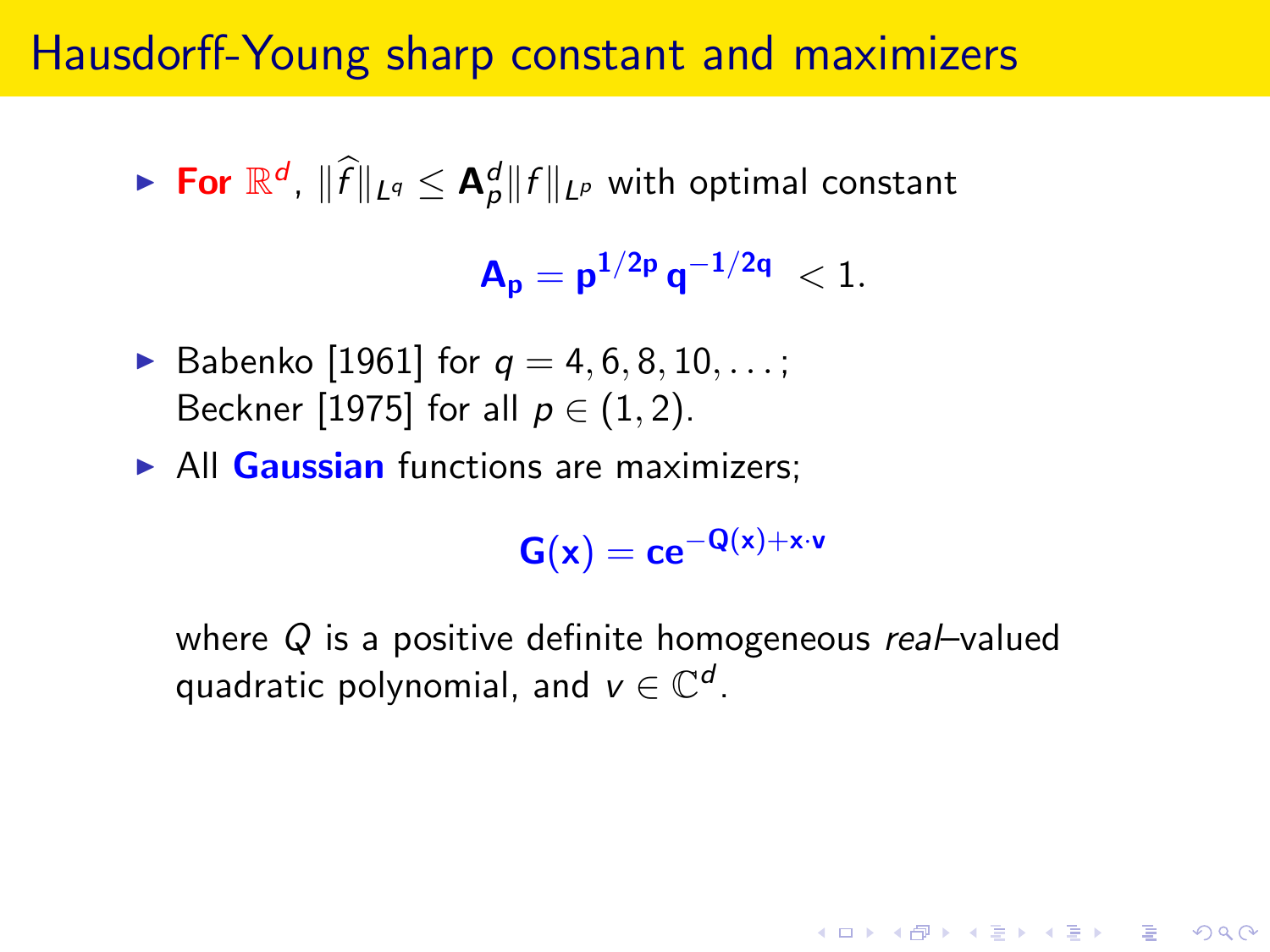# Hausdorff-Young sharp constant and maximizers

- **For** $\mathbb{R}^d$, $\|\widehat{f}\|_{L^q} \leq \mathbf{A}_p^d \|f\|_{L^p}$ with optimal constant

$$\mathbf{A_p} = \mathbf{p}^{1/2\mathbf{p}}\, \mathbf{q}^{-1/2\mathbf{q}} \; < 1.$$

- Babenko [1961] for $q = 4, 6, 8, 10, \ldots$;
  Beckner [1975] for all $p \in (1, 2)$.
- All **Gaussian** functions are maximizers;

$$\mathbf{G(x) = ce^{-Q(x)+x\cdot v}}$$

  where $Q$ is a positive definite homogeneous *real*–valued quadratic polynomial, and $v \in \mathbb{C}^d$.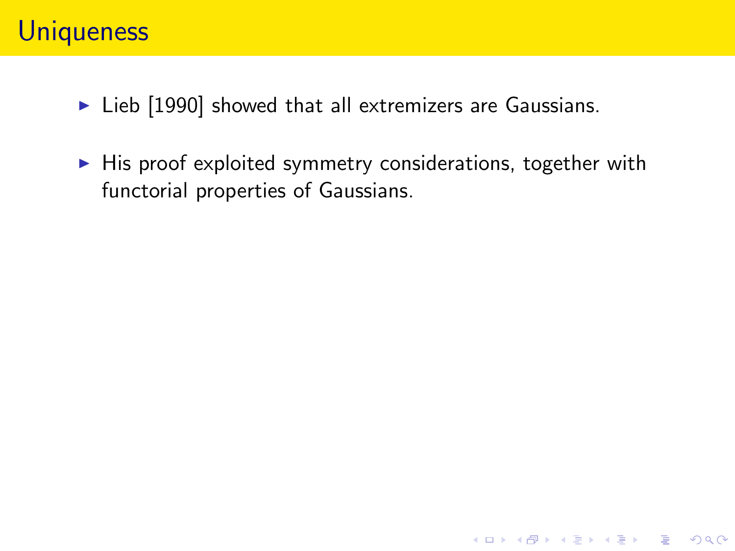# Uniqueness

- Lieb [1990] showed that all extremizers are Gaussians.
- His proof exploited symmetry considerations, together with functorial properties of Gaussians.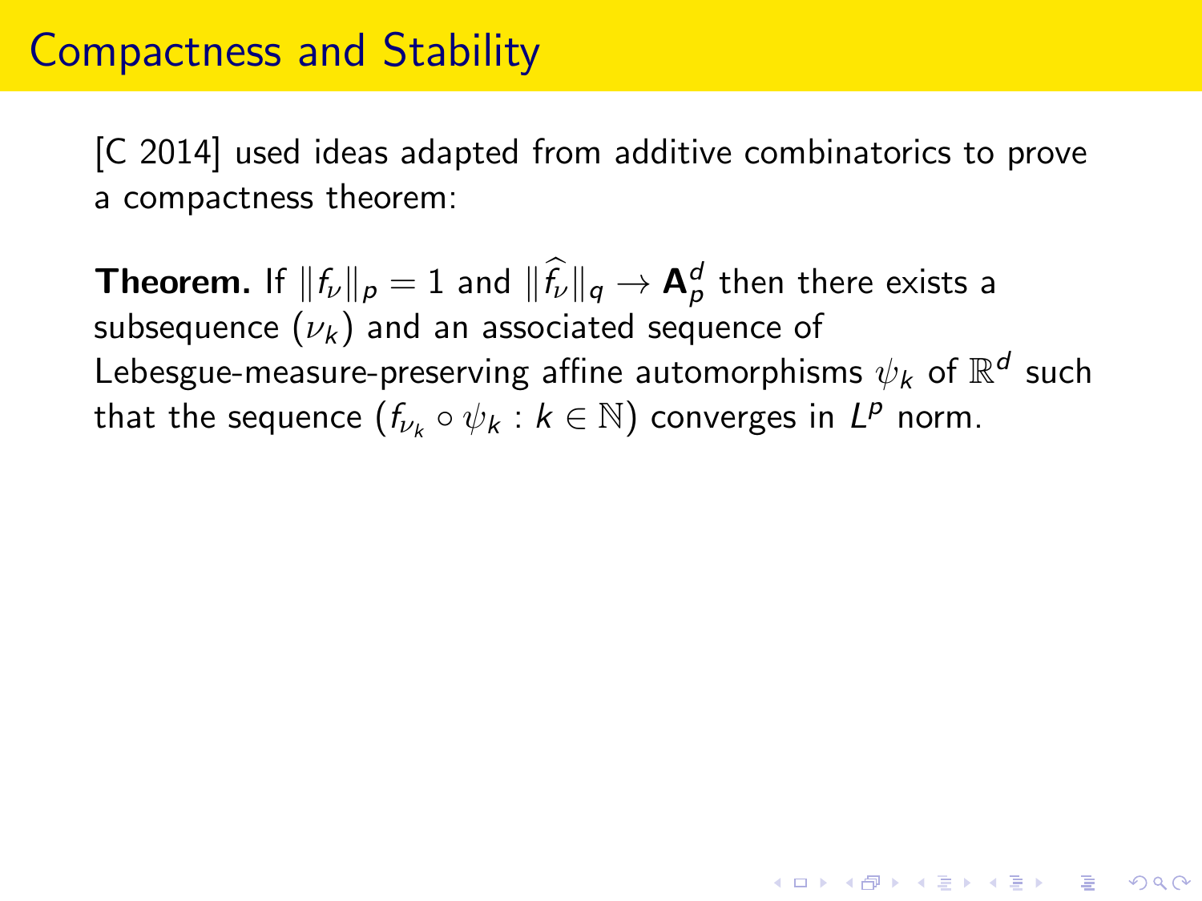# Compactness and Stability

[C 2014] used ideas adapted from additive combinatorics to prove a compactness theorem:

**Theorem.** If $\|f_\nu\|_p = 1$ and $\|\widehat{f_\nu}\|_q \to \mathbf{A}_p^d$ then there exists a subsequence $(\nu_k)$ and an associated sequence of Lebesgue-measure-preserving affine automorphisms $\psi_k$ of $\mathbb{R}^d$ such that the sequence $(f_{\nu_k} \circ \psi_k : k \in \mathbb{N})$ converges in $L^p$ norm.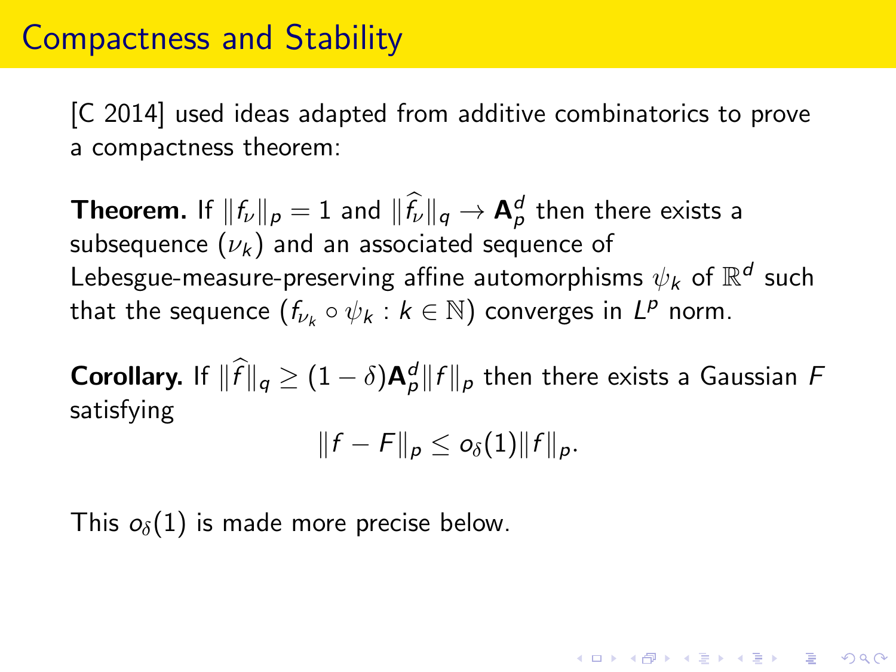# Compactness and Stability

[C 2014] used ideas adapted from additive combinatorics to prove a compactness theorem:

**Theorem.** If $\|f_\nu\|_p = 1$ and $\|\widehat{f_\nu}\|_q \to \mathbf{A}_p^d$ then there exists a subsequence $(\nu_k)$ and an associated sequence of Lebesgue-measure-preserving affine automorphisms $\psi_k$ of $\mathbb{R}^d$ such that the sequence $(f_{\nu_k} \circ \psi_k : k \in \mathbb{N})$ converges in $L^p$ norm.

**Corollary.** If $\|\widehat{f}\|_q \geq (1-\delta)\mathbf{A}_p^d \|f\|_p$ then there exists a Gaussian $F$ satisfying

$$\|f - F\|_p \leq o_\delta(1)\|f\|_p.$$

This $o_\delta(1)$ is made more precise below.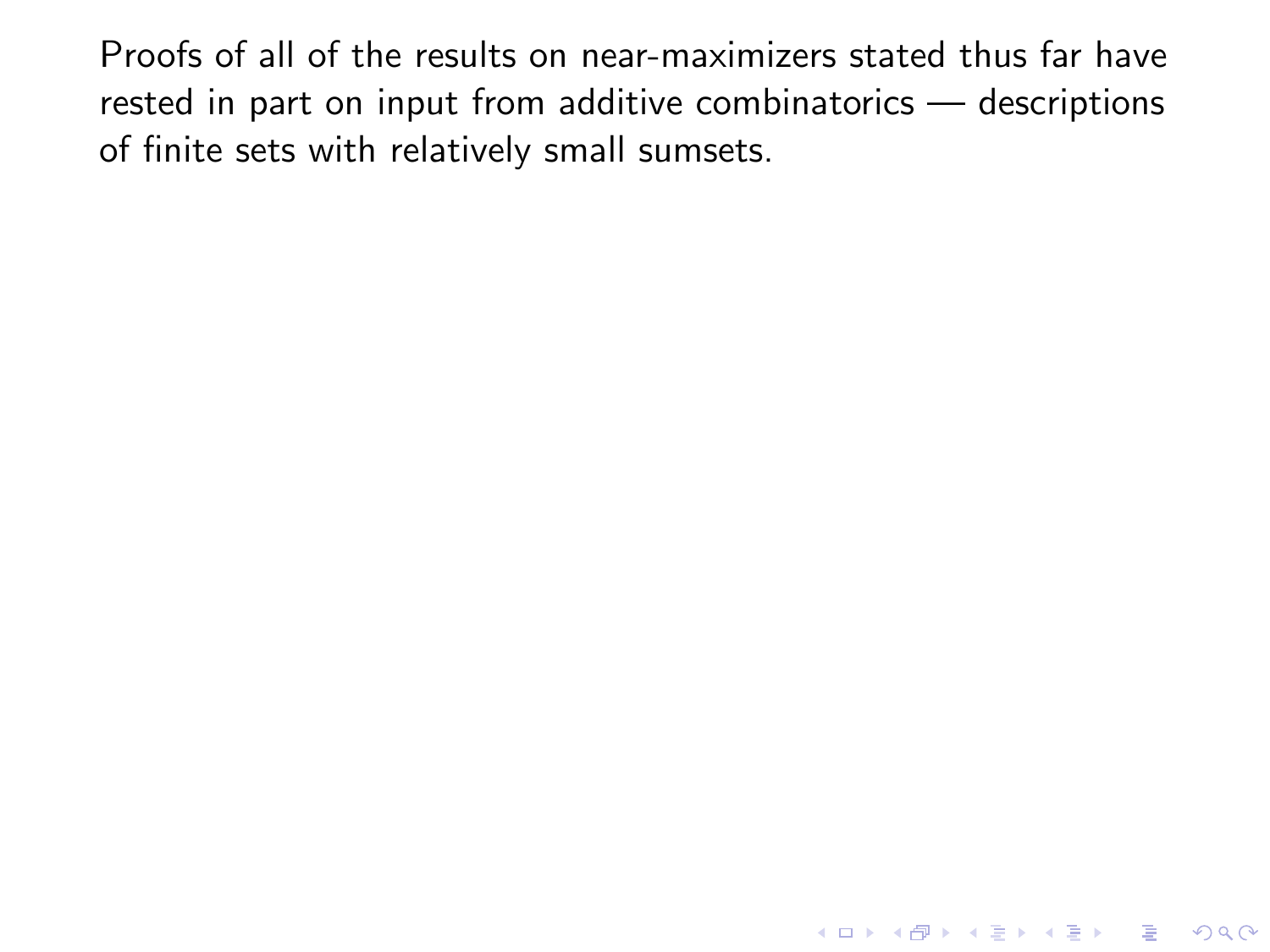Proofs of all of the results on near-maximizers stated thus far have rested in part on input from additive combinatorics — descriptions of finite sets with relatively small sumsets.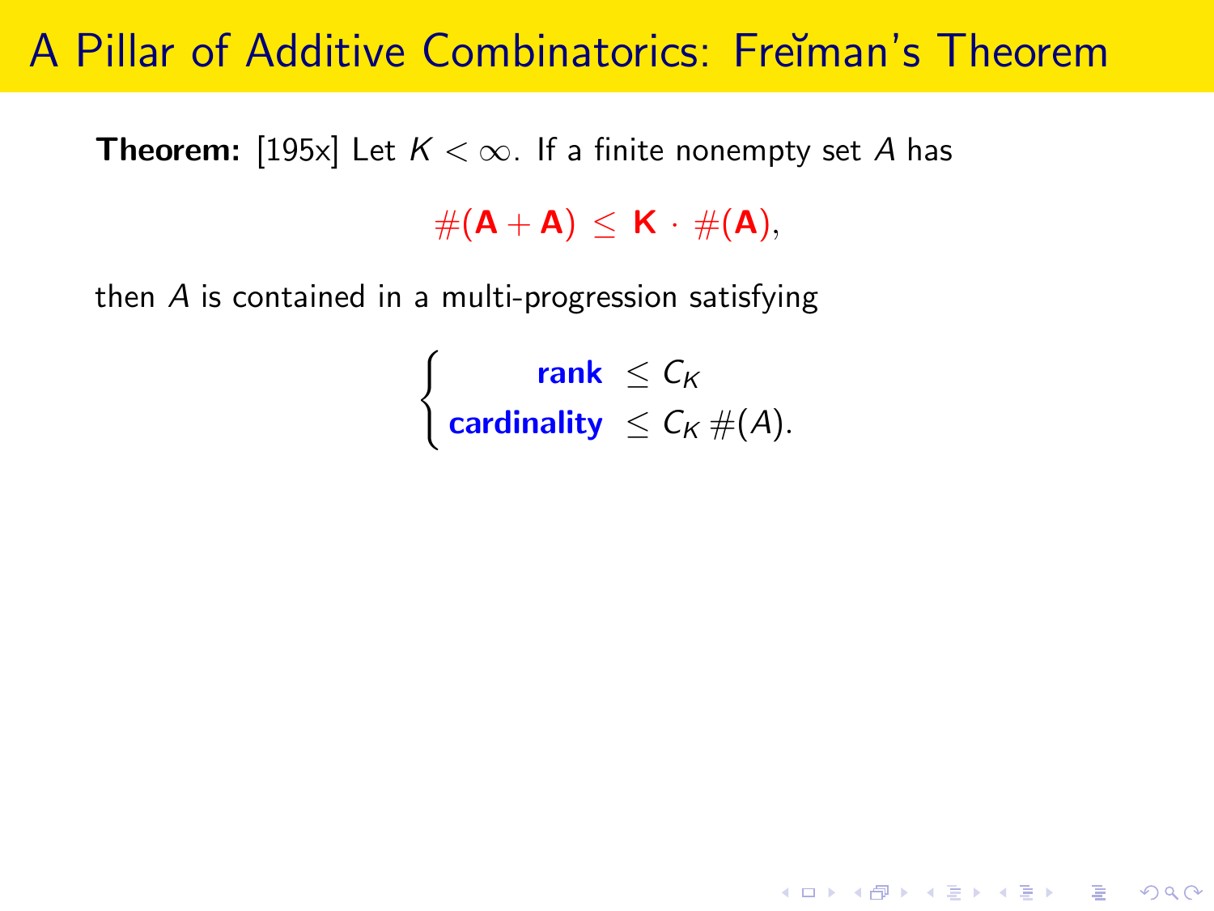# A Pillar of Additive Combinatorics: Freĭman's Theorem

**Theorem:** [195x] Let $K < \infty$. If a finite nonempty set $A$ has

$$\#(\mathbf{A} + \mathbf{A}) \le \mathbf{K} \cdot \#(\mathbf{A}),$$

then $A$ is contained in a multi-progression satisfying

$$\begin{cases} \textbf{rank} & \le C_K \\ \textbf{cardinality} & \le C_K \, \#(A). \end{cases}$$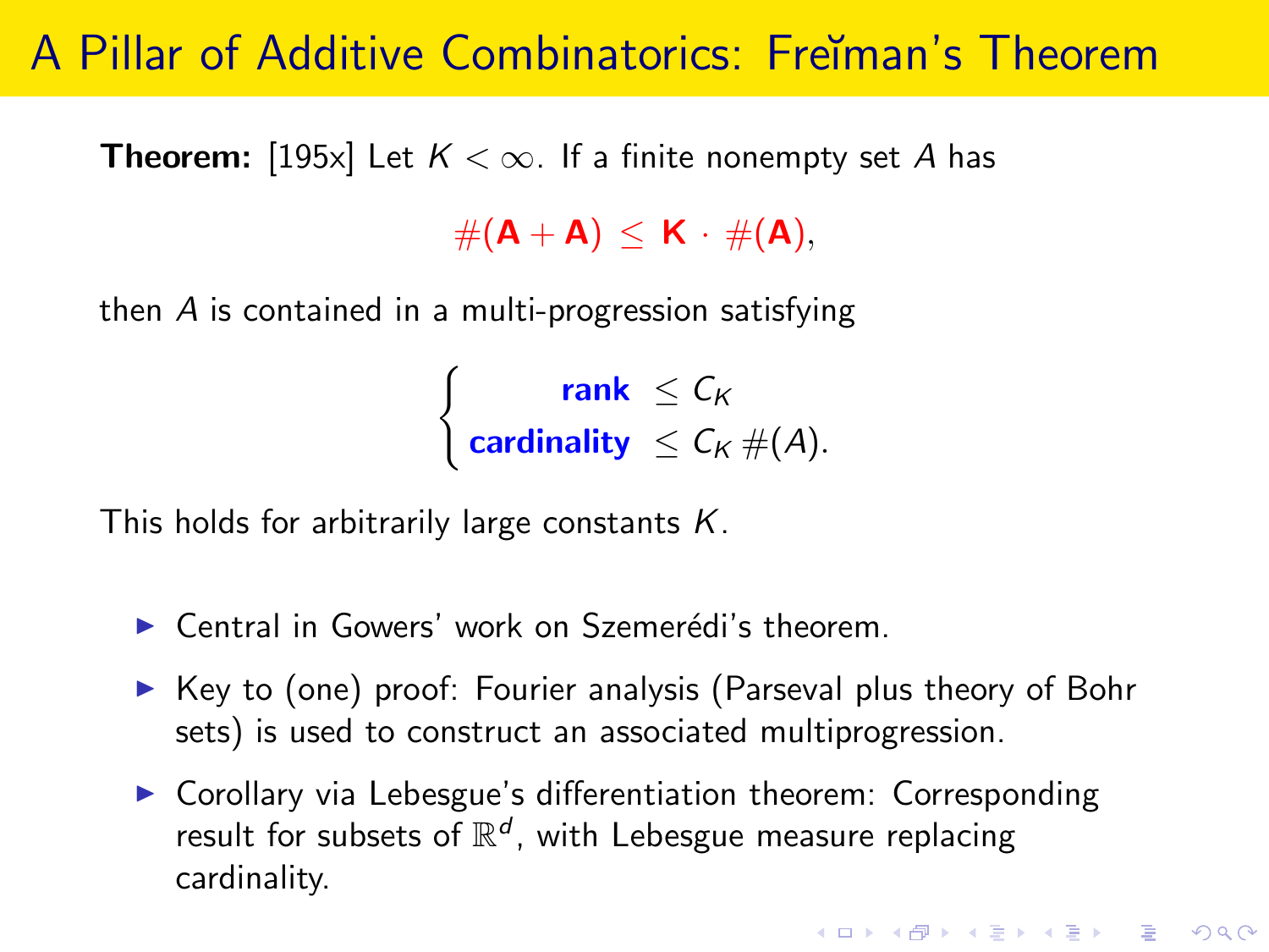# A Pillar of Additive Combinatorics: Freĭman's Theorem

**Theorem:** [195x] Let $K < \infty$. If a finite nonempty set $A$ has

$$\#(\mathbf{A}+\mathbf{A}) \leq \mathbf{K} \cdot \#(\mathbf{A}),$$

then $A$ is contained in a multi-progression satisfying

$$\begin{cases} \textbf{rank} & \leq C_K \\ \textbf{cardinality} & \leq C_K \,\#(A). \end{cases}$$

This holds for arbitrarily large constants $K$.

- Central in Gowers' work on Szemerédi's theorem.
- Key to (one) proof: Fourier analysis (Parseval plus theory of Bohr sets) is used to construct an associated multiprogression.
- Corollary via Lebesgue's differentiation theorem: Corresponding result for subsets of $\mathbb{R}^d$, with Lebesgue measure replacing cardinality.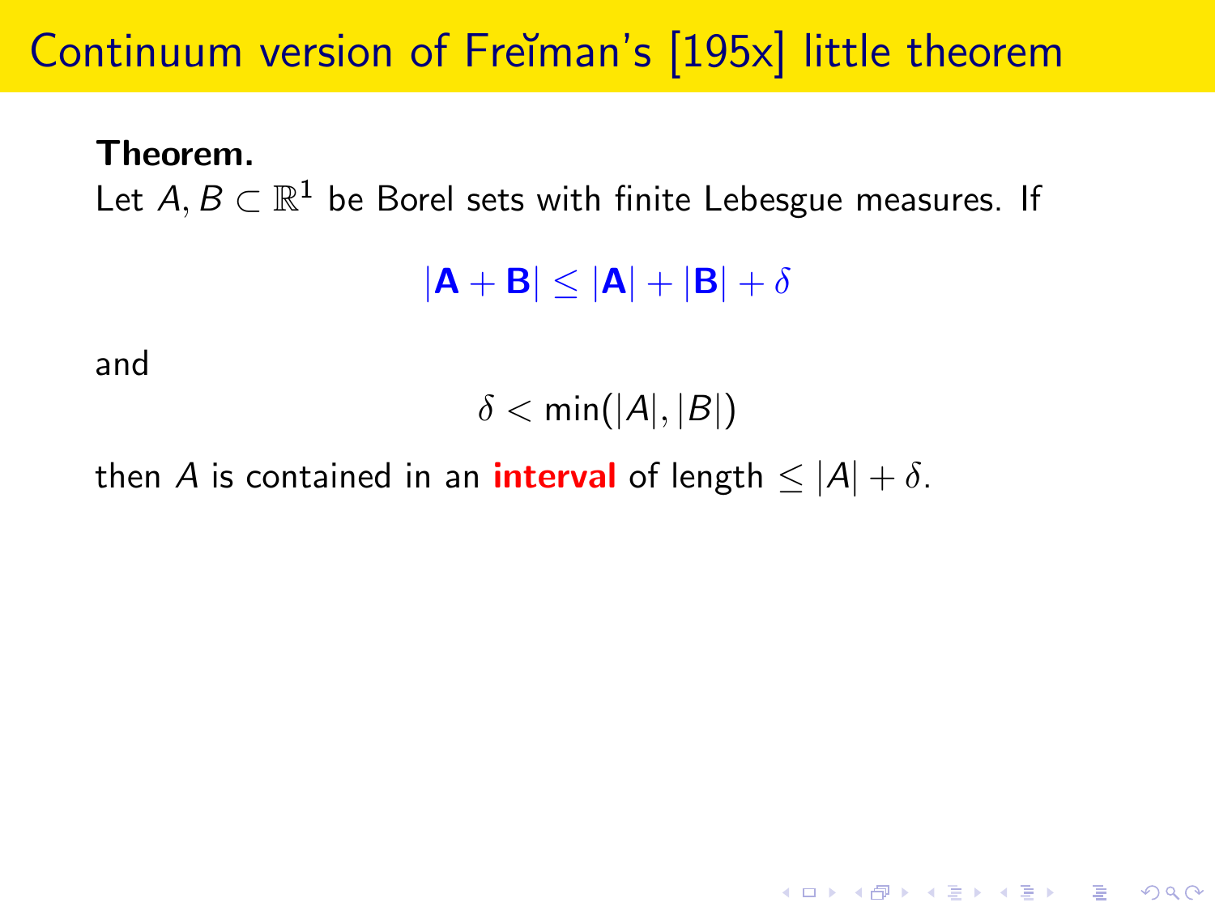# Continuum version of Freĭman's [195x] little theorem

**Theorem.**
Let $A, B \subset \mathbb{R}^1$ be Borel sets with finite Lebesgue measures. If

$$|\mathbf{A} + \mathbf{B}| \leq |\mathbf{A}| + |\mathbf{B}| + \delta$$

and

$$\delta < \min(|A|, |B|)$$

then $A$ is contained in an **interval** of length $\leq |A| + \delta$.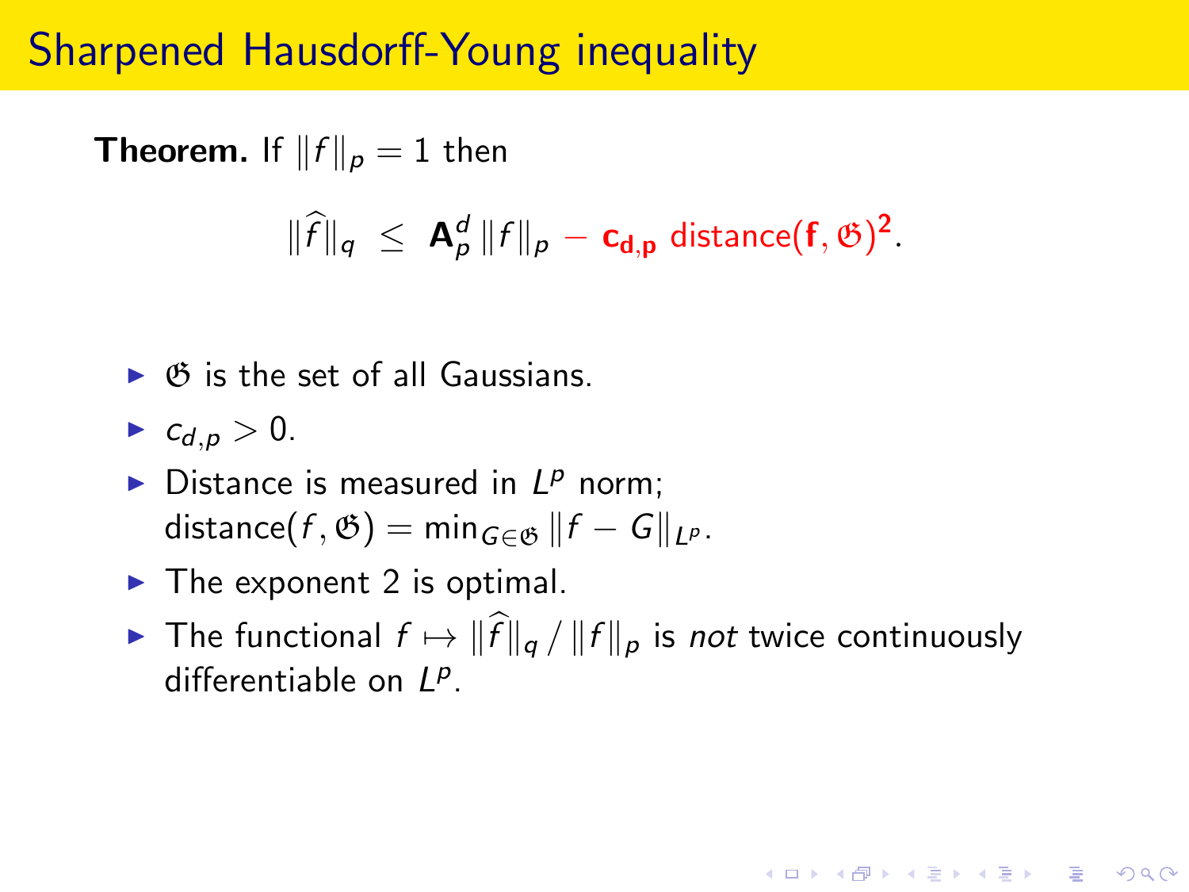# Sharpened Hausdorff-Young inequality

**Theorem.** If $\|f\|_p = 1$ then

$$\|\widehat{f}\|_q \;\le\; \mathbf{A}_p^d \,\|f\|_p - \mathbf{c_{d,p}}\ \text{distance}(\mathbf{f}, \mathfrak{G})^{\mathbf{2}}.$$

- $\mathfrak{G}$ is the set of all Gaussians.
- $c_{d,p} > 0$.
- Distance is measured in $L^p$ norm; $\text{distance}(f, \mathfrak{G}) = \min_{G \in \mathfrak{G}} \|f - G\|_{L^p}$.
- The exponent 2 is optimal.
- The functional $f \mapsto \|\widehat{f}\|_q \,/\, \|f\|_p$ is *not* twice continuously differentiable on $L^p$.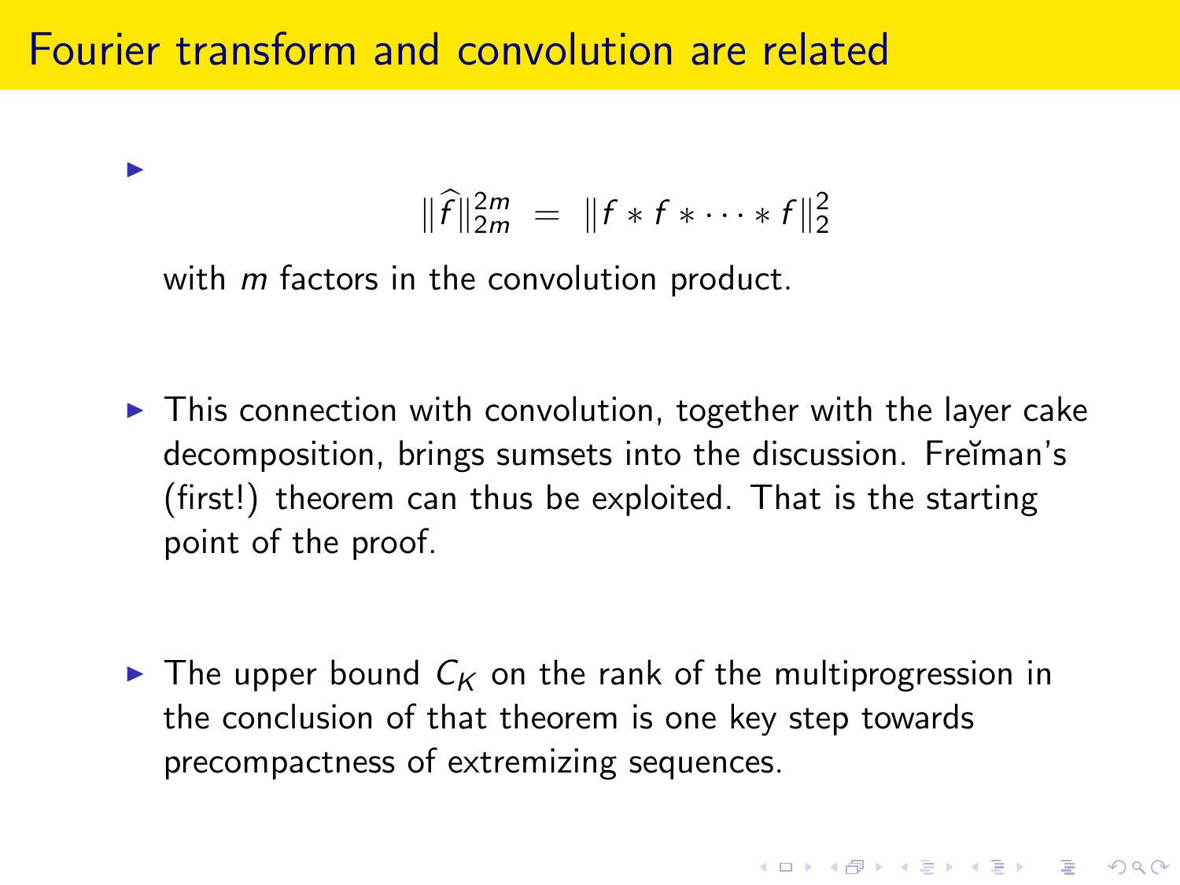# Fourier transform and convolution are related

- $$\|\widehat{f}\|_{2m}^{2m} \;=\; \|f * f * \cdots * f\|_2^2$$

  with $m$ factors in the convolution product.

- This connection with convolution, together with the layer cake decomposition, brings sumsets into the discussion. Freĭman's (first!) theorem can thus be exploited. That is the starting point of the proof.

- The upper bound $C_K$ on the rank of the multiprogression in the conclusion of that theorem is one key step towards precompactness of extremizing sequences.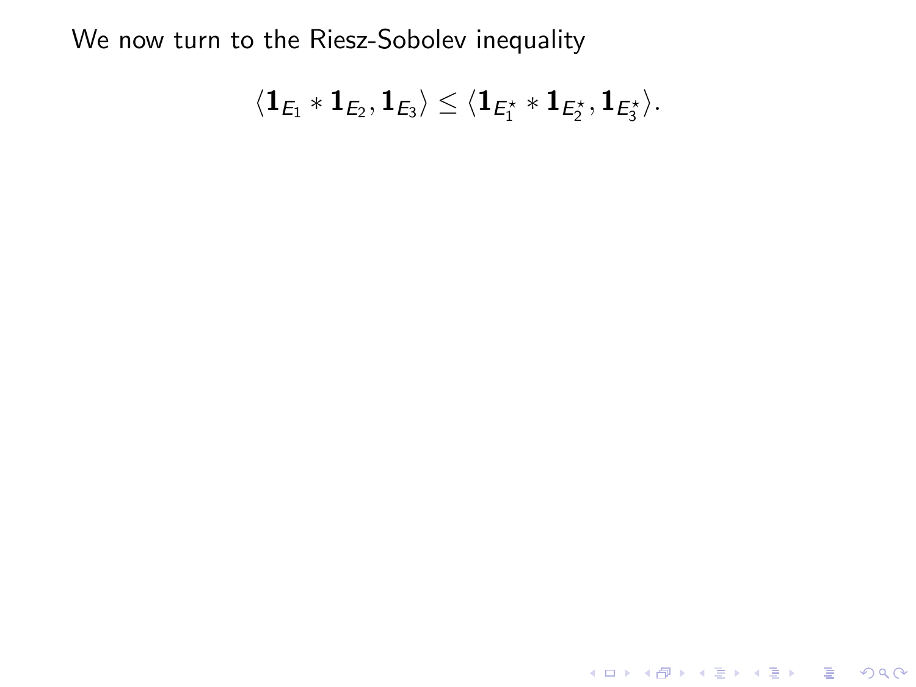We now turn to the Riesz-Sobolev inequality

$$\langle \mathbf{1}_{E_1} * \mathbf{1}_{E_2}, \mathbf{1}_{E_3} \rangle \leq \langle \mathbf{1}_{E_1^\star} * \mathbf{1}_{E_2^\star}, \mathbf{1}_{E_3^\star} \rangle.$$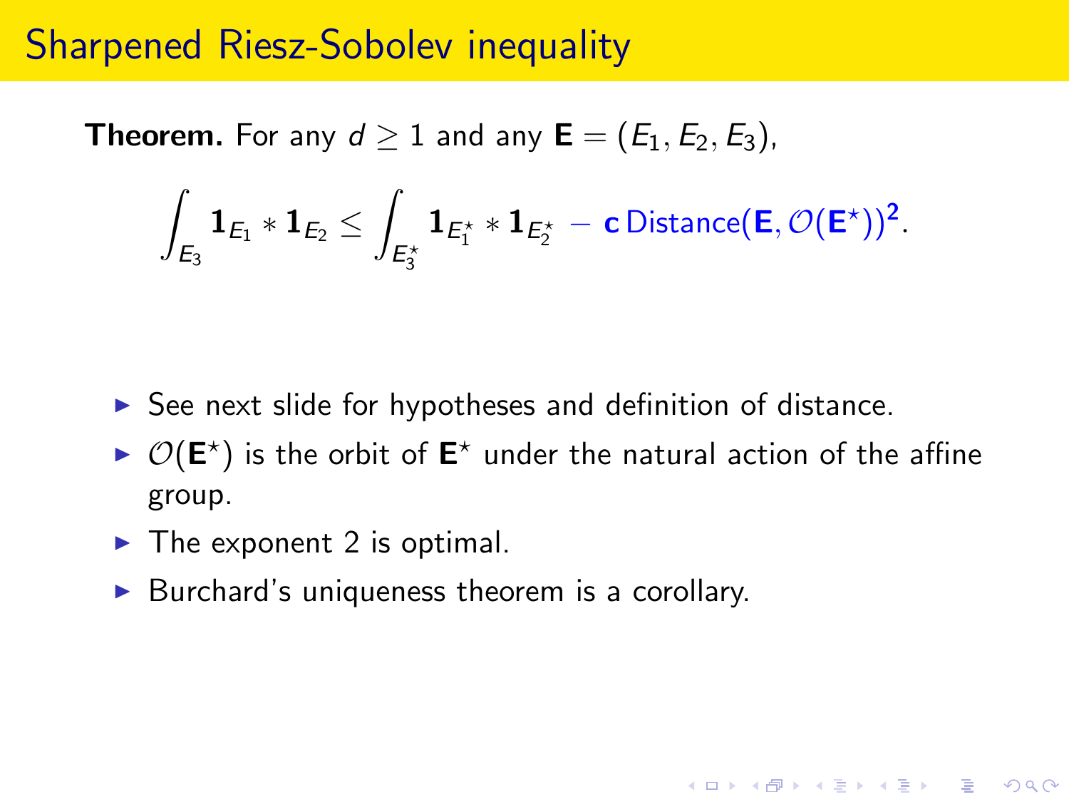# Sharpened Riesz-Sobolev inequality

**Theorem.** For any $d \geq 1$ and any $\mathbf{E} = (E_1, E_2, E_3)$,

$$\int_{E_3} \mathbf{1}_{E_1} * \mathbf{1}_{E_2} \leq \int_{E_3^\star} \mathbf{1}_{E_1^\star} * \mathbf{1}_{E_2^\star} - \mathbf{c}\,\text{Distance}(\mathbf{E}, \mathcal{O}(\mathbf{E}^\star))^{\mathbf{2}}.$$

- See next slide for hypotheses and definition of distance.
- $\mathcal{O}(\mathbf{E}^\star)$ is the orbit of $\mathbf{E}^\star$ under the natural action of the affine group.
- The exponent 2 is optimal.
- Burchard's uniqueness theorem is a corollary.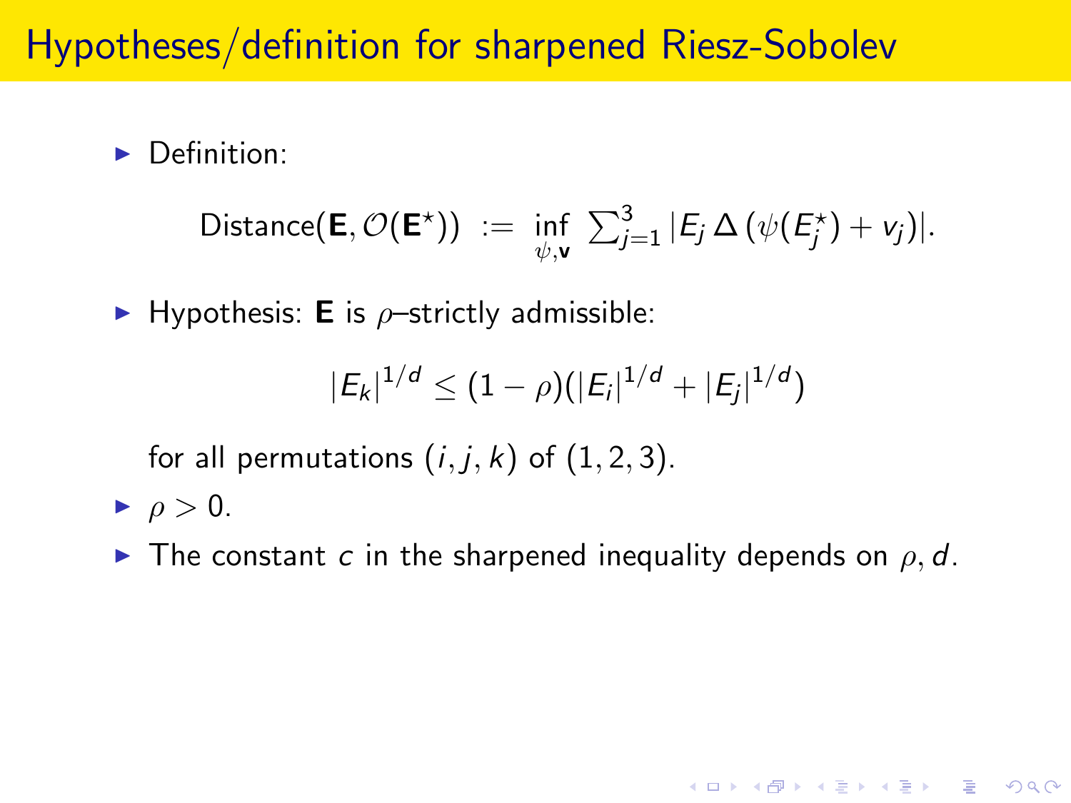# Hypotheses/definition for sharpened Riesz-Sobolev

- Definition:

$$\text{Distance}(\mathbf{E}, \mathcal{O}(\mathbf{E}^\star)) \ := \ \inf_{\psi, \mathbf{v}} \ \sum_{j=1}^{3} |E_j \, \Delta \, (\psi(E_j^\star) + v_j)|.$$

- Hypothesis: $\mathbf{E}$ is $\rho$–strictly admissible:

$$|E_k|^{1/d} \leq (1-\rho)(|E_i|^{1/d} + |E_j|^{1/d})$$

  for all permutations $(i, j, k)$ of $(1, 2, 3)$.

- $\rho > 0$.
- The constant $c$ in the sharpened inequality depends on $\rho, d$.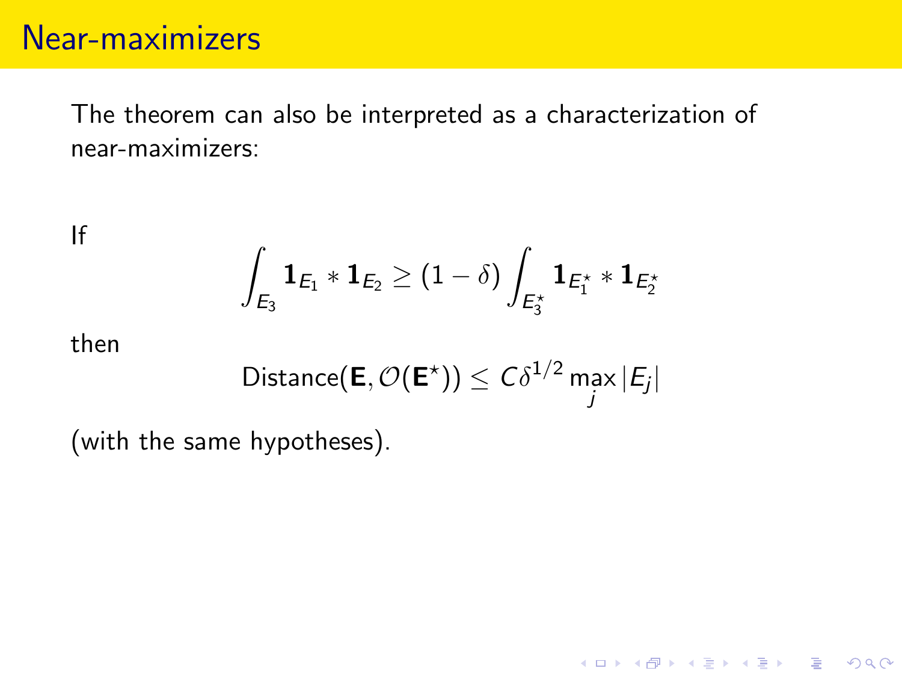# Near-maximizers

The theorem can also be interpreted as a characterization of near-maximizers:

If

$$\int_{E_3} \mathbf{1}_{E_1} * \mathbf{1}_{E_2} \geq (1-\delta) \int_{E_3^\star} \mathbf{1}_{E_1^\star} * \mathbf{1}_{E_2^\star}$$

then

$$\text{Distance}(\mathbf{E}, \mathcal{O}(\mathbf{E}^\star)) \leq C\delta^{1/2} \max_j |E_j|$$

(with the same hypotheses).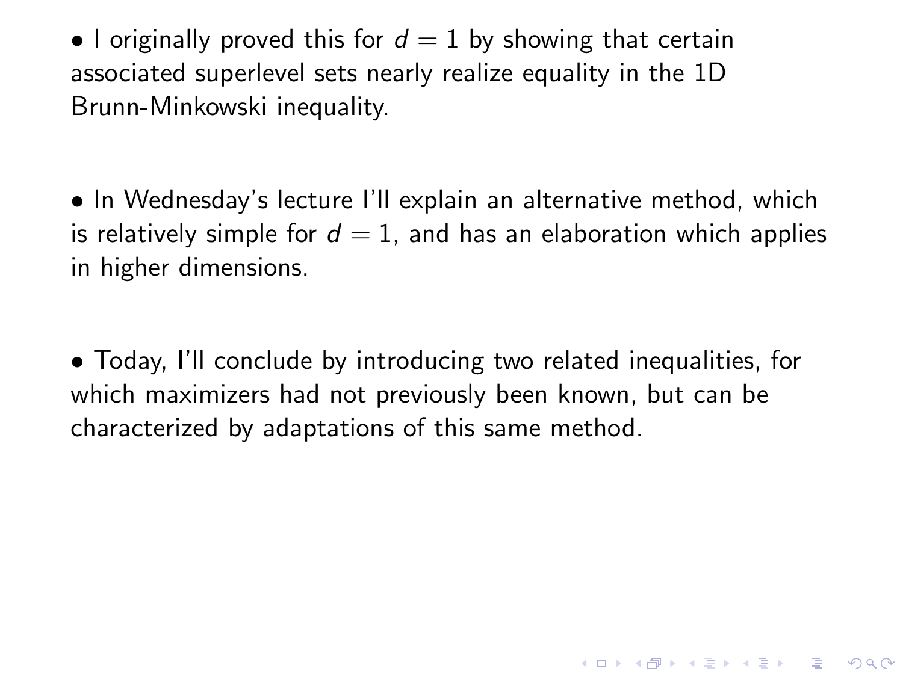- I originally proved this for $d = 1$ by showing that certain associated superlevel sets nearly realize equality in the 1D Brunn-Minkowski inequality.

- In Wednesday's lecture I'll explain an alternative method, which is relatively simple for $d = 1$, and has an elaboration which applies in higher dimensions.

- Today, I'll conclude by introducing two related inequalities, for which maximizers had not previously been known, but can be characterized by adaptations of this same method.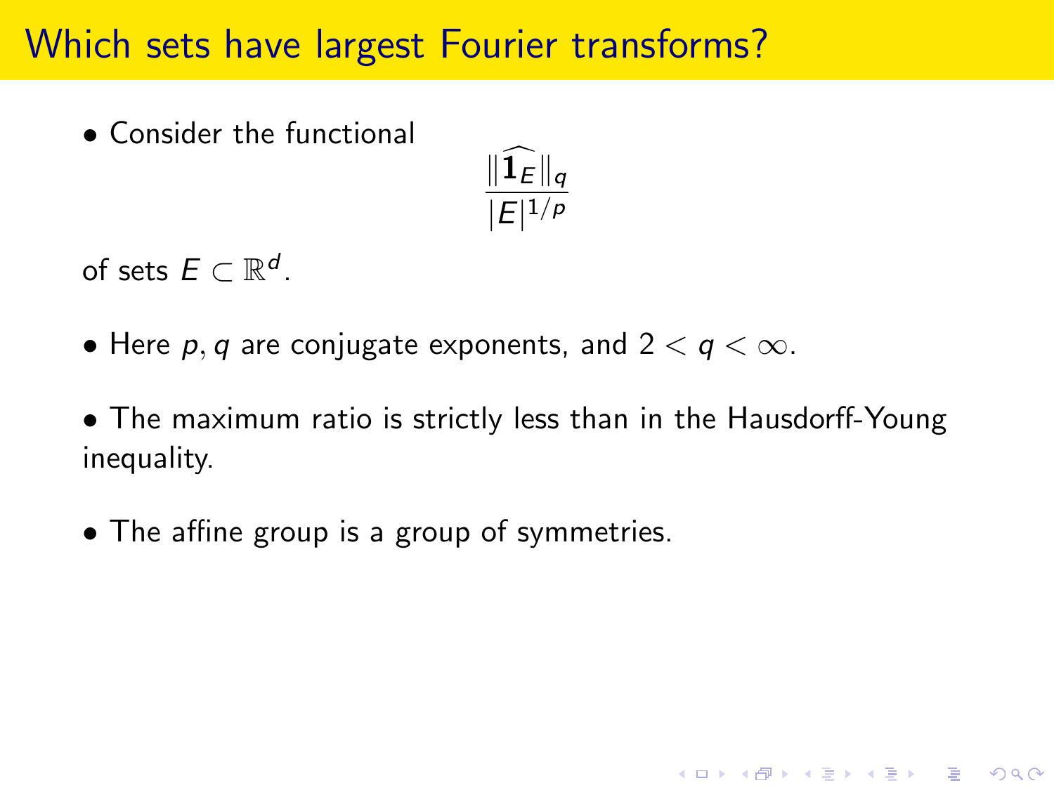# Which sets have largest Fourier transforms?

- Consider the functional

$$\frac{\|\widehat{\mathbf{1}_E}\|_q}{|E|^{1/p}}$$

of sets $E \subset \mathbb{R}^d$.

- Here $p, q$ are conjugate exponents, and $2 < q < \infty$.

- The maximum ratio is strictly less than in the Hausdorff-Young inequality.

- The affine group is a group of symmetries.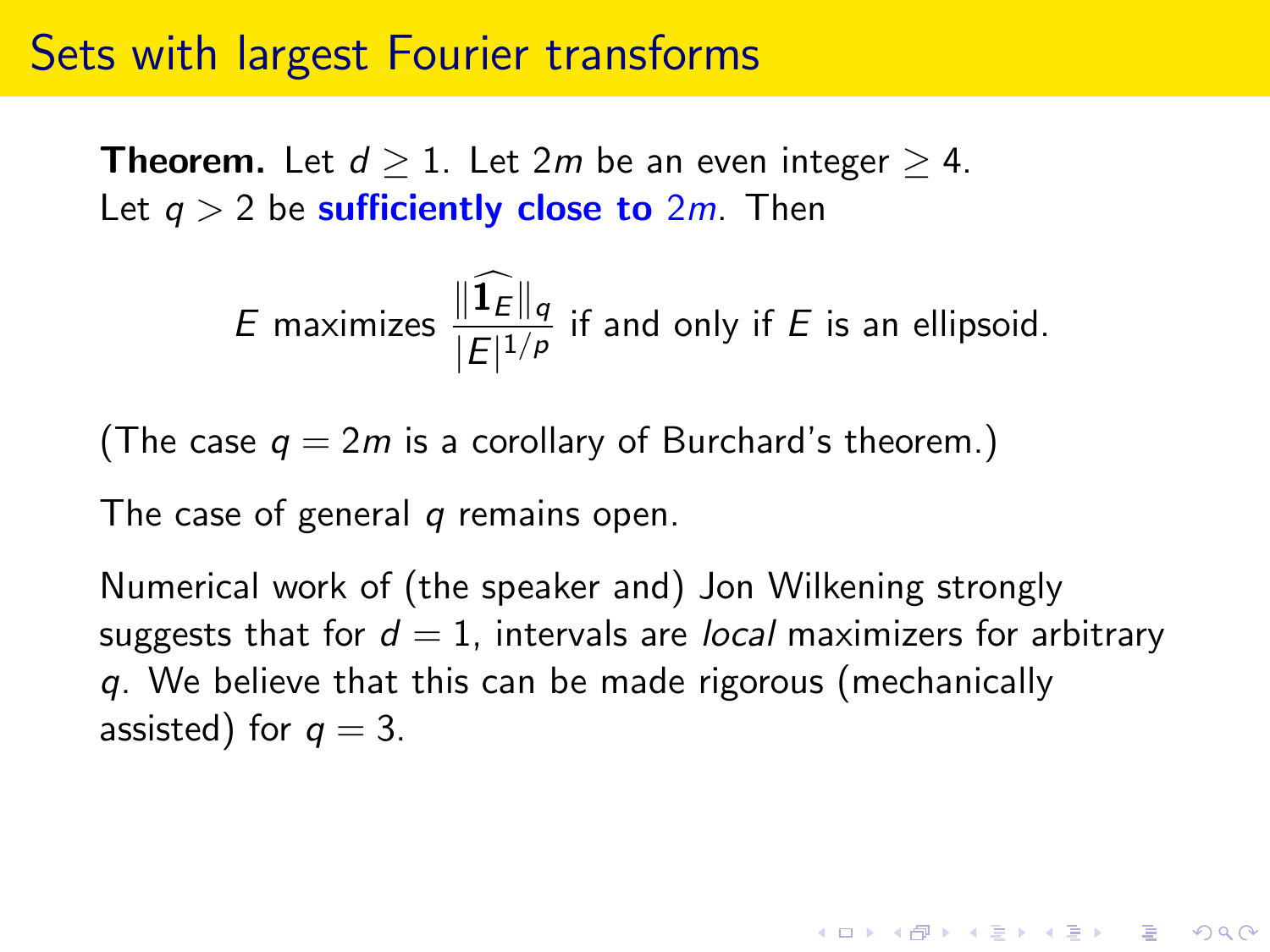# Sets with largest Fourier transforms

**Theorem.** Let $d \geq 1$. Let $2m$ be an even integer $\geq 4$. Let $q > 2$ be **sufficiently close to** $2m$. Then

$$E \text{ maximizes } \frac{\|\widehat{\mathbf{1}_E}\|_q}{|E|^{1/p}} \text{ if and only if } E \text{ is an ellipsoid.}$$

(The case $q = 2m$ is a corollary of Burchard's theorem.)

The case of general $q$ remains open.

Numerical work of (the speaker and) Jon Wilkening strongly suggests that for $d = 1$, intervals are *local* maximizers for arbitrary $q$. We believe that this can be made rigorous (mechanically assisted) for $q = 3$.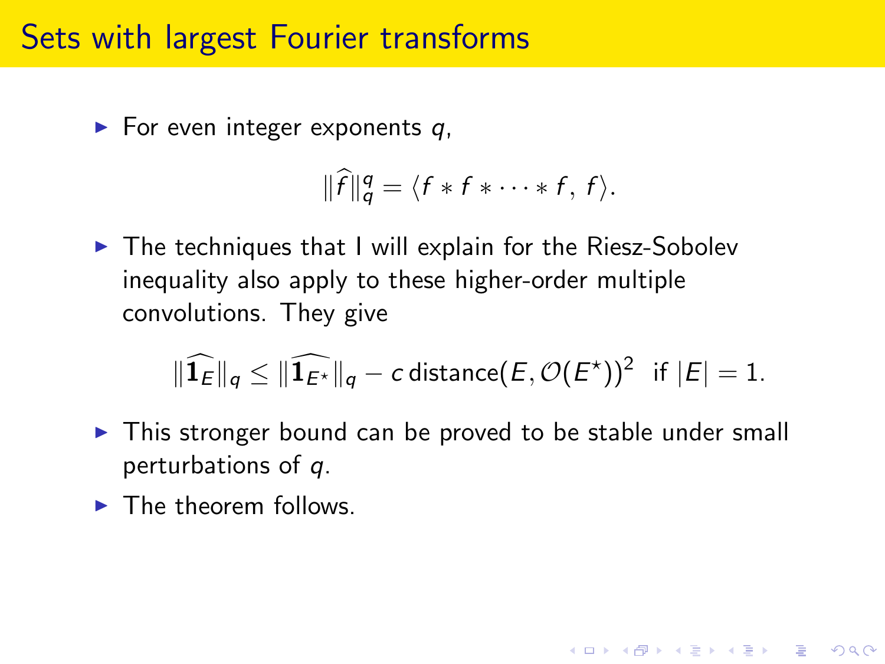# Sets with largest Fourier transforms

- For even integer exponents $q$,

$$\|\widehat{f}\|_q^q = \langle f * f * \cdots * f,\, f\rangle.$$

- The techniques that I will explain for the Riesz-Sobolev inequality also apply to these higher-order multiple convolutions. They give

$$\|\widehat{\mathbf{1}_E}\|_q \le \|\widehat{\mathbf{1}_{E^\star}}\|_q - c\,\text{distance}(E, \mathcal{O}(E^\star))^2 \ \text{ if } |E| = 1.$$

- This stronger bound can be proved to be stable under small perturbations of $q$.
- The theorem follows.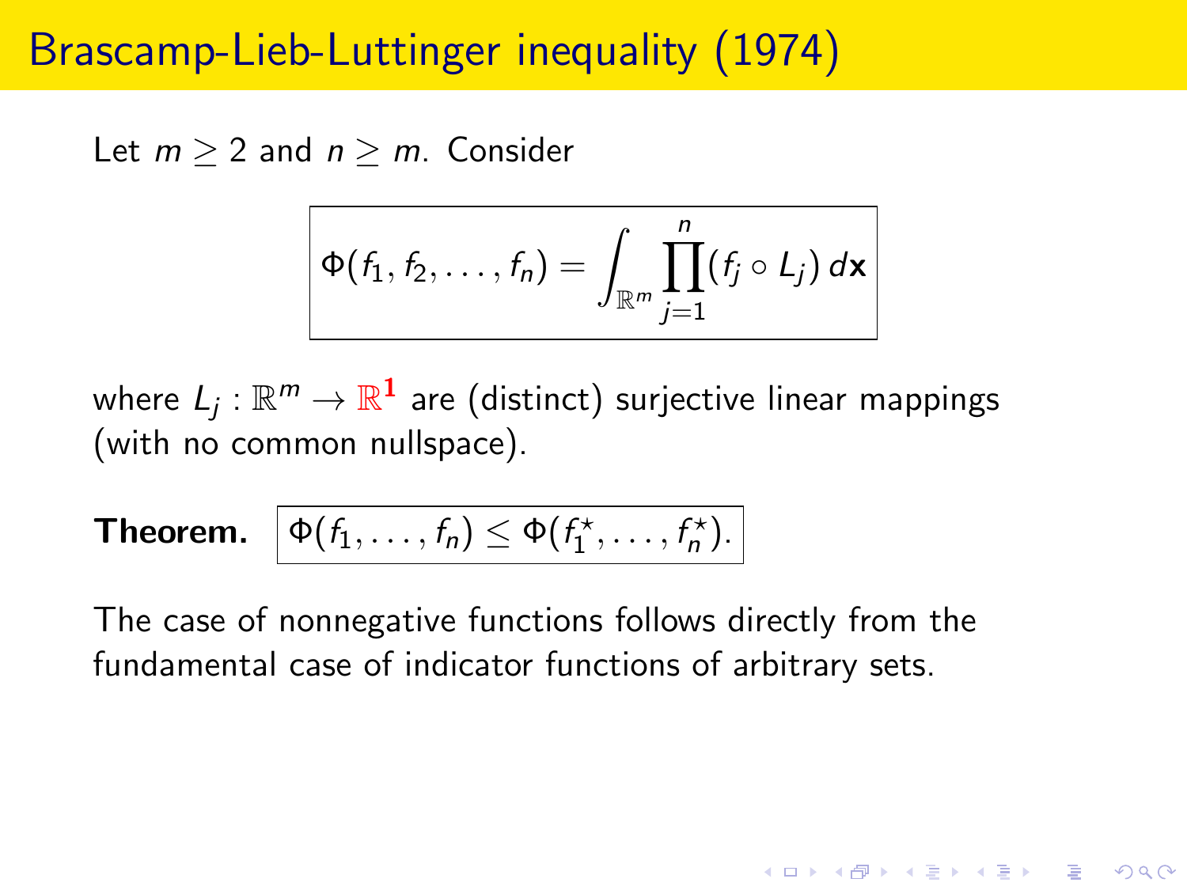# Brascamp-Lieb-Luttinger inequality (1974)

Let $m \geq 2$ and $n \geq m$. Consider

$$\Phi(f_1, f_2, \ldots, f_n) = \int_{\mathbb{R}^m} \prod_{j=1}^{n} (f_j \circ L_j) \, d\mathbf{x}$$

where $L_j : \mathbb{R}^m \to \mathbb{R}^{\mathbf{1}}$ are (distinct) surjective linear mappings (with no common nullspace).

**Theorem.** $\Phi(f_1, \ldots, f_n) \leq \Phi(f_1^\star, \ldots, f_n^\star).$

The case of nonnegative functions follows directly from the fundamental case of indicator functions of arbitrary sets.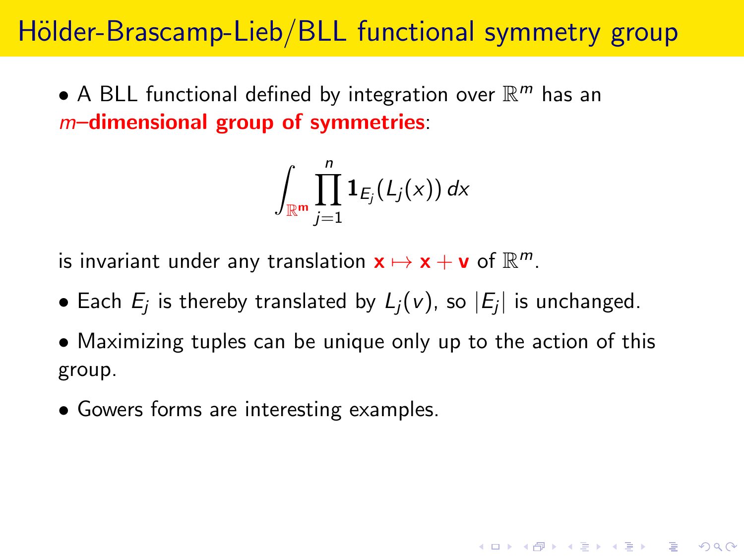# Hölder-Brascamp-Lieb/BLL functional symmetry group

- A BLL functional defined by integration over $\mathbb{R}^m$ has an *m*–**dimensional group of symmetries**:

$$\int_{\mathbb{R}^m} \prod_{j=1}^{n} \mathbf{1}_{E_j}(L_j(x))\, dx$$

is invariant under any translation $\mathbf{x} \mapsto \mathbf{x} + \mathbf{v}$ of $\mathbb{R}^m$.

- Each $E_j$ is thereby translated by $L_j(v)$, so $|E_j|$ is unchanged.

- Maximizing tuples can be unique only up to the action of this group.

- Gowers forms are interesting examples.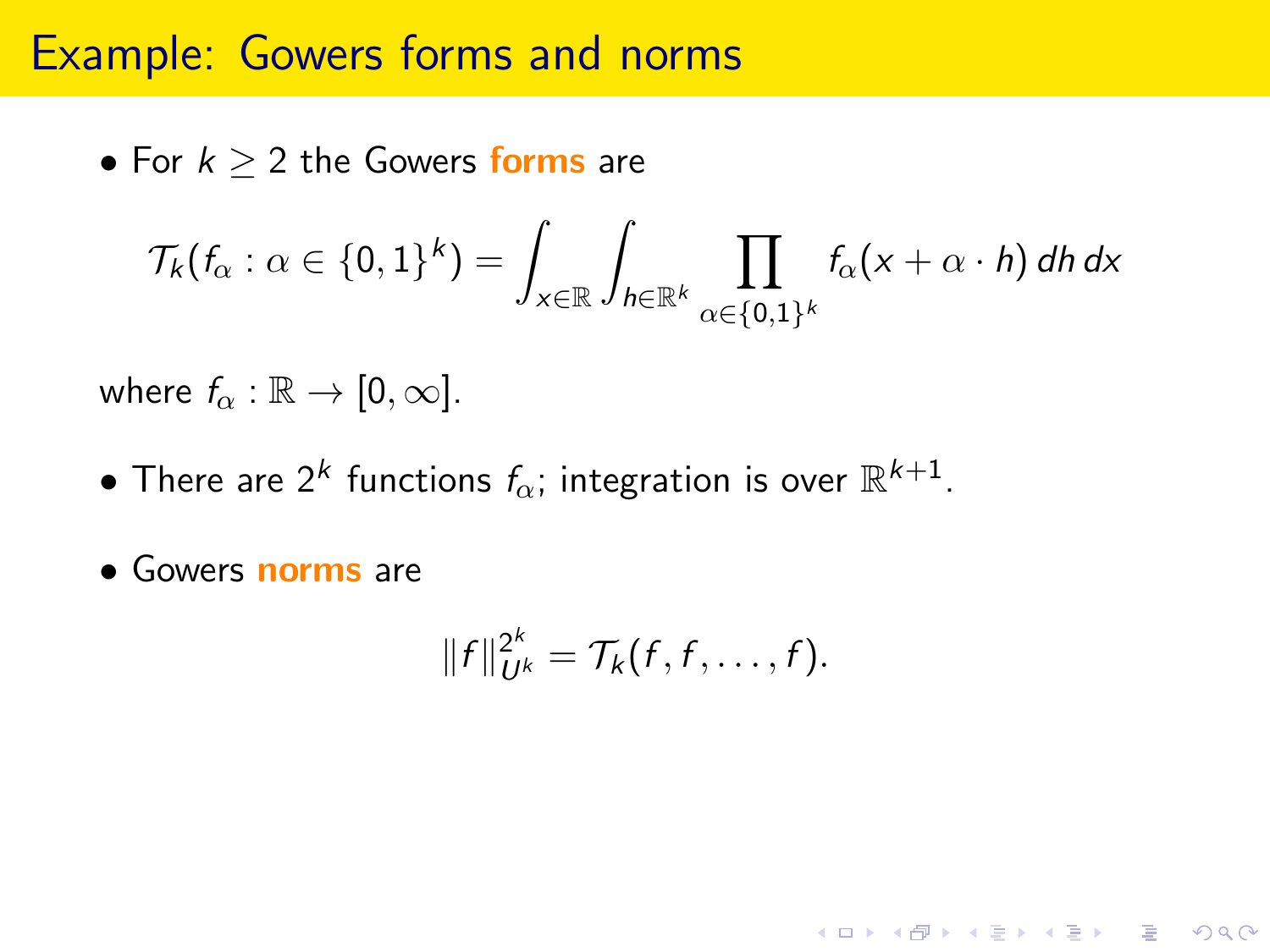# Example: Gowers forms and norms

- For $k \geq 2$ the Gowers **forms** are

$$\mathcal{T}_k(f_\alpha : \alpha \in \{0,1\}^k) = \int_{x \in \mathbb{R}} \int_{h \in \mathbb{R}^k} \prod_{\alpha \in \{0,1\}^k} f_\alpha(x + \alpha \cdot h)\, dh\, dx$$

where $f_\alpha : \mathbb{R} \to [0, \infty]$.

- There are $2^k$ functions $f_\alpha$; integration is over $\mathbb{R}^{k+1}$.

- Gowers **norms** are

$$\|f\|_{U^k}^{2^k} = \mathcal{T}_k(f, f, \ldots, f).$$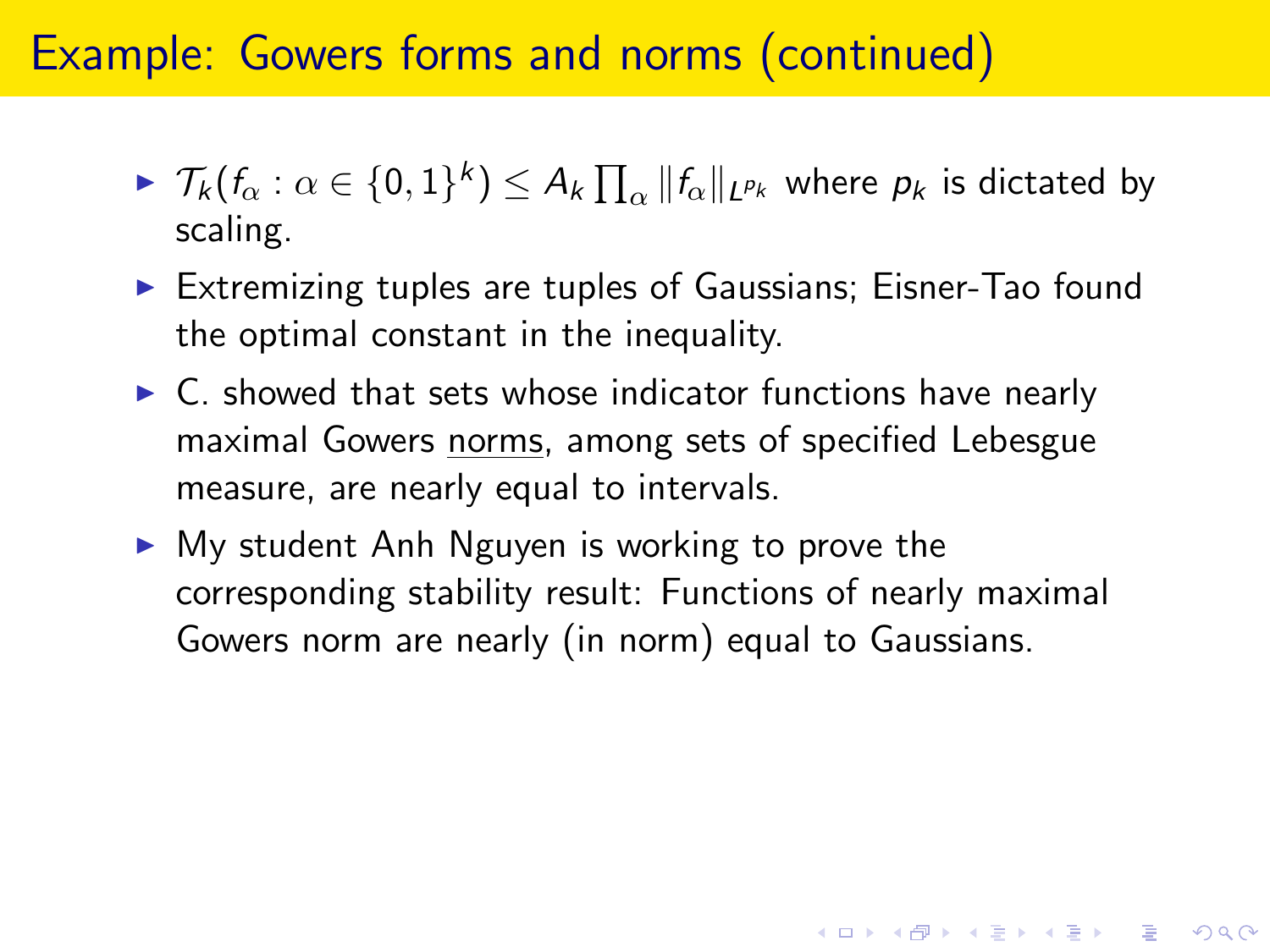# Example: Gowers forms and norms (continued)

- $\mathcal{T}_k(f_\alpha : \alpha \in \{0,1\}^k) \le A_k \prod_\alpha \|f_\alpha\|_{L^{p_k}}$ where $p_k$ is dictated by scaling.
- Extremizing tuples are tuples of Gaussians; Eisner-Tao found the optimal constant in the inequality.
- C. showed that sets whose indicator functions have nearly maximal Gowers <u>norms</u>, among sets of specified Lebesgue measure, are nearly equal to intervals.
- My student Anh Nguyen is working to prove the corresponding stability result: Functions of nearly maximal Gowers norm are nearly (in norm) equal to Gaussians.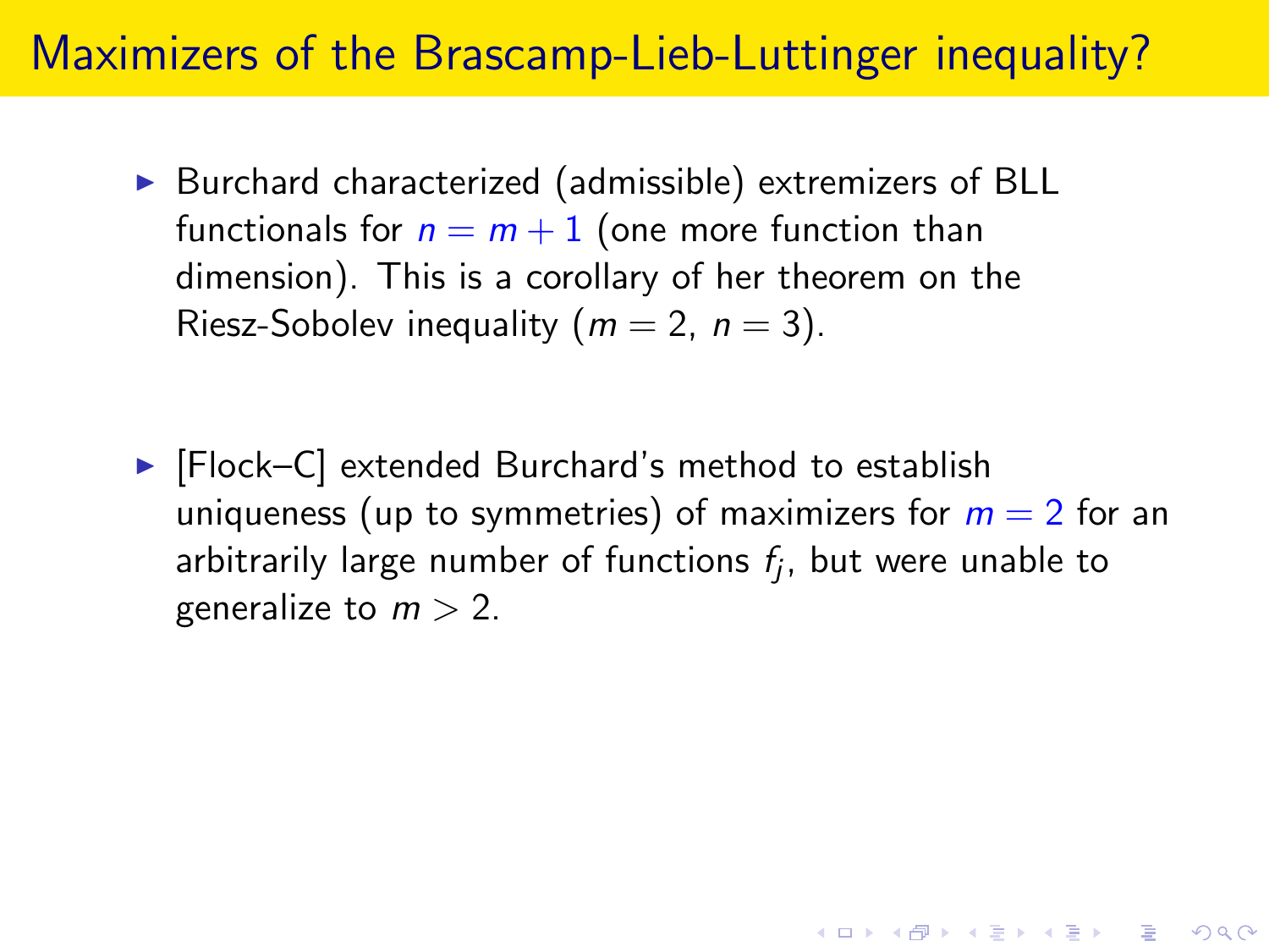# Maximizers of the Brascamp-Lieb-Luttinger inequality?

- Burchard characterized (admissible) extremizers of BLL functionals for $n = m + 1$ (one more function than dimension). This is a corollary of her theorem on the Riesz-Sobolev inequality ($m = 2$, $n = 3$).

- [Flock–C] extended Burchard's method to establish uniqueness (up to symmetries) of maximizers for $m = 2$ for an arbitrarily large number of functions $f_j$, but were unable to generalize to $m > 2$.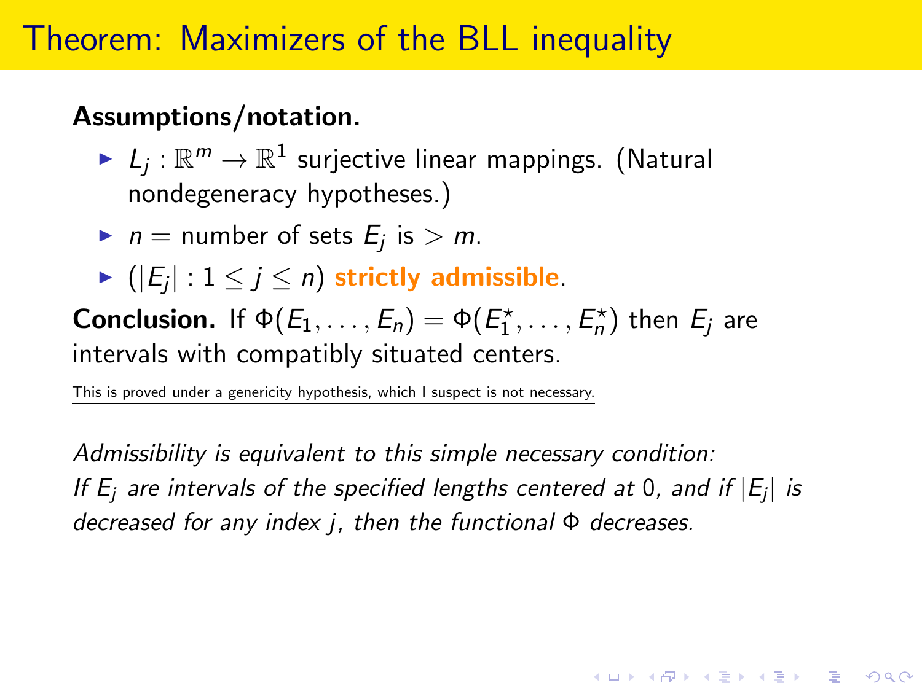# Theorem: Maximizers of the BLL inequality

**Assumptions/notation.**

- $L_j : \mathbb{R}^m \to \mathbb{R}^1$ surjective linear mappings. (Natural nondegeneracy hypotheses.)
- $n =$ number of sets $E_j$ is $> m$.
- $(|E_j| : 1 \le j \le n)$ **strictly admissible**.

**Conclusion.** If $\Phi(E_1, \ldots, E_n) = \Phi(E_1^\star, \ldots, E_n^\star)$ then $E_j$ are intervals with compatibly situated centers.

This is proved under a genericity hypothesis, which I suspect is not necessary.

*Admissibility is equivalent to this simple necessary condition:*
*If $E_j$ are intervals of the specified lengths centered at 0, and if $|E_j|$ is decreased for any index $j$, then the functional $\Phi$ decreases.*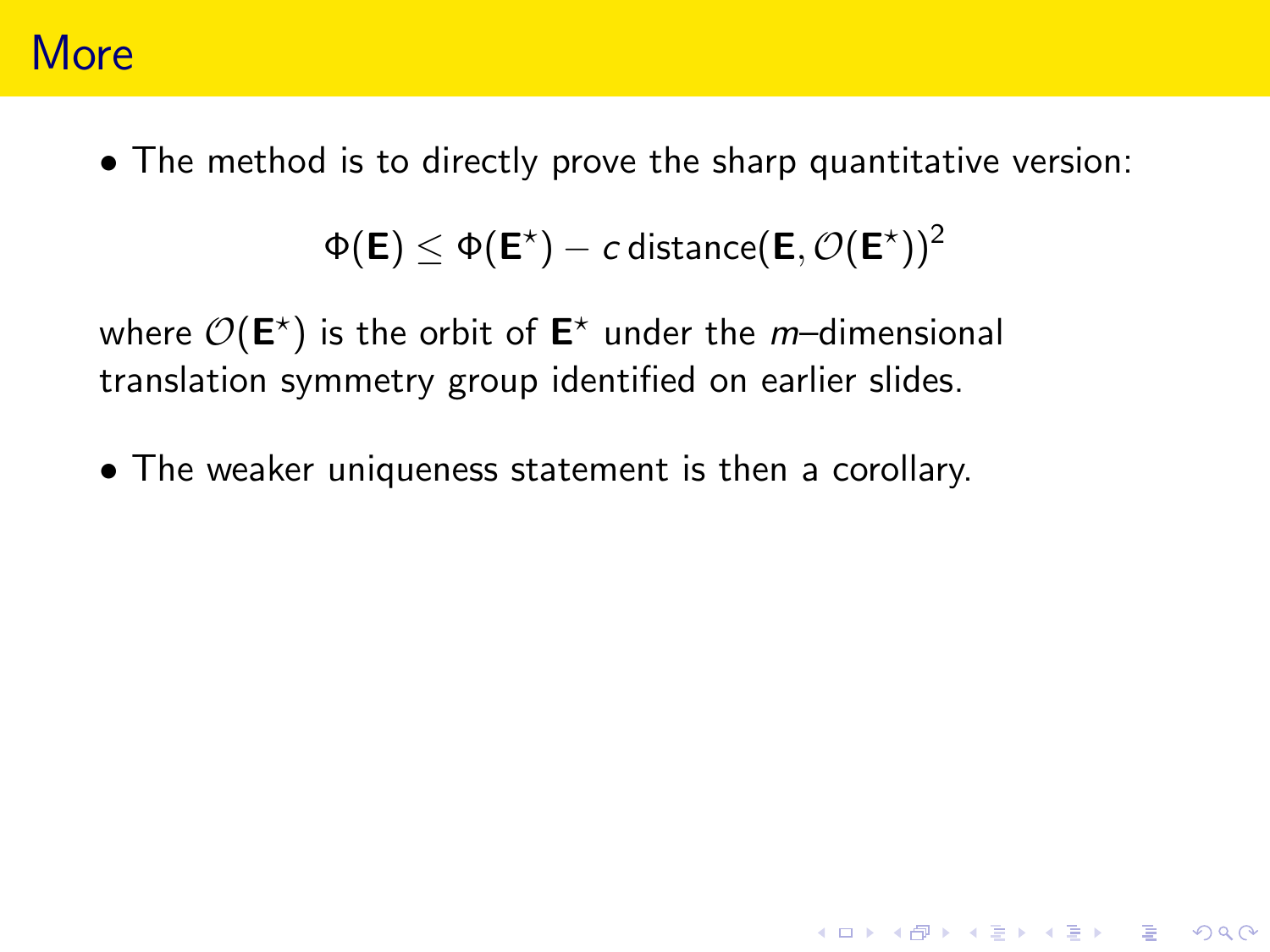# More

- The method is to directly prove the sharp quantitative version:

$$\Phi(\mathbf{E}) \leq \Phi(\mathbf{E}^\star) - c\,\text{distance}(\mathbf{E}, \mathcal{O}(\mathbf{E}^\star))^2$$

where $\mathcal{O}(\mathbf{E}^\star)$ is the orbit of $\mathbf{E}^\star$ under the $m$–dimensional translation symmetry group identified on earlier slides.

- The weaker uniqueness statement is then a corollary.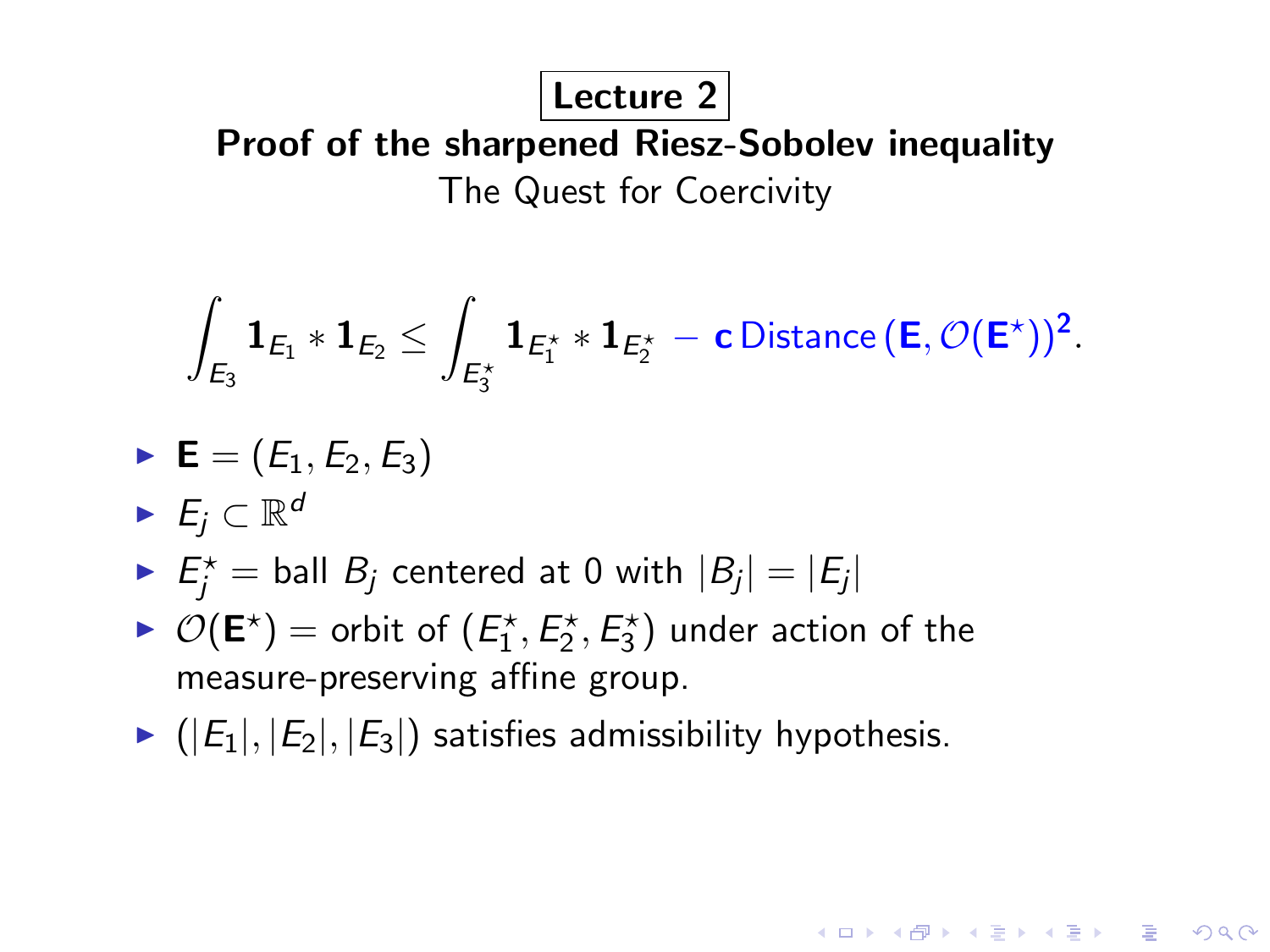# Lecture 2

## Proof of the sharpened Riesz-Sobolev inequality

The Quest for Coercivity

$$\int_{E_3} \mathbf{1}_{E_1} * \mathbf{1}_{E_2} \le \int_{E_3^\star} \mathbf{1}_{E_1^\star} * \mathbf{1}_{E_2^\star} - \mathbf{c}\,\text{Distance}\,(\mathbf{E}, \mathcal{O}(\mathbf{E}^\star))^2.$$

- $\mathbf{E} = (E_1, E_2, E_3)$
- $E_j \subset \mathbb{R}^d$
- $E_j^\star =$ ball $B_j$ centered at 0 with $|B_j| = |E_j|$
- $\mathcal{O}(\mathbf{E}^\star) =$ orbit of $(E_1^\star, E_2^\star, E_3^\star)$ under action of the measure-preserving affine group.
- $(|E_1|, |E_2|, |E_3|)$ satisfies admissibility hypothesis.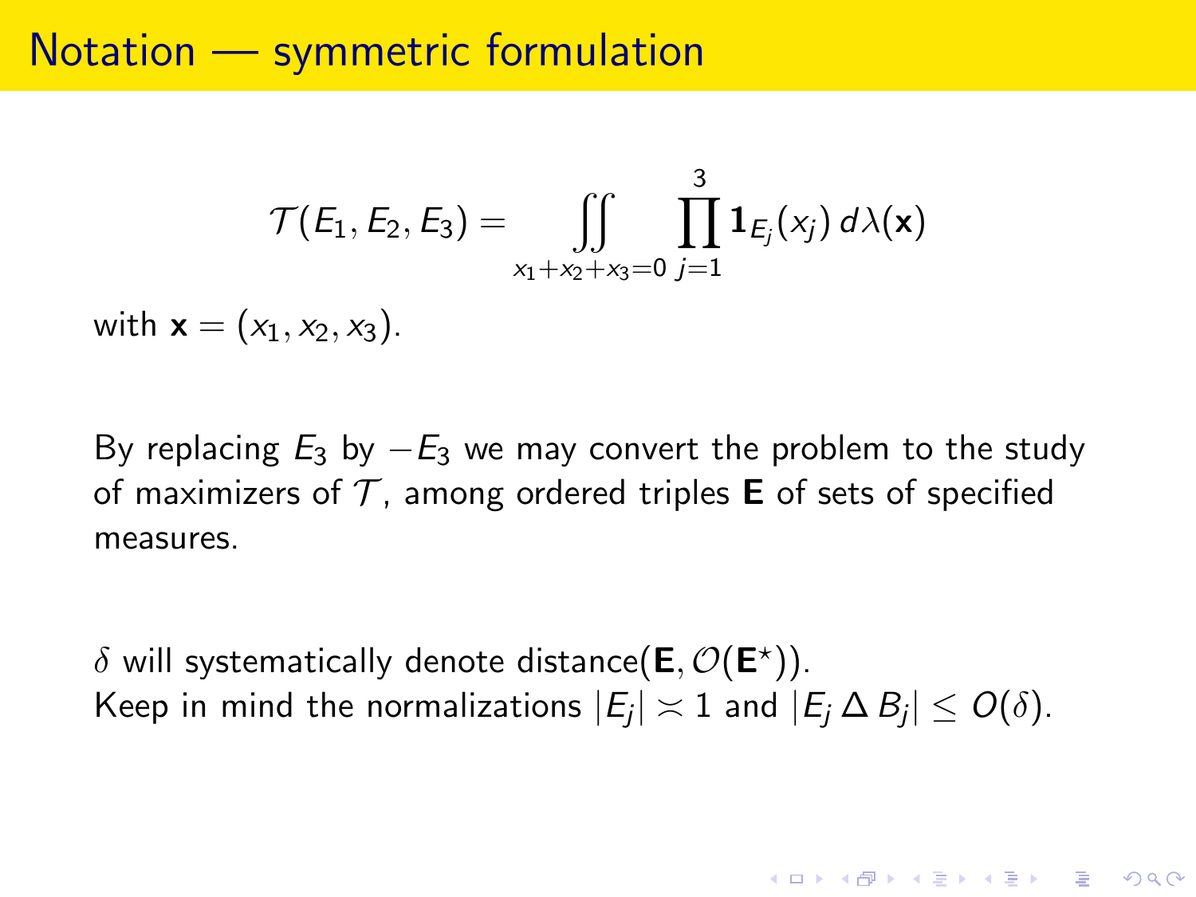# Notation — symmetric formulation

$$\mathcal{T}(E_1, E_2, E_3) = \iint_{x_1+x_2+x_3=0} \prod_{j=1}^{3} \mathbf{1}_{E_j}(x_j)\, d\lambda(\mathbf{x})$$

with $\mathbf{x} = (x_1, x_2, x_3)$.

By replacing $E_3$ by $-E_3$ we may convert the problem to the study of maximizers of $\mathcal{T}$, among ordered triples $\mathbf{E}$ of sets of specified measures.

$\delta$ will systematically denote distance$(\mathbf{E}, \mathcal{O}(\mathbf{E}^\star))$.
Keep in mind the normalizations $|E_j| \asymp 1$ and $|E_j \,\Delta\, B_j| \le O(\delta)$.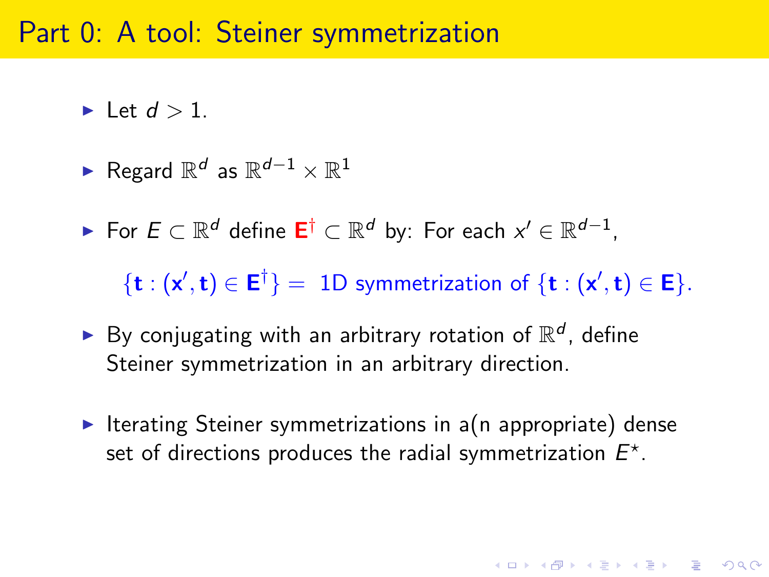# Part 0: A tool: Steiner symmetrization

- Let $d > 1$.
- Regard $\mathbb{R}^d$ as $\mathbb{R}^{d-1} \times \mathbb{R}^1$
- For $E \subset \mathbb{R}^d$ define $\mathbf{E}^\dagger \subset \mathbb{R}^d$ by: For each $x' \in \mathbb{R}^{d-1}$,

  $\{\mathbf{t} : (\mathbf{x}', \mathbf{t}) \in \mathbf{E}^\dagger\} =$ 1D symmetrization of $\{\mathbf{t} : (\mathbf{x}', \mathbf{t}) \in \mathbf{E}\}$.

- By conjugating with an arbitrary rotation of $\mathbb{R}^d$, define Steiner symmetrization in an arbitrary direction.
- Iterating Steiner symmetrizations in a(n appropriate) dense set of directions produces the radial symmetrization $E^\star$.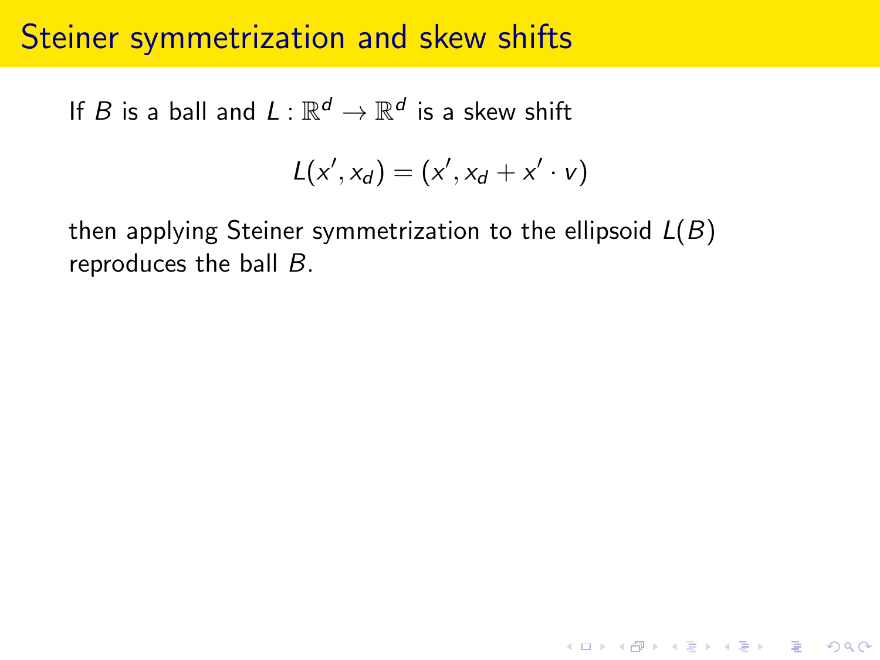# Steiner symmetrization and skew shifts

If $B$ is a ball and $L : \mathbb{R}^d \to \mathbb{R}^d$ is a skew shift

$$L(x', x_d) = (x', x_d + x' \cdot v)$$

then applying Steiner symmetrization to the ellipsoid $L(B)$ reproduces the ball $B$.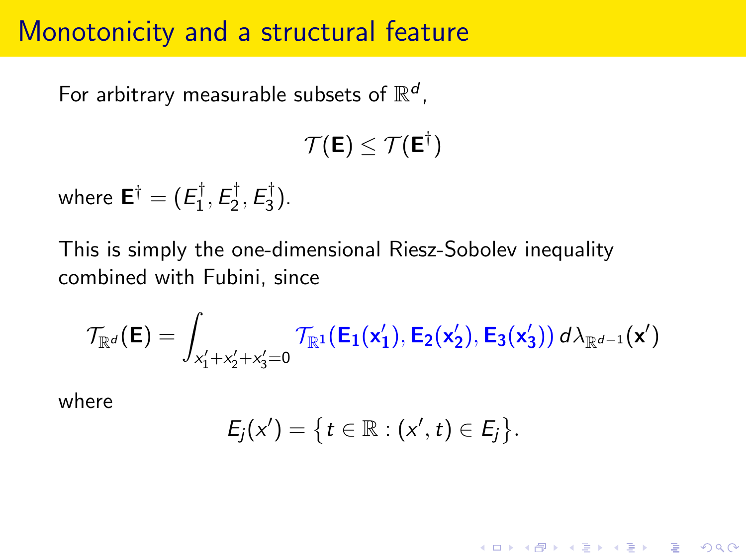# Monotonicity and a structural feature

For arbitrary measurable subsets of $\mathbb{R}^d$,

$$\mathcal{T}(\mathbf{E}) \le \mathcal{T}(\mathbf{E}^\dagger)$$

where $\mathbf{E}^\dagger = (E_1^\dagger, E_2^\dagger, E_3^\dagger)$.

This is simply the one-dimensional Riesz-Sobolev inequality combined with Fubini, since

$$\mathcal{T}_{\mathbb{R}^d}(\mathbf{E}) = \int_{x_1'+x_2'+x_3'=0} \mathcal{T}_{\mathbb{R}^1}(\mathbf{E_1}(\mathbf{x_1'}), \mathbf{E_2}(\mathbf{x_2'}), \mathbf{E_3}(\mathbf{x_3'}))\, d\lambda_{\mathbb{R}^{d-1}}(\mathbf{x}')$$

where

$$E_j(x') = \{ t \in \mathbb{R} : (x', t) \in E_j \}.$$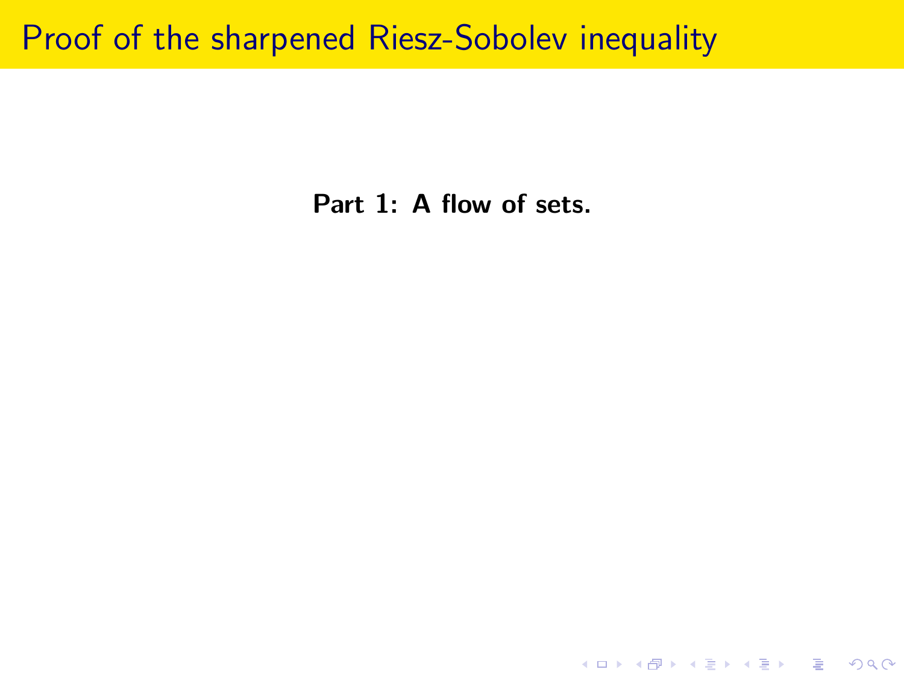# Proof of the sharpened Riesz-Sobolev inequality

**Part 1: A flow of sets.**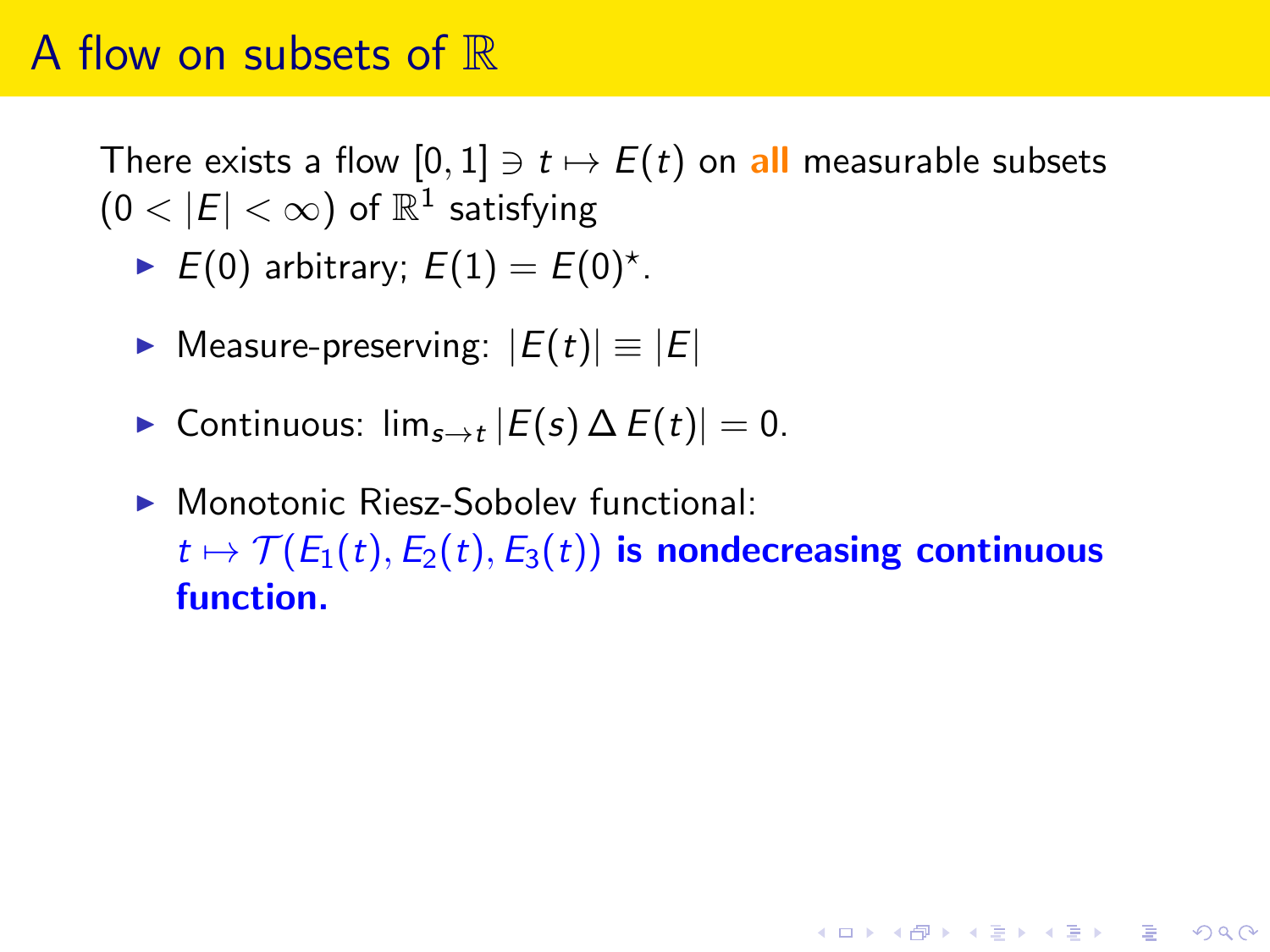# A flow on subsets of $\mathbb{R}$

There exists a flow $[0,1] \ni t \mapsto E(t)$ on **all** measurable subsets $(0 < |E| < \infty)$ of $\mathbb{R}^1$ satisfying

- $E(0)$ arbitrary; $E(1) = E(0)^\star$.
- Measure-preserving: $|E(t)| \equiv |E|$
- Continuous: $\lim_{s \to t} |E(s) \,\Delta\, E(t)| = 0$.
- Monotonic Riesz-Sobolev functional: $t \mapsto \mathcal{T}(E_1(t), E_2(t), E_3(t))$ **is nondecreasing continuous function.**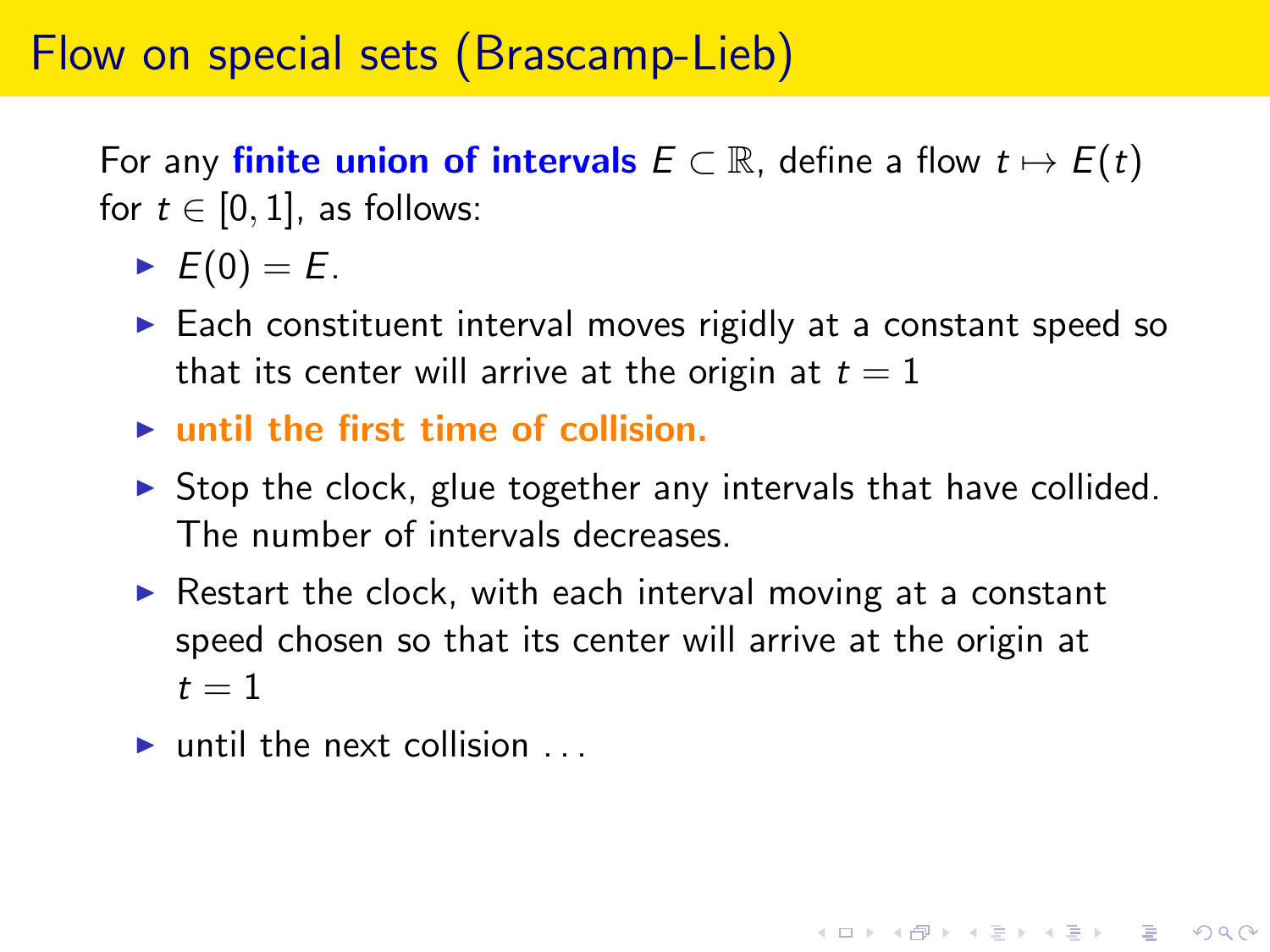# Flow on special sets (Brascamp-Lieb)

For any **finite union of intervals** $E \subset \mathbb{R}$, define a flow $t \mapsto E(t)$ for $t \in [0, 1]$, as follows:

- $E(0) = E$.
- Each constituent interval moves rigidly at a constant speed so that its center will arrive at the origin at $t = 1$
- **until the first time of collision.**
- Stop the clock, glue together any intervals that have collided. The number of intervals decreases.
- Restart the clock, with each interval moving at a constant speed chosen so that its center will arrive at the origin at $t = 1$
- until the next collision . . .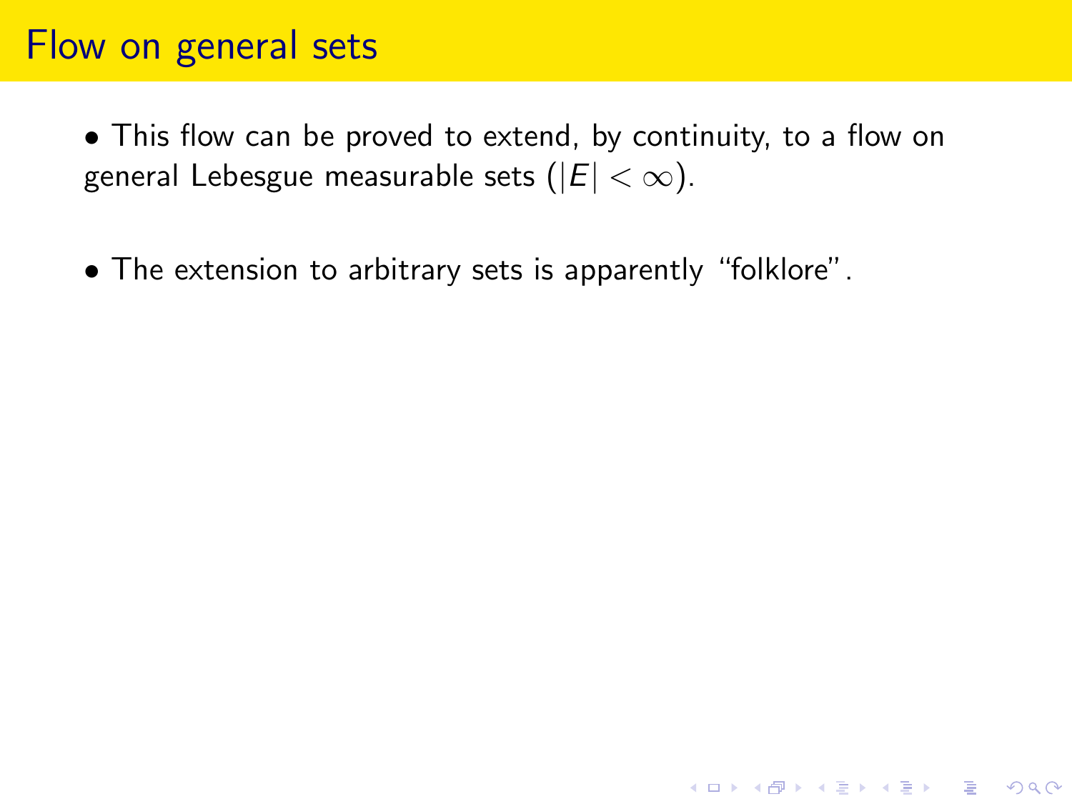# Flow on general sets

- This flow can be proved to extend, by continuity, to a flow on general Lebesgue measurable sets ($|E| < \infty$).

- The extension to arbitrary sets is apparently "folklore".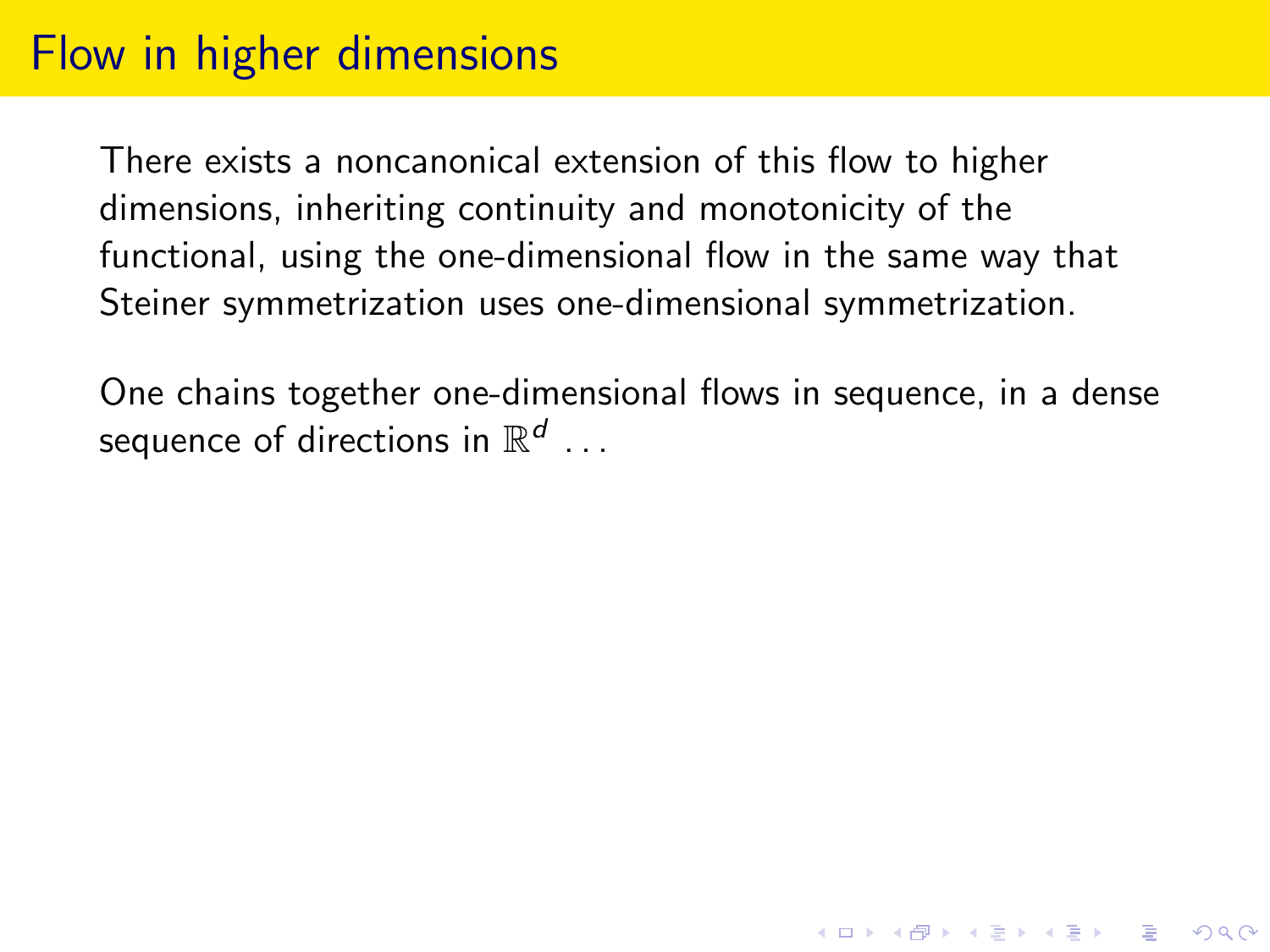# Flow in higher dimensions

There exists a noncanonical extension of this flow to higher dimensions, inheriting continuity and monotonicity of the functional, using the one-dimensional flow in the same way that Steiner symmetrization uses one-dimensional symmetrization.

One chains together one-dimensional flows in sequence, in a dense sequence of directions in $\mathbb{R}^d$ ...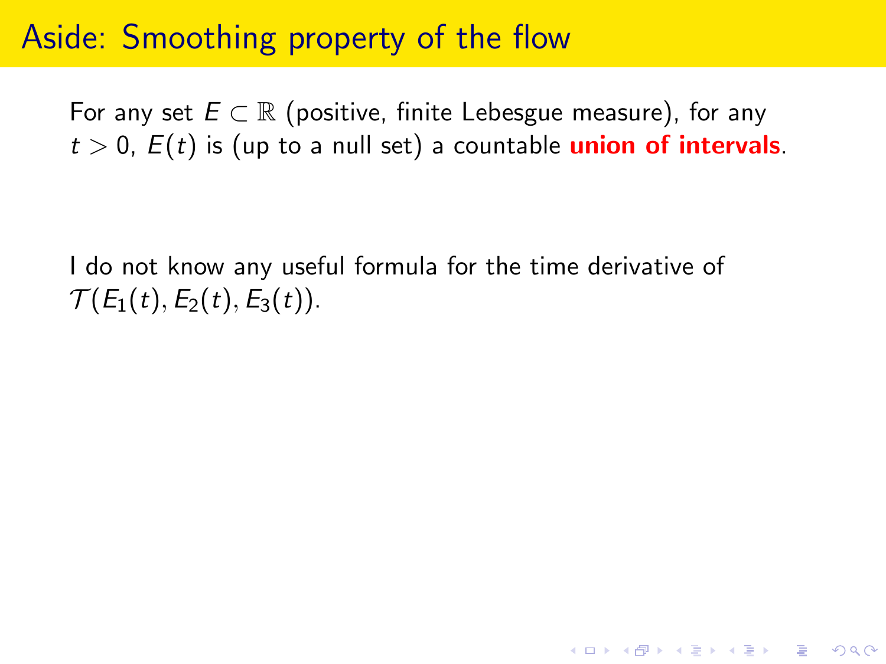# Aside: Smoothing property of the flow

For any set $E \subset \mathbb{R}$ (positive, finite Lebesgue measure), for any $t > 0$, $E(t)$ is (up to a null set) a countable **union of intervals**.

I do not know any useful formula for the time derivative of $\mathcal{T}(E_1(t), E_2(t), E_3(t))$.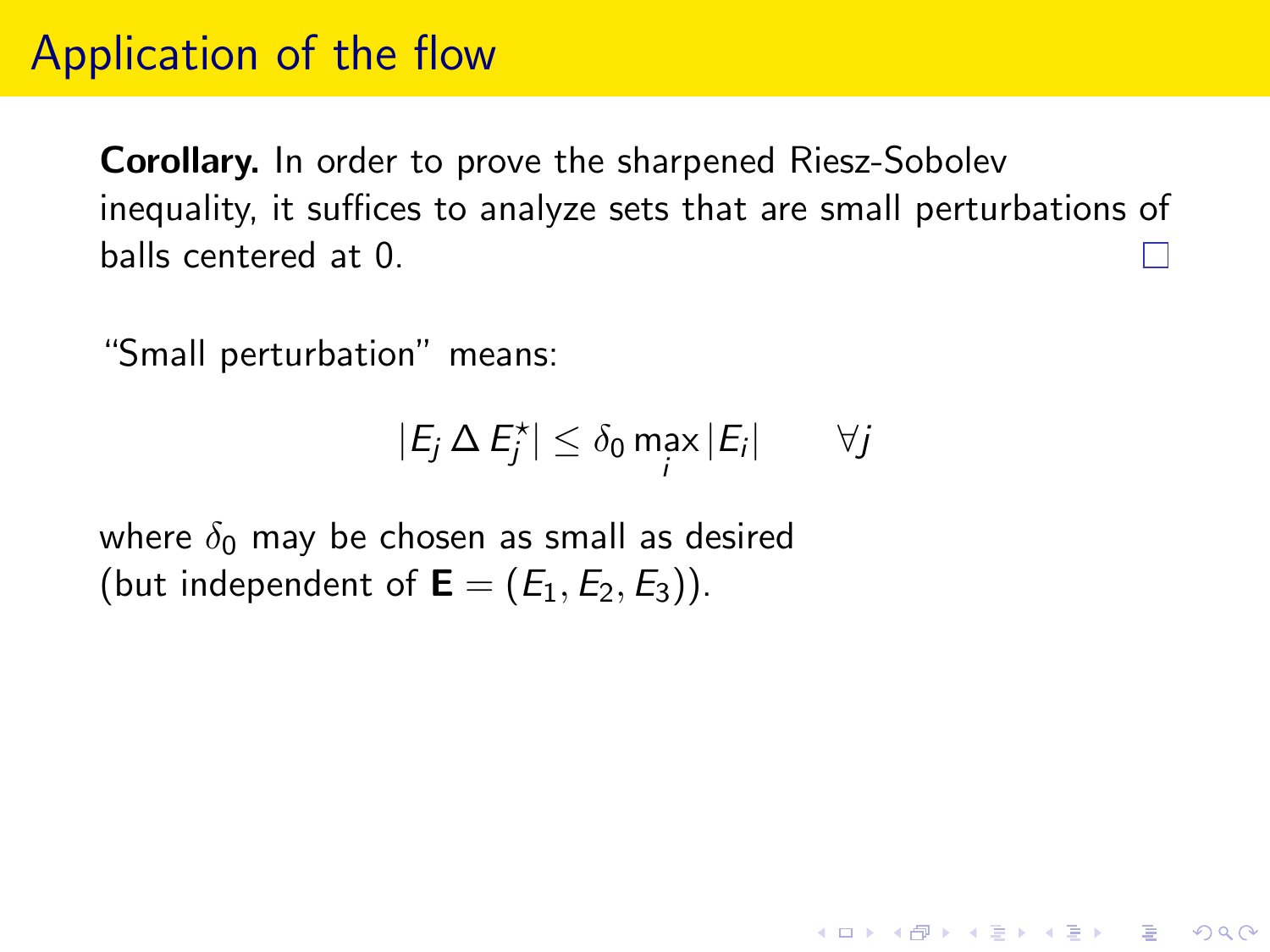# Application of the flow

**Corollary.** In order to prove the sharpened Riesz-Sobolev inequality, it suffices to analyze sets that are small perturbations of balls centered at 0. □

"Small perturbation" means:

$$|E_j \,\Delta\, E_j^\star| \le \delta_0 \max_i |E_i| \qquad \forall j$$

where $\delta_0$ may be chosen as small as desired
(but independent of $\mathbf{E} = (E_1, E_2, E_3)$).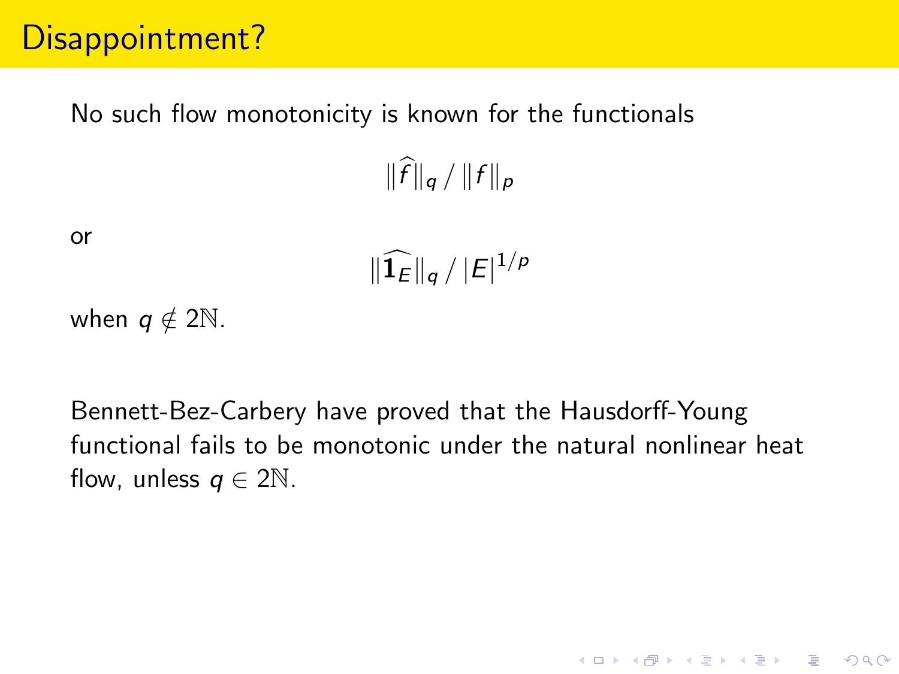# Disappointment?

No such flow monotonicity is known for the functionals

$$\|\widehat{f}\|_q \,/\, \|f\|_p$$

or

$$\|\widehat{\mathbf{1}_E}\|_q \,/\, |E|^{1/p}$$

when $q \notin 2\mathbb{N}$.

Bennett-Bez-Carbery have proved that the Hausdorff-Young functional fails to be monotonic under the natural nonlinear heat flow, unless $q \in 2\mathbb{N}$.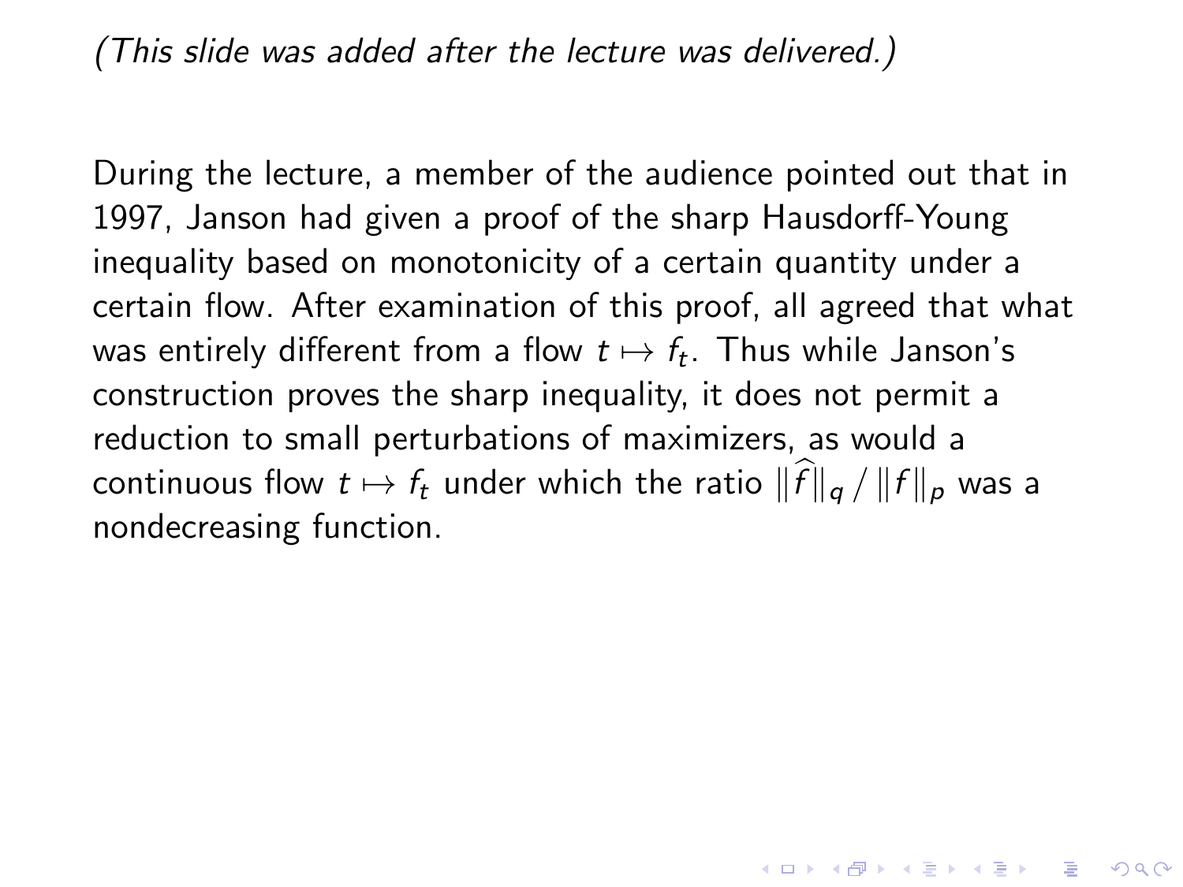*(This slide was added after the lecture was delivered.)*

During the lecture, a member of the audience pointed out that in 1997, Janson had given a proof of the sharp Hausdorff-Young inequality based on monotonicity of a certain quantity under a certain flow. After examination of this proof, all agreed that what was entirely different from a flow $t \mapsto f_t$. Thus while Janson's construction proves the sharp inequality, it does not permit a reduction to small perturbations of maximizers, as would a continuous flow $t \mapsto f_t$ under which the ratio $\|\widehat{f}\|_q \,/\, \|f\|_p$ was a nondecreasing function.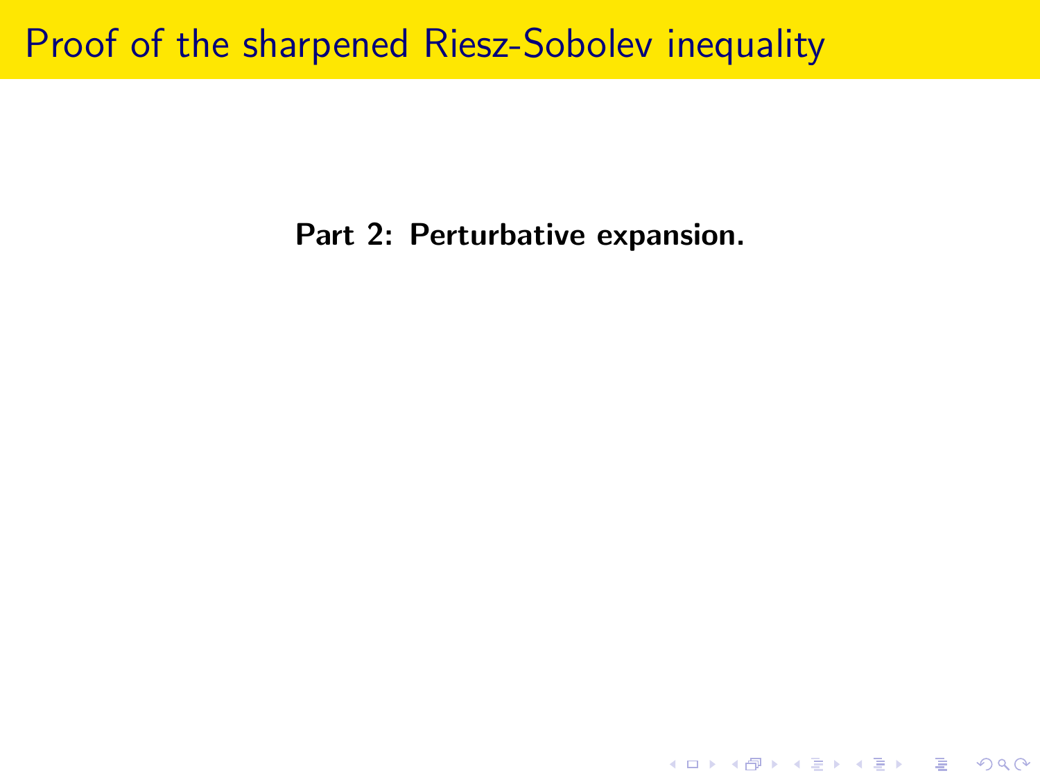# Proof of the sharpened Riesz-Sobolev inequality

**Part 2: Perturbative expansion.**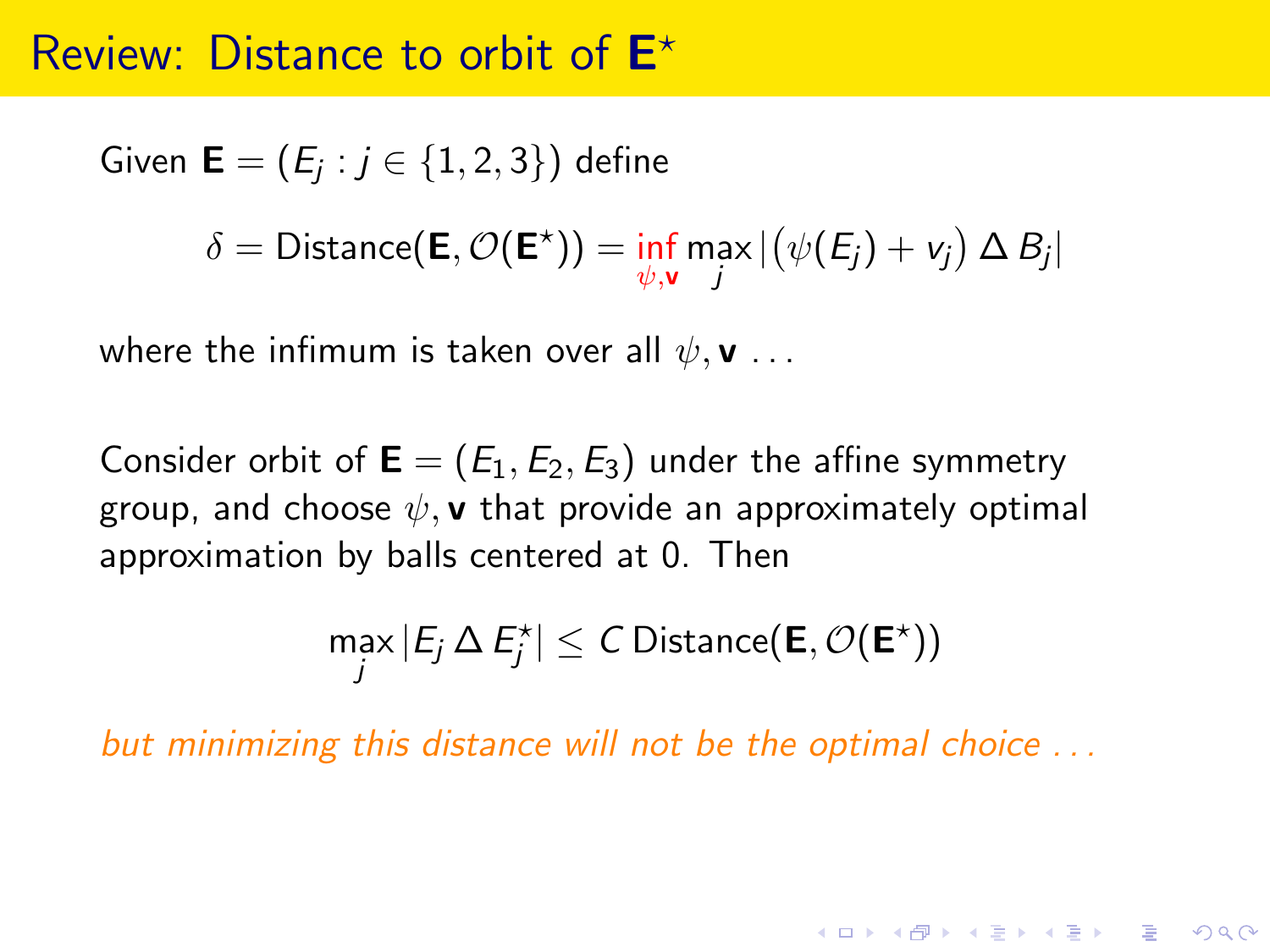# Review: Distance to orbit of $\mathbf{E}^\star$

Given $\mathbf{E} = (E_j : j \in \{1,2,3\})$ define

$$\delta = \text{Distance}(\mathbf{E}, \mathcal{O}(\mathbf{E}^\star)) = \inf_{\psi, \mathbf{v}} \max_j \left|\left(\psi(E_j) + v_j\right) \Delta B_j\right|$$

where the infimum is taken over all $\psi, \mathbf{v}$ ...

Consider orbit of $\mathbf{E} = (E_1, E_2, E_3)$ under the affine symmetry group, and choose $\psi, \mathbf{v}$ that provide an approximately optimal approximation by balls centered at 0. Then

$$\max_j |E_j \,\Delta\, E_j^\star| \le C \, \text{Distance}(\mathbf{E}, \mathcal{O}(\mathbf{E}^\star))$$

*but minimizing this distance will not be the optimal choice ...*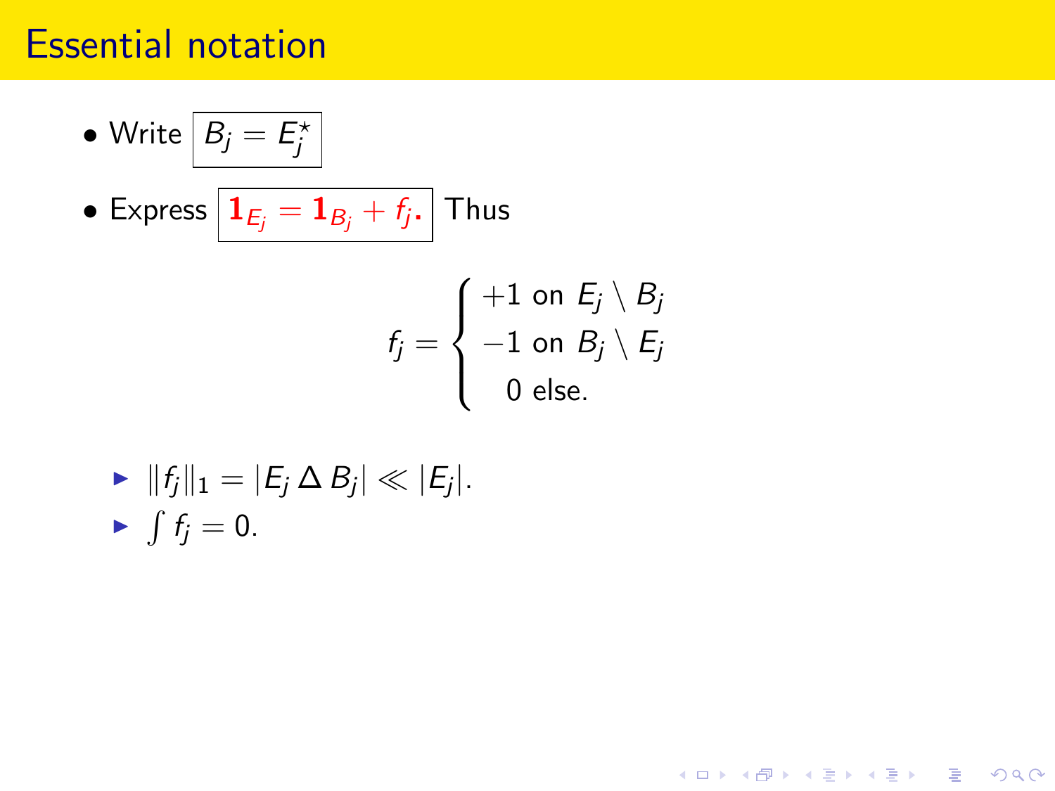# Essential notation

- Write $\boxed{B_j = E_j^\star}$
- Express $\boxed{\mathbf{1}_{E_j} = \mathbf{1}_{B_j} + f_j.}$ Thus

$$f_j = \begin{cases} +1 \text{ on } E_j \setminus B_j \\ -1 \text{ on } B_j \setminus E_j \\ \quad 0 \text{ else.} \end{cases}$$

  - $\|f_j\|_1 = |E_j \,\Delta\, B_j| \ll |E_j|$.
  - $\int f_j = 0$.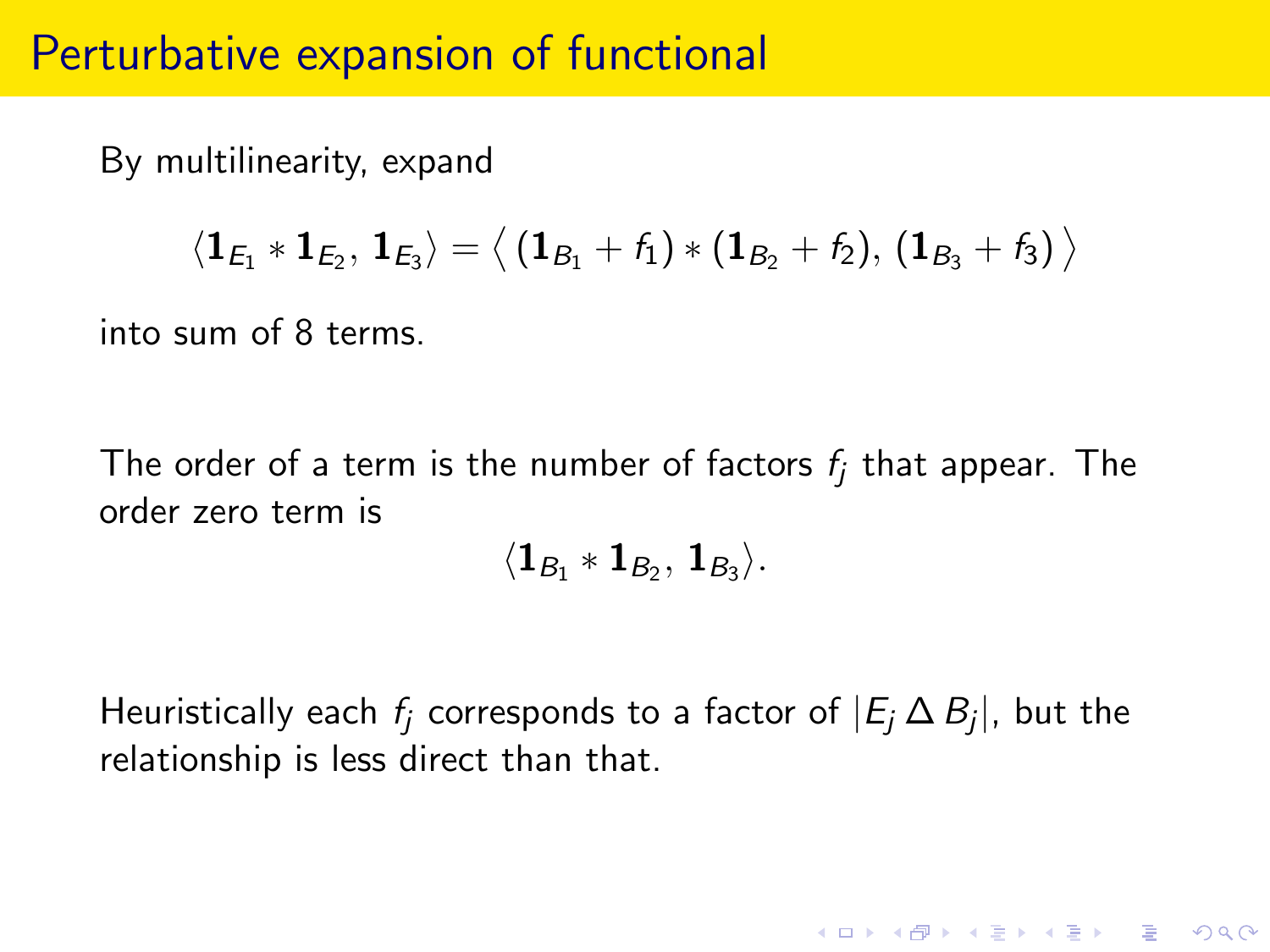# Perturbative expansion of functional

By multilinearity, expand

$$\langle \mathbf{1}_{E_1} * \mathbf{1}_{E_2}, \, \mathbf{1}_{E_3} \rangle = \big\langle \, (\mathbf{1}_{B_1} + f_1) * (\mathbf{1}_{B_2} + f_2), \, (\mathbf{1}_{B_3} + f_3) \, \big\rangle$$

into sum of 8 terms.

The order of a term is the number of factors $f_j$ that appear. The order zero term is

$$\langle \mathbf{1}_{B_1} * \mathbf{1}_{B_2}, \, \mathbf{1}_{B_3} \rangle.$$

Heuristically each $f_j$ corresponds to a factor of $|E_j \, \Delta \, B_j|$, but the relationship is less direct than that.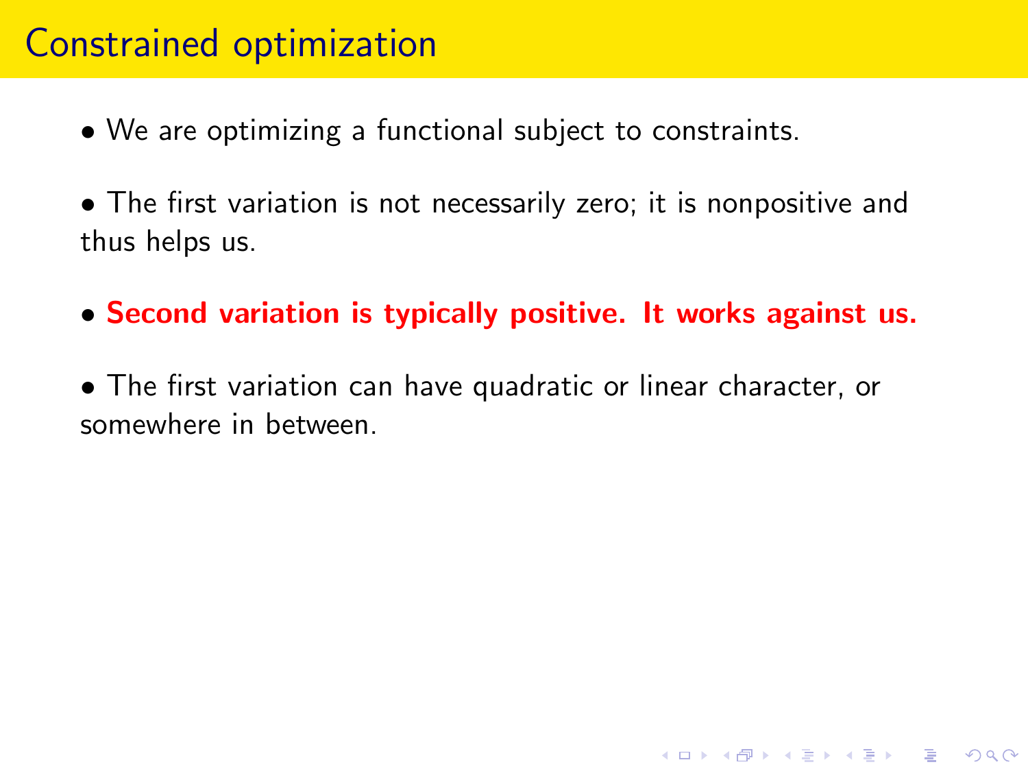# Constrained optimization

- We are optimizing a functional subject to constraints.

- The first variation is not necessarily zero; it is nonpositive and thus helps us.

- **Second variation is typically positive. It works against us.**

- The first variation can have quadratic or linear character, or somewhere in between.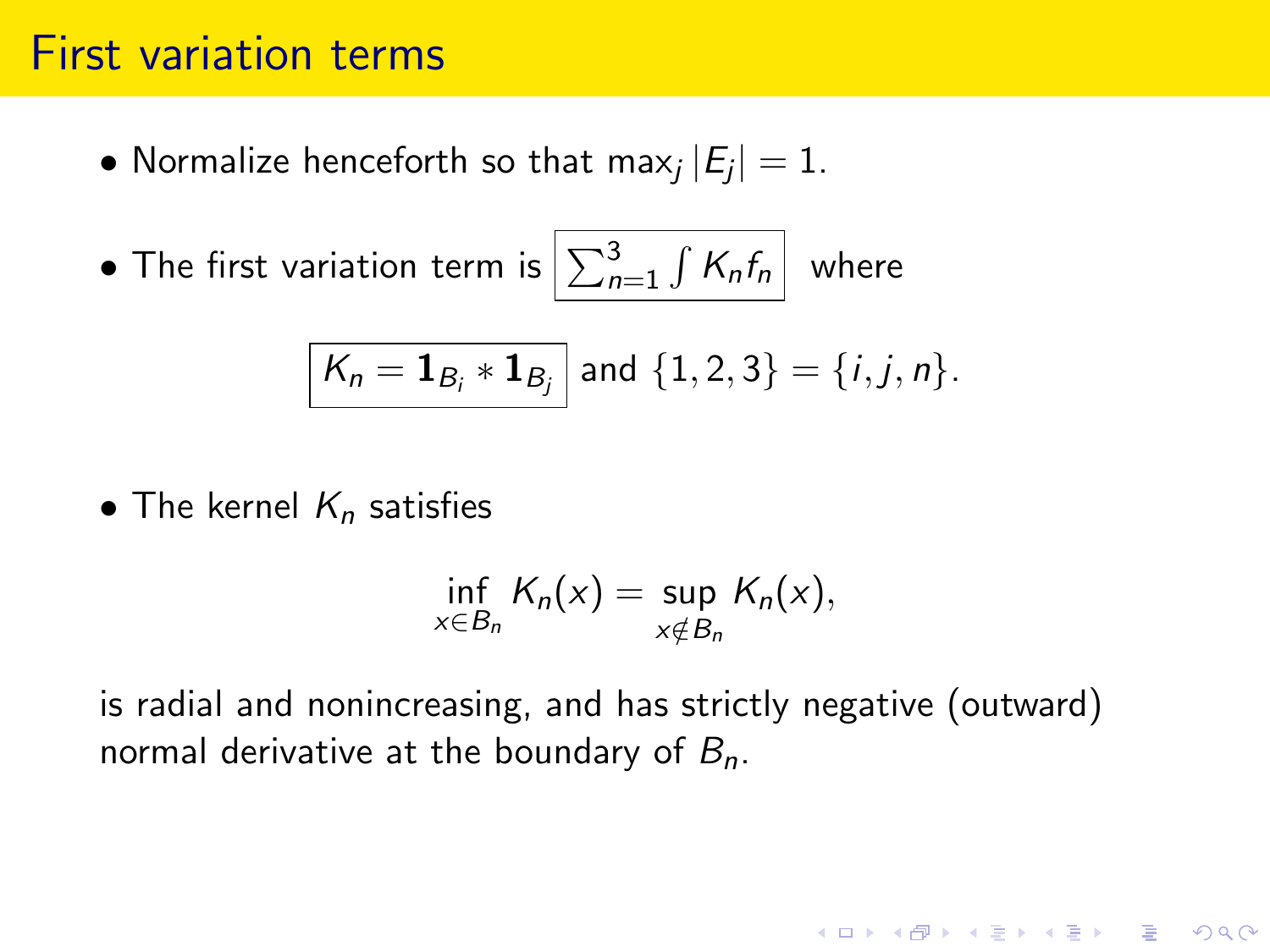# First variation terms

- Normalize henceforth so that $\max_j |E_j| = 1$.
- The first variation term is $\boxed{\sum_{n=1}^{3} \int K_n f_n}$ where

$$\boxed{K_n = \mathbf{1}_{B_i} * \mathbf{1}_{B_j}} \text{ and } \{1,2,3\} = \{i,j,n\}.$$

- The kernel $K_n$ satisfies

$$\inf_{x \in B_n} K_n(x) = \sup_{x \notin B_n} K_n(x),$$

is radial and nonincreasing, and has strictly negative (outward) normal derivative at the boundary of $B_n$.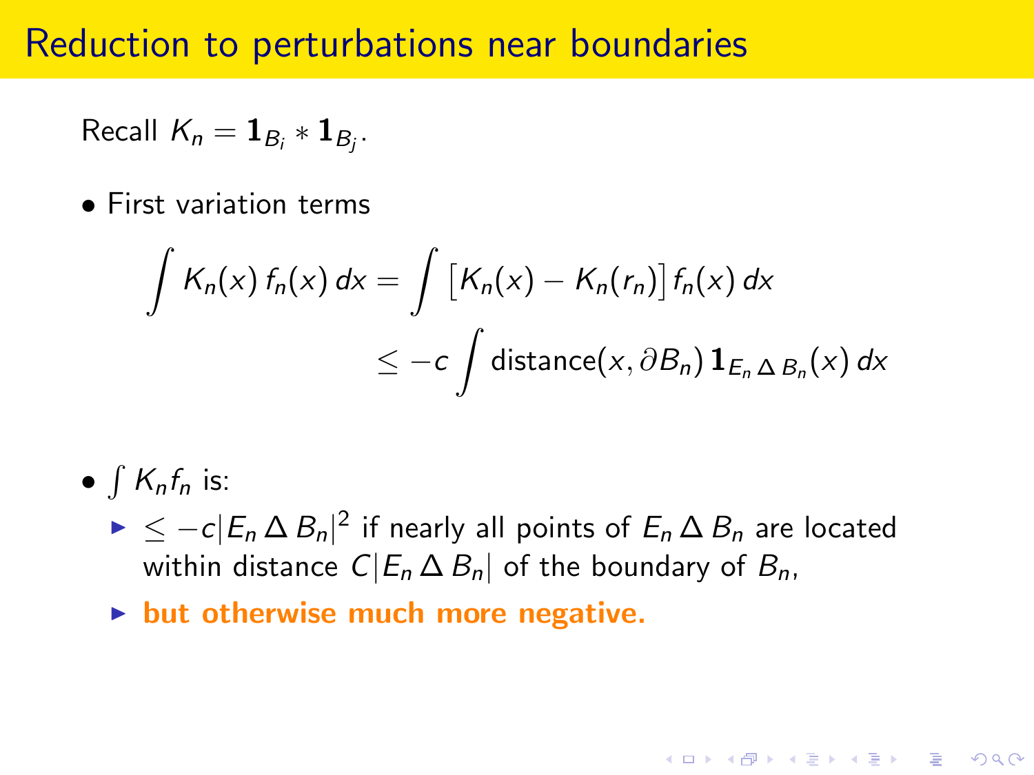# Reduction to perturbations near boundaries

Recall $K_n = \mathbf{1}_{B_i} * \mathbf{1}_{B_j}$.

- First variation terms

$$\int K_n(x)\, f_n(x)\, dx = \int \big[K_n(x) - K_n(r_n)\big]\, f_n(x)\, dx$$
$$\leq -c \int \text{distance}(x, \partial B_n)\, \mathbf{1}_{E_n \,\Delta\, B_n}(x)\, dx$$

- $\int K_n f_n$ is:
  - $\leq -c|E_n \,\Delta\, B_n|^2$ if nearly all points of $E_n \,\Delta\, B_n$ are located within distance $C|E_n \,\Delta\, B_n|$ of the boundary of $B_n$,
  - **but otherwise much more negative.**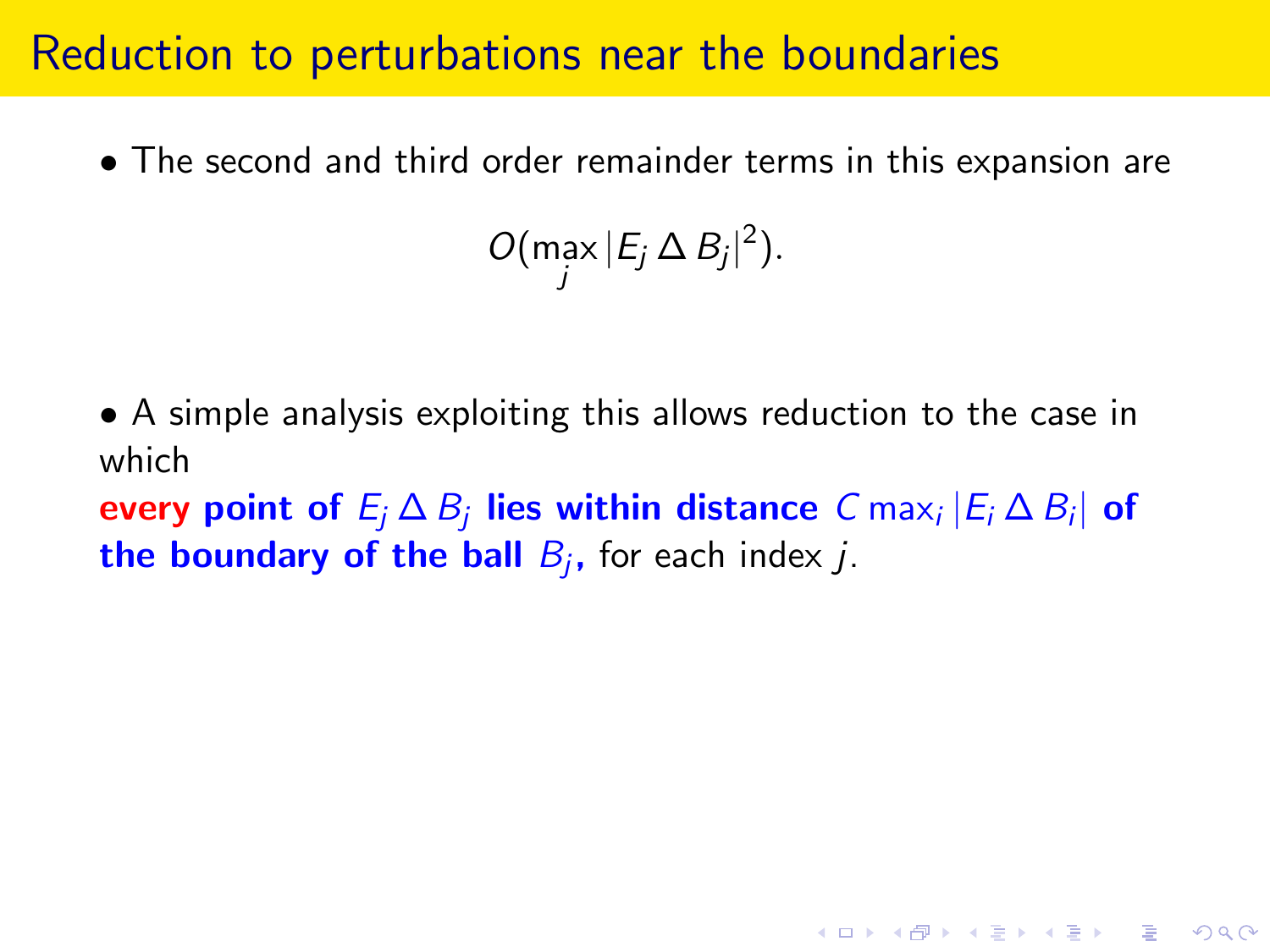# Reduction to perturbations near the boundaries

- The second and third order remainder terms in this expansion are

$$O(\max_j |E_j \,\Delta\, B_j|^2).$$

- A simple analysis exploiting this allows reduction to the case in which
**every point of $E_j \,\Delta\, B_j$ lies within distance $C \max_i |E_i \,\Delta\, B_i|$ of the boundary of the ball $B_j$,** for each index $j$.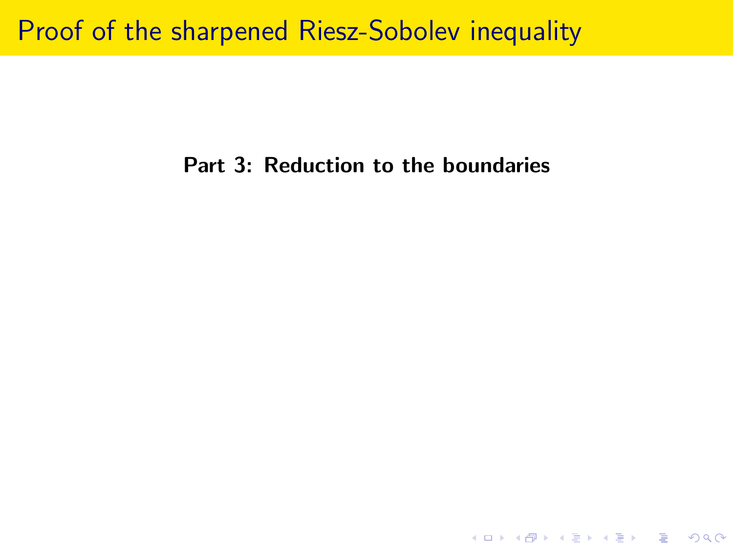# Proof of the sharpened Riesz-Sobolev inequality

**Part 3: Reduction to the boundaries**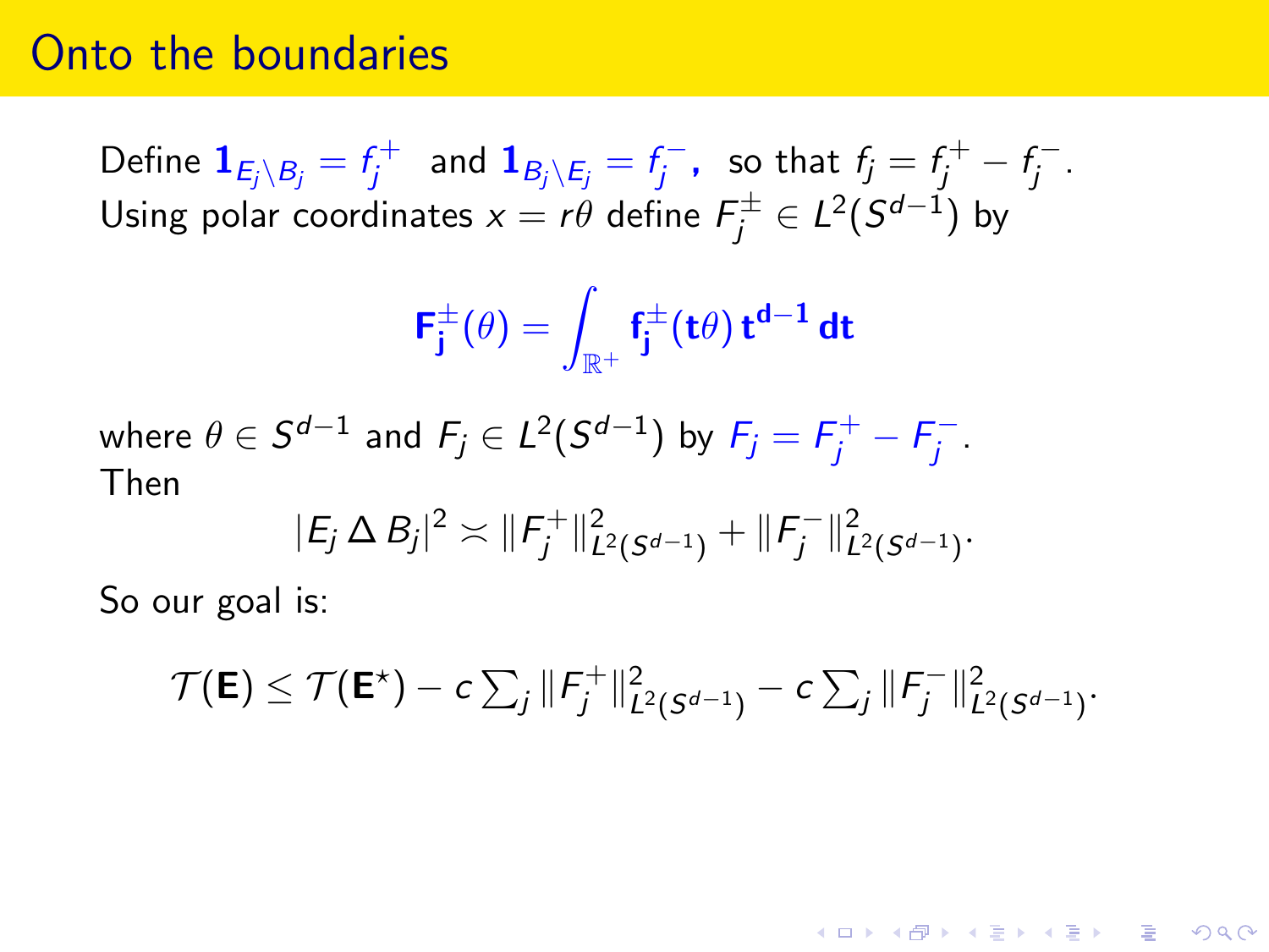# Onto the boundaries

Define $\mathbf{1}_{E_j \setminus B_j} = f_j^+$ and $\mathbf{1}_{B_j \setminus E_j} = f_j^-$, so that $f_j = f_j^+ - f_j^-$.
Using polar coordinates $x = r\theta$ define $F_j^\pm \in L^2(S^{d-1})$ by

$$\mathbf{F_j^\pm(\theta) = \int_{\mathbb{R}^+} f_j^\pm(t\theta)\, t^{d-1}\, dt}$$

where $\theta \in S^{d-1}$ and $F_j \in L^2(S^{d-1})$ by $F_j = F_j^+ - F_j^-$.
Then

$$|E_j \,\Delta\, B_j|^2 \asymp \|F_j^+\|^2_{L^2(S^{d-1})} + \|F_j^-\|^2_{L^2(S^{d-1})}.$$

So our goal is:

$$\mathcal{T}(\mathbf{E}) \leq \mathcal{T}(\mathbf{E}^\star) - c\sum_j \|F_j^+\|^2_{L^2(S^{d-1})} - c\sum_j \|F_j^-\|^2_{L^2(S^{d-1})}.$$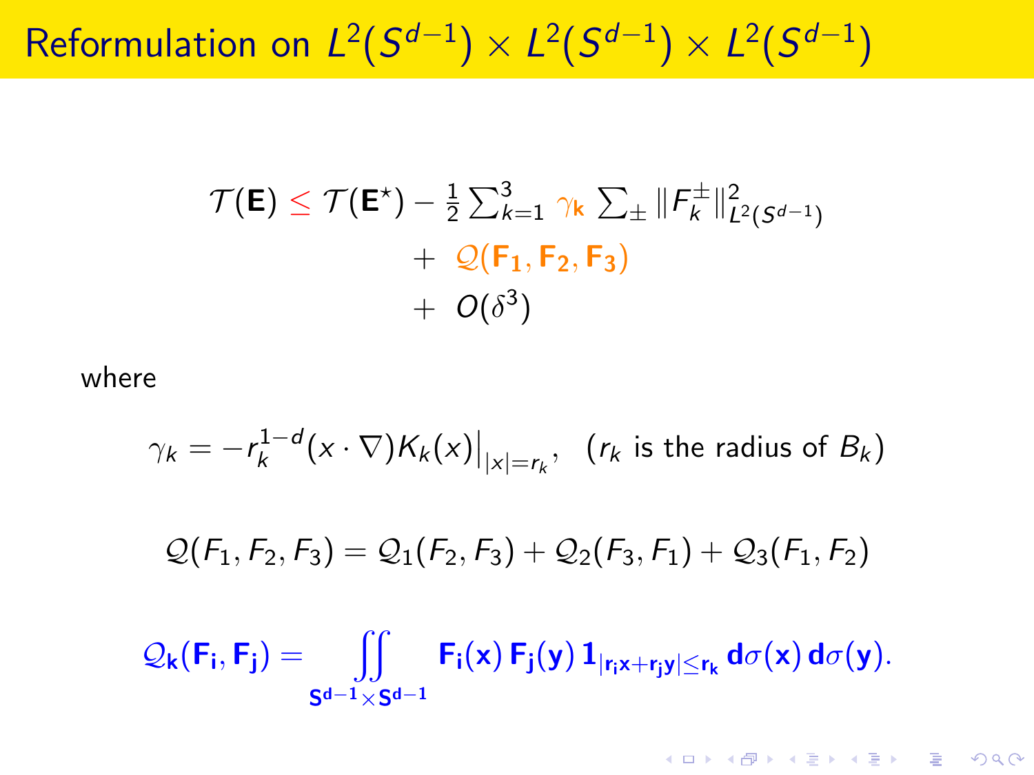# Reformulation on $L^2(S^{d-1}) \times L^2(S^{d-1}) \times L^2(S^{d-1})$

$$
\begin{aligned}
\mathcal{T}(\mathbf{E}) \leq \mathcal{T}(\mathbf{E}^\star) &- \tfrac{1}{2} \sum_{k=1}^{3} \gamma_k \sum_{\pm} \|F_k^\pm\|^2_{L^2(S^{d-1})} \\
&+ \mathcal{Q}(\mathbf{F_1}, \mathbf{F_2}, \mathbf{F_3}) \\
&+ O(\delta^3)
\end{aligned}
$$

where

$$
\gamma_k = -r_k^{1-d} (x \cdot \nabla) K_k(x)\big|_{|x|=r_k}, \quad (r_k \text{ is the radius of } B_k)
$$

$$
\mathcal{Q}(F_1, F_2, F_3) = \mathcal{Q}_1(F_2, F_3) + \mathcal{Q}_2(F_3, F_1) + \mathcal{Q}_3(F_1, F_2)
$$

$$
\mathcal{Q}_\mathbf{k}(\mathbf{F_i}, \mathbf{F_j}) = \iint\limits_{\mathbf{S^{d-1} \times S^{d-1}}} \mathbf{F_i}(\mathbf{x})\, \mathbf{F_j}(\mathbf{y})\, \mathbf{1}_{|\mathbf{r_i x + r_j y}| \leq \mathbf{r_k}}\, \mathbf{d}\sigma(\mathbf{x})\, \mathbf{d}\sigma(\mathbf{y}).
$$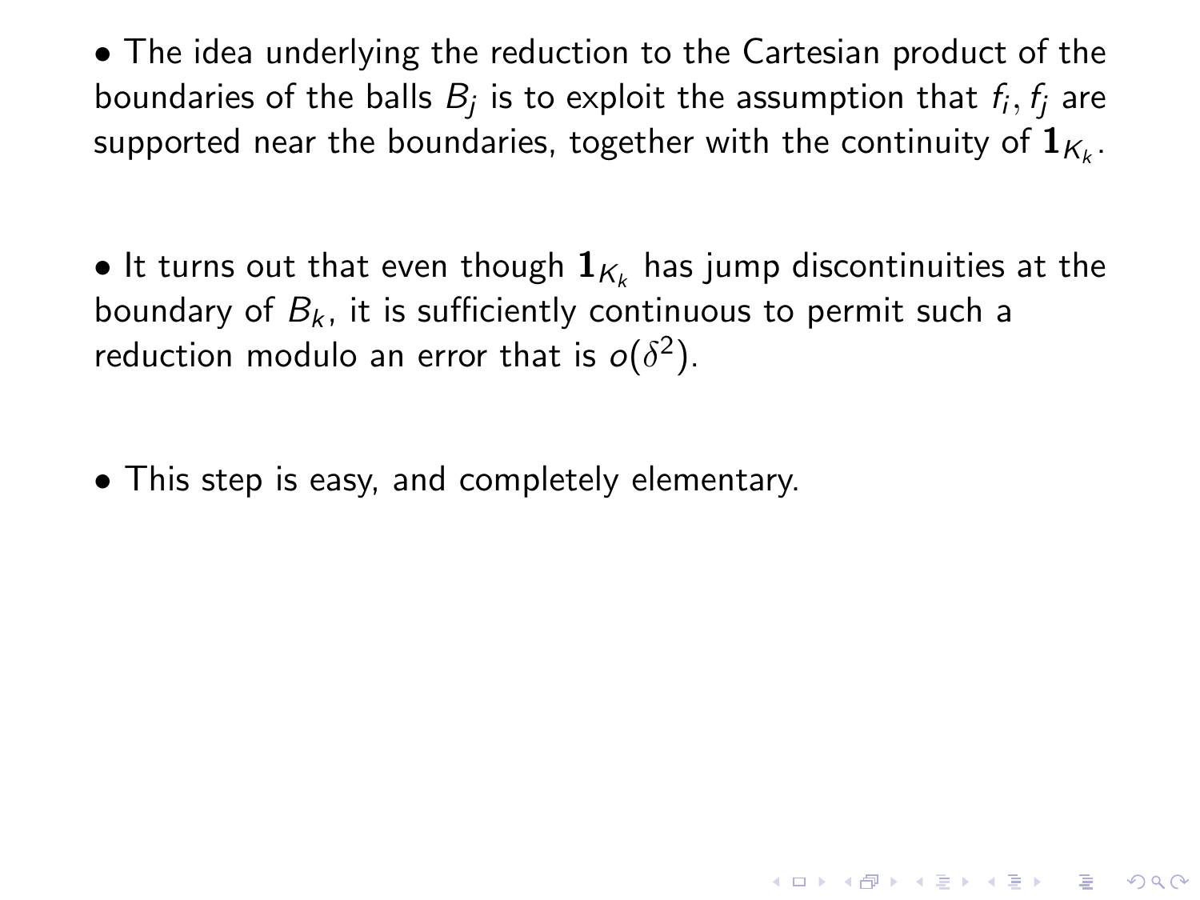- The idea underlying the reduction to the Cartesian product of the boundaries of the balls $B_j$ is to exploit the assumption that $f_i, f_j$ are supported near the boundaries, together with the continuity of $\mathbf{1}_{K_k}$.

- It turns out that even though $\mathbf{1}_{K_k}$ has jump discontinuities at the boundary of $B_k$, it is sufficiently continuous to permit such a reduction modulo an error that is $o(\delta^2)$.

- This step is easy, and completely elementary.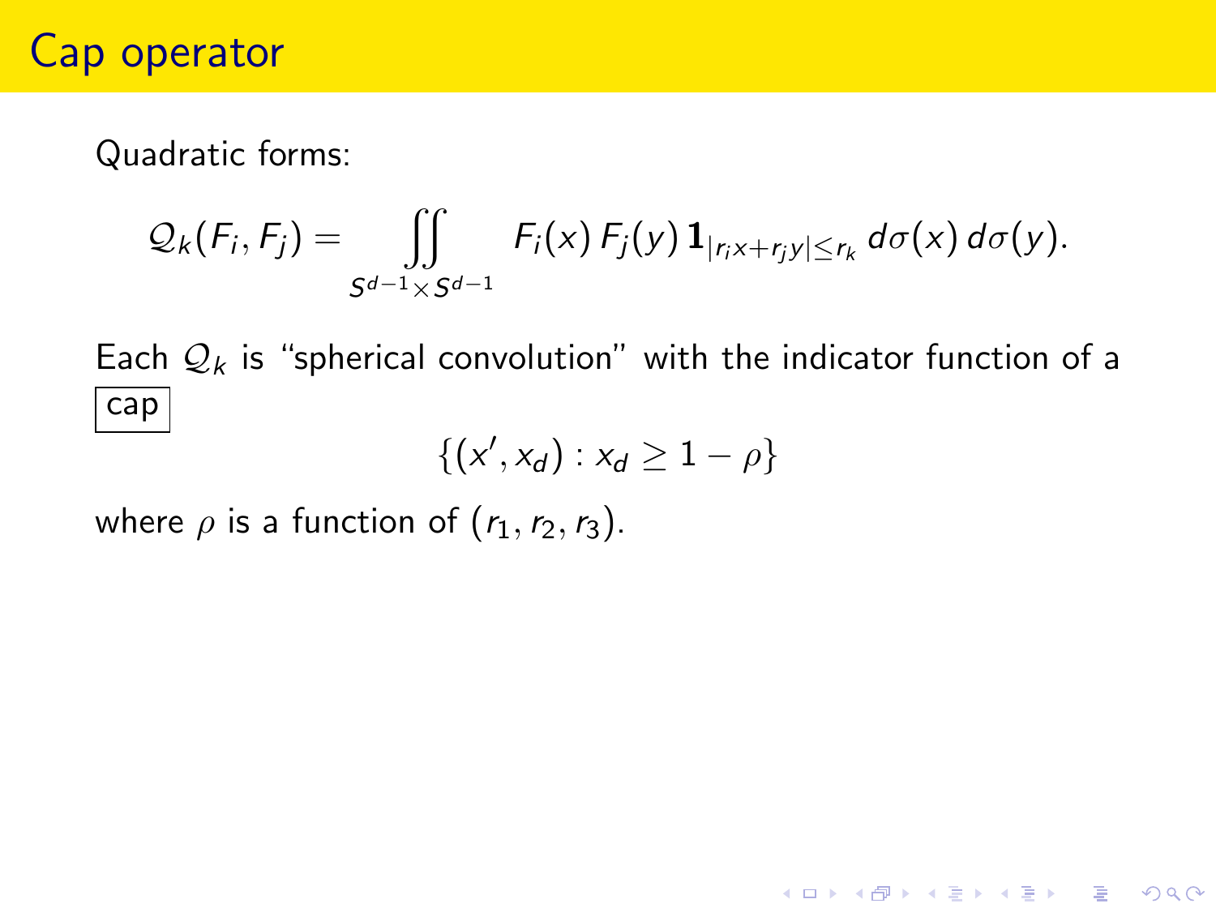# Cap operator

Quadratic forms:

$$\mathcal{Q}_k(F_i, F_j) = \iint\limits_{S^{d-1}\times S^{d-1}} F_i(x)\, F_j(y)\, \mathbf{1}_{|r_i x + r_j y| \le r_k}\, d\sigma(x)\, d\sigma(y).$$

Each $\mathcal{Q}_k$ is "spherical convolution" with the indicator function of a cap

$$\{(x', x_d) : x_d \ge 1 - \rho\}$$

where $\rho$ is a function of $(r_1, r_2, r_3)$.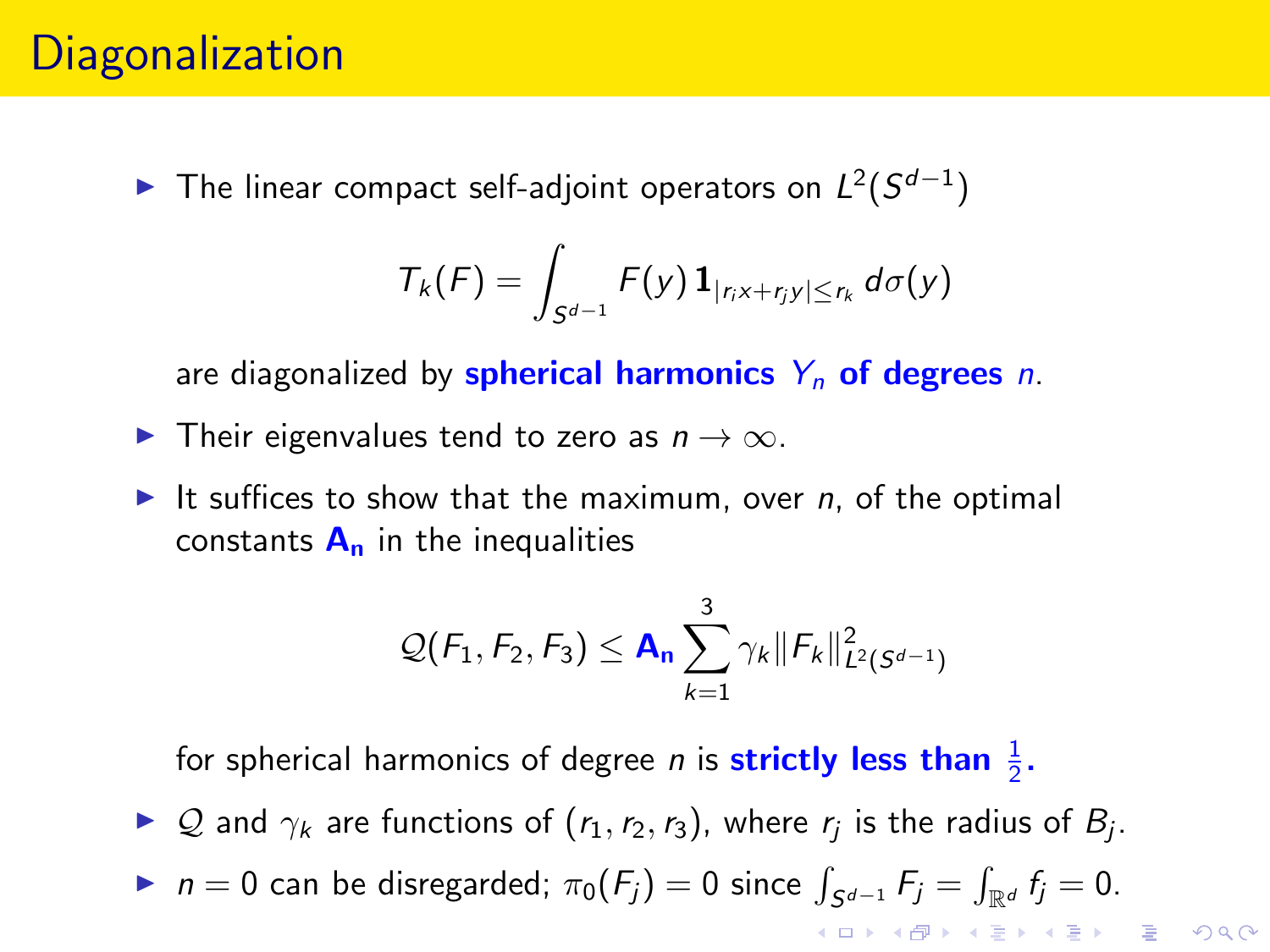# Diagonalization

- The linear compact self-adjoint operators on $L^2(S^{d-1})$

$$T_k(F) = \int_{S^{d-1}} F(y)\, \mathbf{1}_{|r_i x + r_j y| \le r_k}\, d\sigma(y)$$

  are diagonalized by **spherical harmonics $Y_n$ of degrees $n$**.

- Their eigenvalues tend to zero as $n \to \infty$.
- It suffices to show that the maximum, over $n$, of the optimal constants $\mathbf{A_n}$ in the inequalities

$$\mathcal{Q}(F_1, F_2, F_3) \le \mathbf{A_n} \sum_{k=1}^{3} \gamma_k \|F_k\|^2_{L^2(S^{d-1})}$$

  for spherical harmonics of degree $n$ is **strictly less than $\frac{1}{2}$.**

- $\mathcal{Q}$ and $\gamma_k$ are functions of $(r_1, r_2, r_3)$, where $r_j$ is the radius of $B_j$.
- $n = 0$ can be disregarded; $\pi_0(F_j) = 0$ since $\int_{S^{d-1}} F_j = \int_{\mathbb{R}^d} f_j = 0$.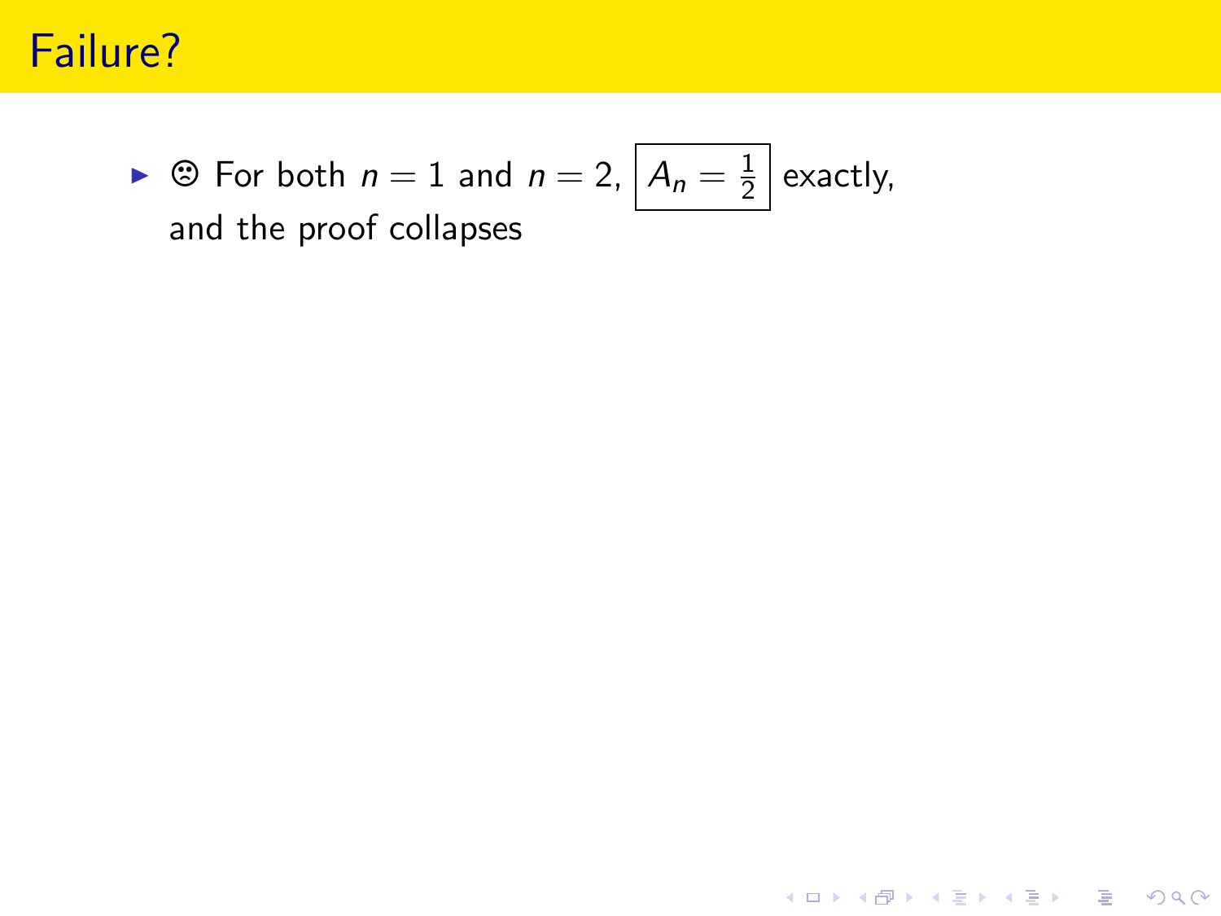# Failure?

- ☹ For both $n = 1$ and $n = 2$, $\boxed{A_n = \frac{1}{2}}$ exactly, and the proof collapses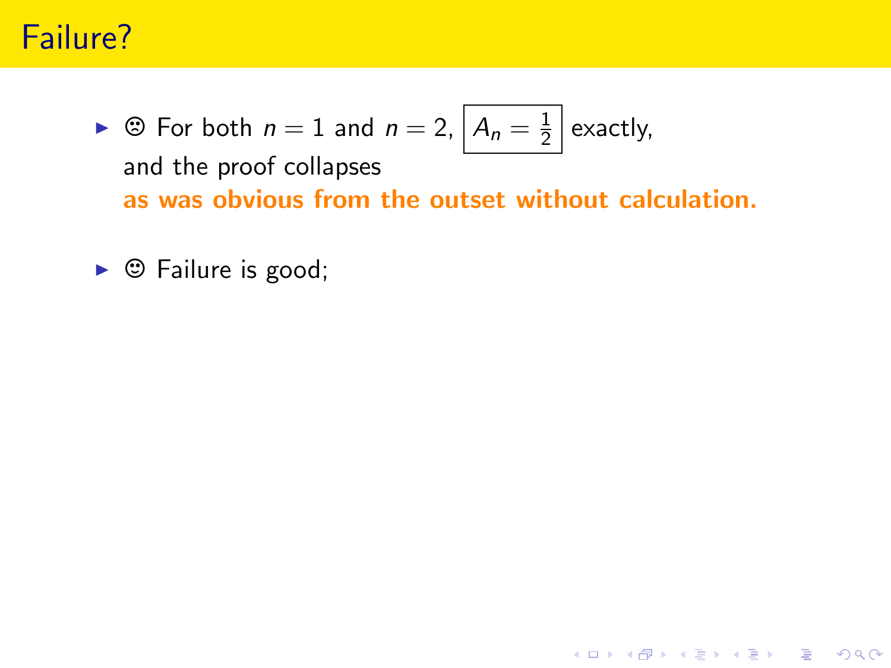# Failure?

- ☹ For both $n = 1$ and $n = 2$, $\boxed{A_n = \frac{1}{2}}$ exactly, and the proof collapses **as was obvious from the outset without calculation.**

- ☺ Failure is good;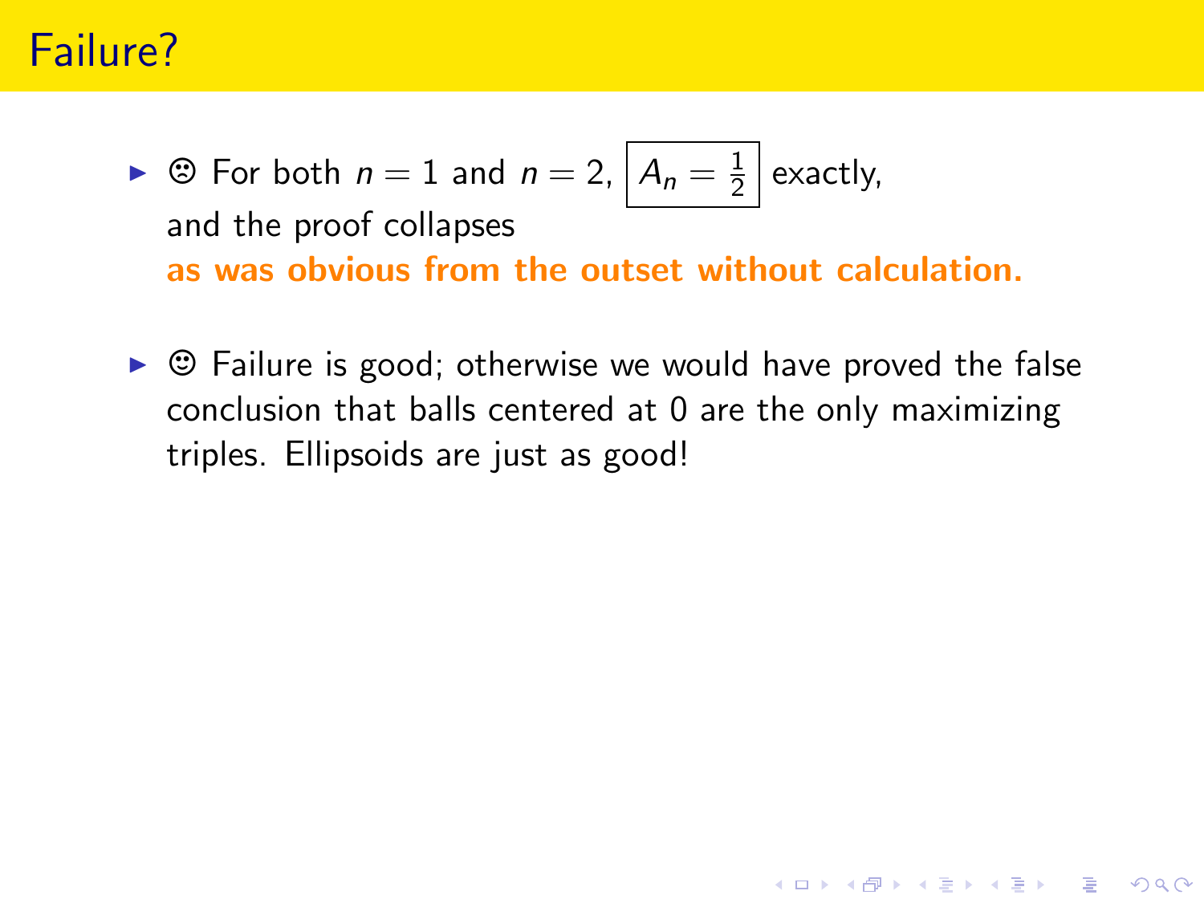# Failure?

- ☹ For both $n = 1$ and $n = 2$, $\boxed{A_n = \frac{1}{2}}$ exactly, and the proof collapses **as was obvious from the outset without calculation.**

- ☺ Failure is good; otherwise we would have proved the false conclusion that balls centered at 0 are the only maximizing triples. Ellipsoids are just as good!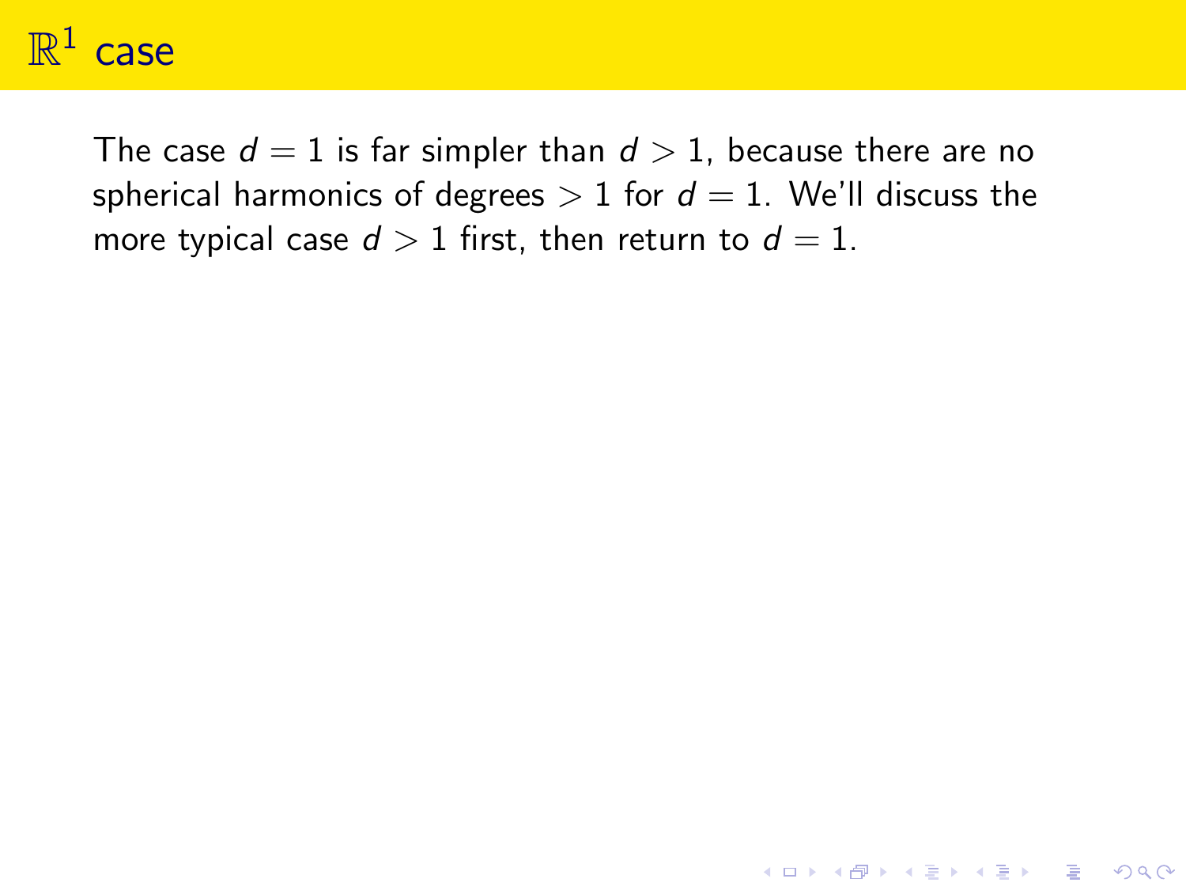# $\mathbb{R}^1$ case

The case $d = 1$ is far simpler than $d > 1$, because there are no spherical harmonics of degrees $> 1$ for $d = 1$. We'll discuss the more typical case $d > 1$ first, then return to $d = 1$.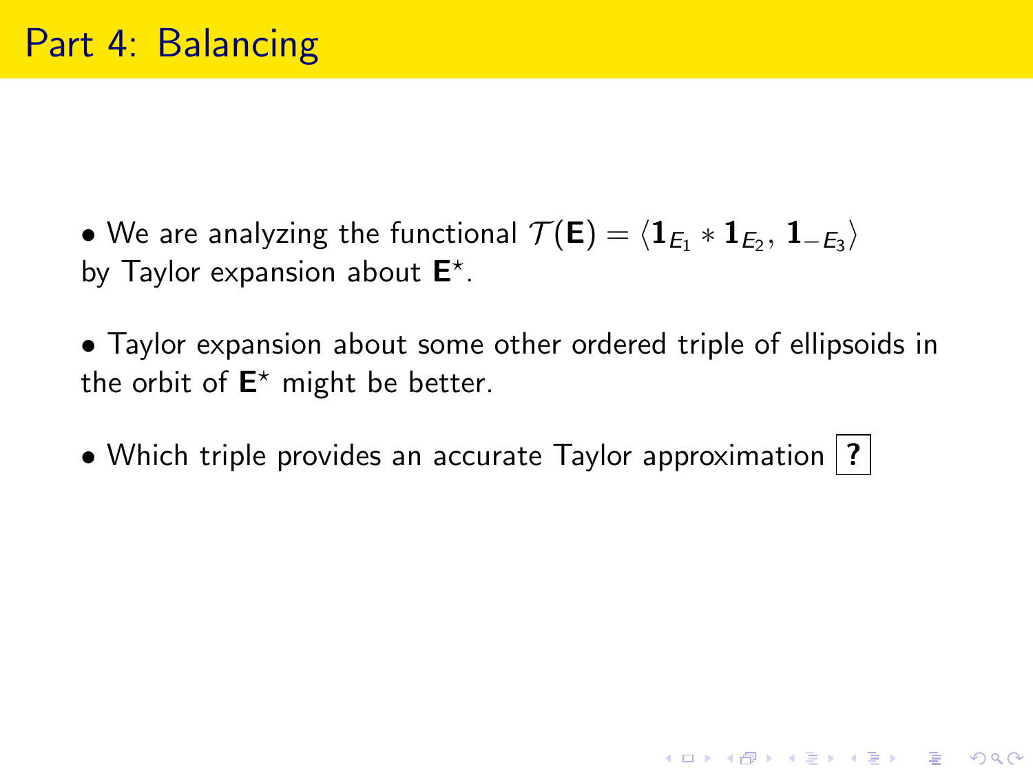# Part 4: Balancing

- We are analyzing the functional $\mathcal{T}(\mathbf{E}) = \langle \mathbf{1}_{E_1} * \mathbf{1}_{E_2}, \mathbf{1}_{-E_3} \rangle$ by Taylor expansion about $\mathbf{E}^\star$.

- Taylor expansion about some other ordered triple of ellipsoids in the orbit of $\mathbf{E}^\star$ might be better.

- Which triple provides an accurate Taylor approximation **?**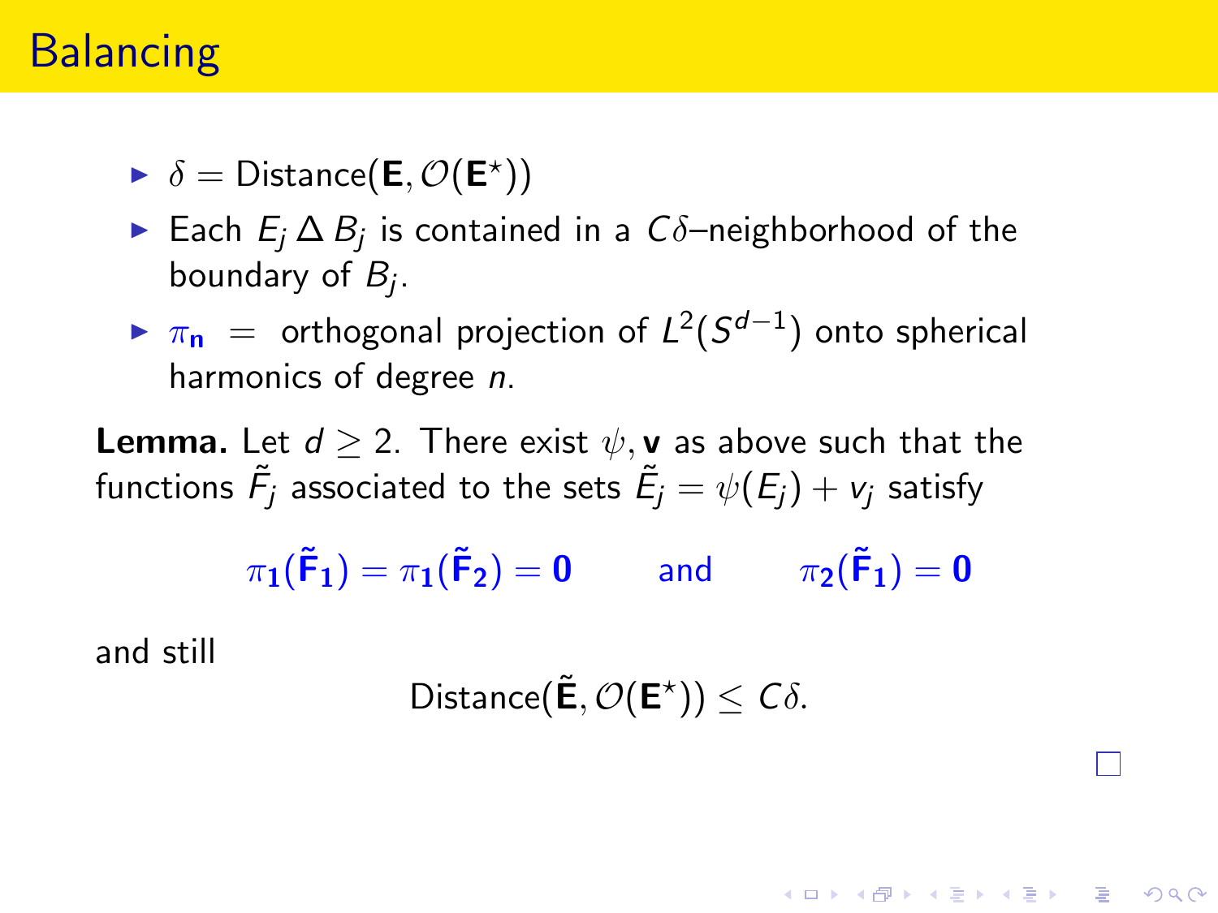# Balancing

- $\delta = \text{Distance}(\mathbf{E}, \mathcal{O}(\mathbf{E}^\star))$
- Each $E_j \,\Delta\, B_j$ is contained in a $C\delta$–neighborhood of the boundary of $B_j$.
- $\pi_{\mathbf{n}}$ = orthogonal projection of $L^2(S^{d-1})$ onto spherical harmonics of degree $n$.

**Lemma.** Let $d \geq 2$. There exist $\psi, \mathbf{v}$ as above such that the functions $\tilde{F}_j$ associated to the sets $\tilde{E}_j = \psi(E_j) + v_j$ satisfy

$$\pi_{\mathbf{1}}(\tilde{\mathbf{F}}_{\mathbf{1}}) = \pi_{\mathbf{1}}(\tilde{\mathbf{F}}_{\mathbf{2}}) = \mathbf{0} \qquad \text{and} \qquad \pi_{\mathbf{2}}(\tilde{\mathbf{F}}_{\mathbf{1}}) = \mathbf{0}$$

and still

$$\text{Distance}(\tilde{\mathbf{E}}, \mathcal{O}(\mathbf{E}^\star)) \leq C\delta.$$

□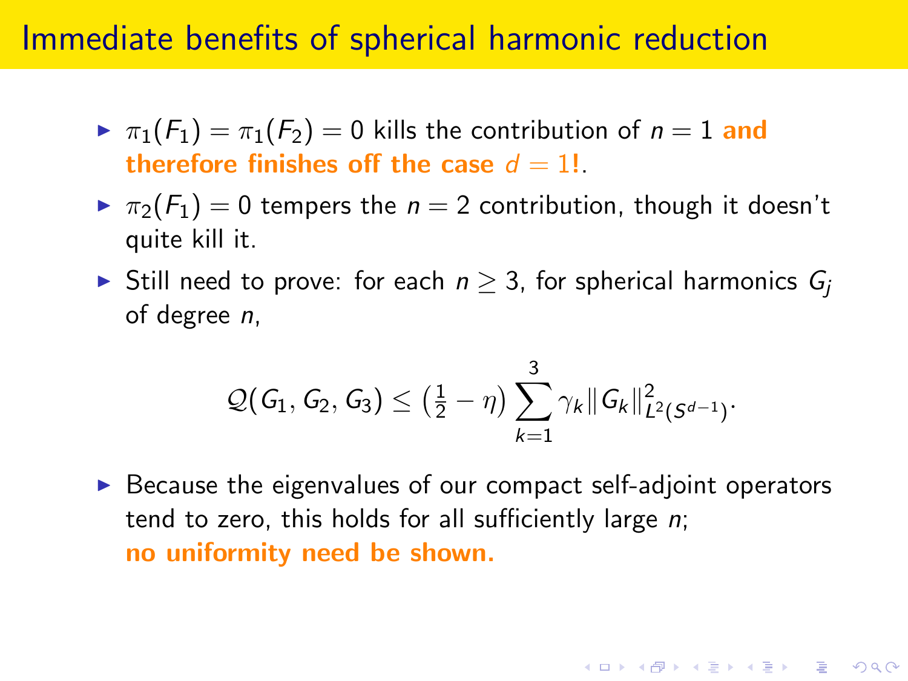# Immediate benefits of spherical harmonic reduction

- $\pi_1(F_1) = \pi_1(F_2) = 0$ kills the contribution of $n = 1$ **and therefore finishes off the case $d = 1$!**.
- $\pi_2(F_1) = 0$ tempers the $n = 2$ contribution, though it doesn't quite kill it.
- Still need to prove: for each $n \geq 3$, for spherical harmonics $G_j$ of degree $n$,

$$\mathcal{Q}(G_1, G_2, G_3) \leq \left(\tfrac{1}{2} - \eta\right) \sum_{k=1}^{3} \gamma_k \|G_k\|^2_{L^2(S^{d-1})}.$$

- Because the eigenvalues of our compact self-adjoint operators tend to zero, this holds for all sufficiently large $n$;
  **no uniformity need be shown.**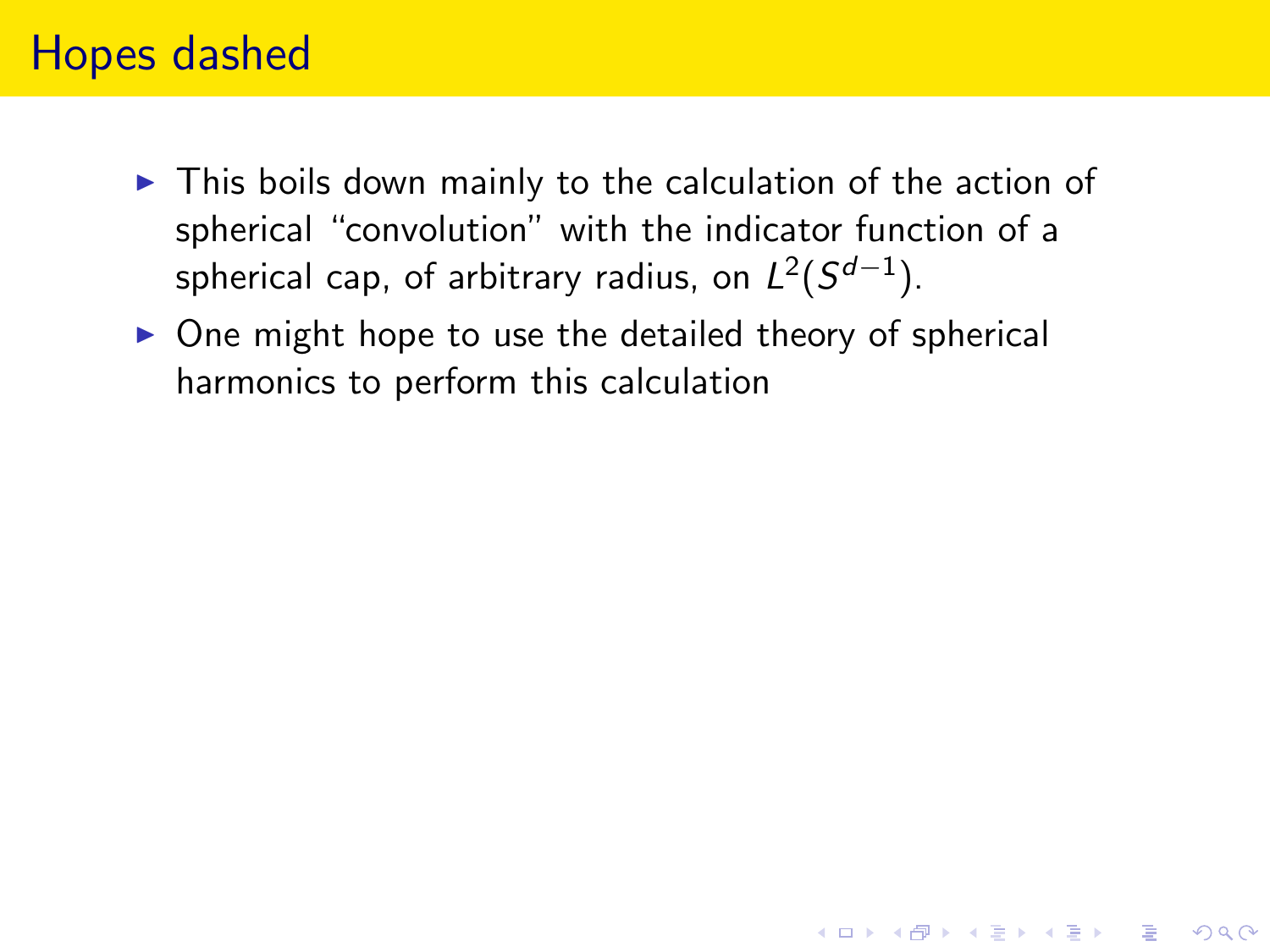# Hopes dashed

- This boils down mainly to the calculation of the action of spherical “convolution” with the indicator function of a spherical cap, of arbitrary radius, on $L^2(S^{d-1})$.
- One might hope to use the detailed theory of spherical harmonics to perform this calculation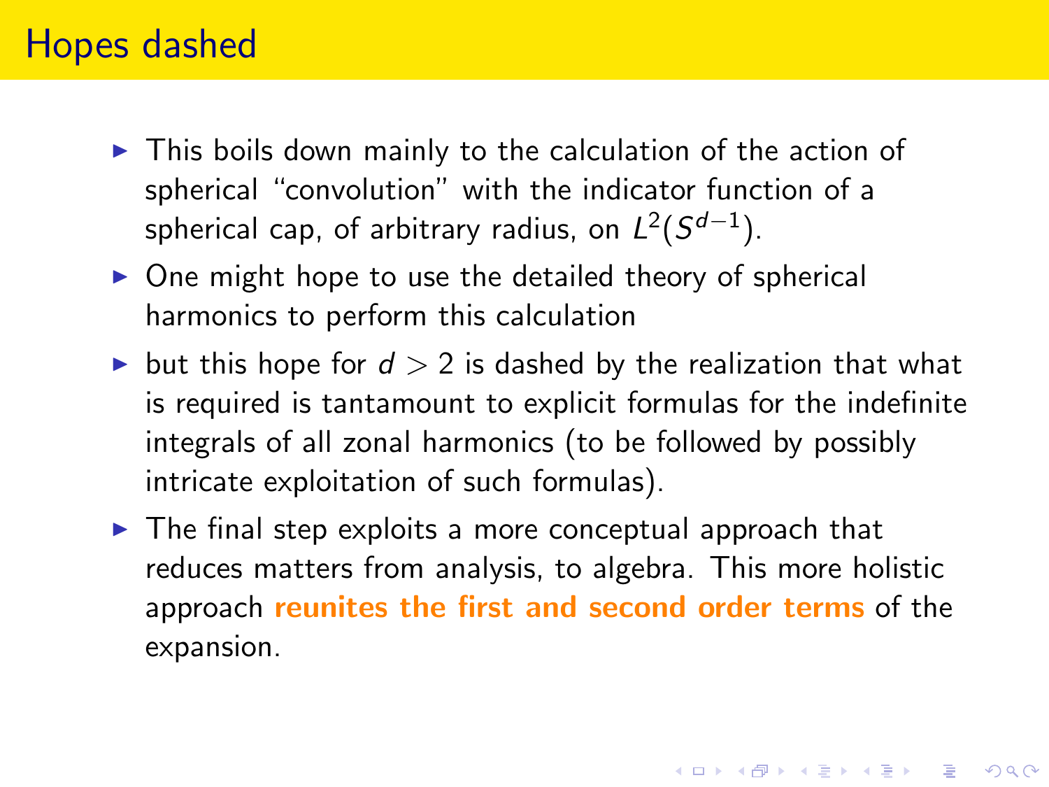# Hopes dashed

- This boils down mainly to the calculation of the action of spherical "convolution" with the indicator function of a spherical cap, of arbitrary radius, on $L^2(S^{d-1})$.
- One might hope to use the detailed theory of spherical harmonics to perform this calculation
- but this hope for $d > 2$ is dashed by the realization that what is required is tantamount to explicit formulas for the indefinite integrals of all zonal harmonics (to be followed by possibly intricate exploitation of such formulas).
- The final step exploits a more conceptual approach that reduces matters from analysis, to algebra. This more holistic approach **reunites the first and second order terms** of the expansion.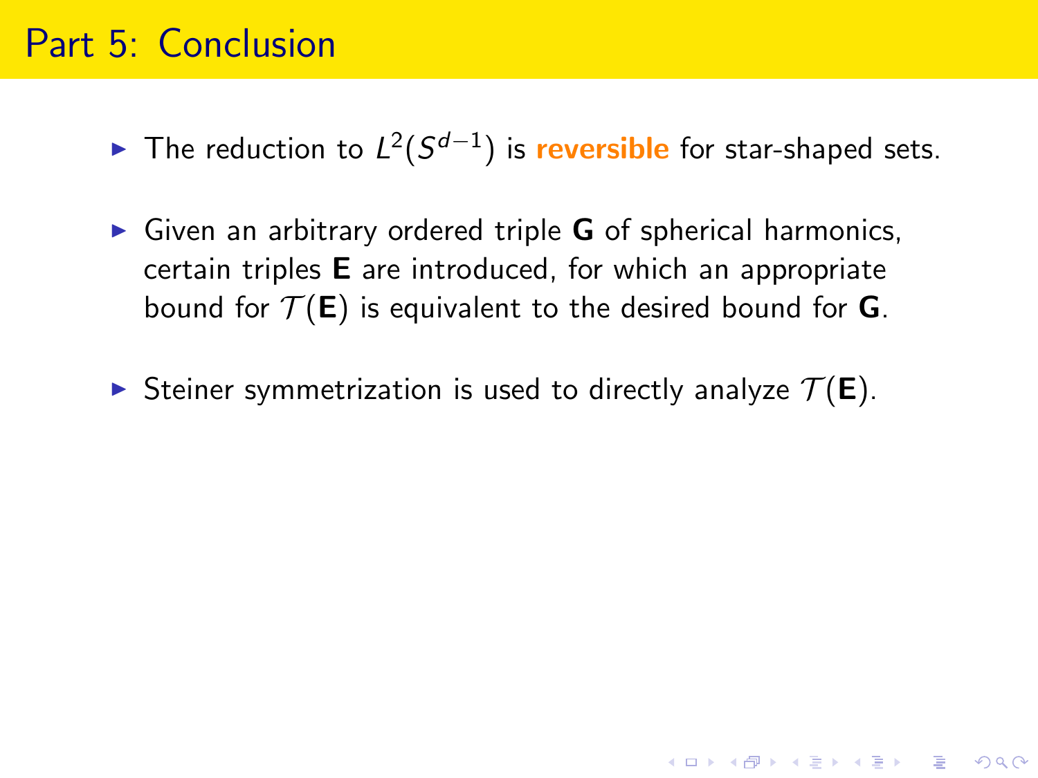# Part 5: Conclusion

- The reduction to $L^2(S^{d-1})$ is **reversible** for star-shaped sets.
- Given an arbitrary ordered triple $\mathbf{G}$ of spherical harmonics, certain triples $\mathbf{E}$ are introduced, for which an appropriate bound for $\mathcal{T}(\mathbf{E})$ is equivalent to the desired bound for $\mathbf{G}$.
- Steiner symmetrization is used to directly analyze $\mathcal{T}(\mathbf{E})$.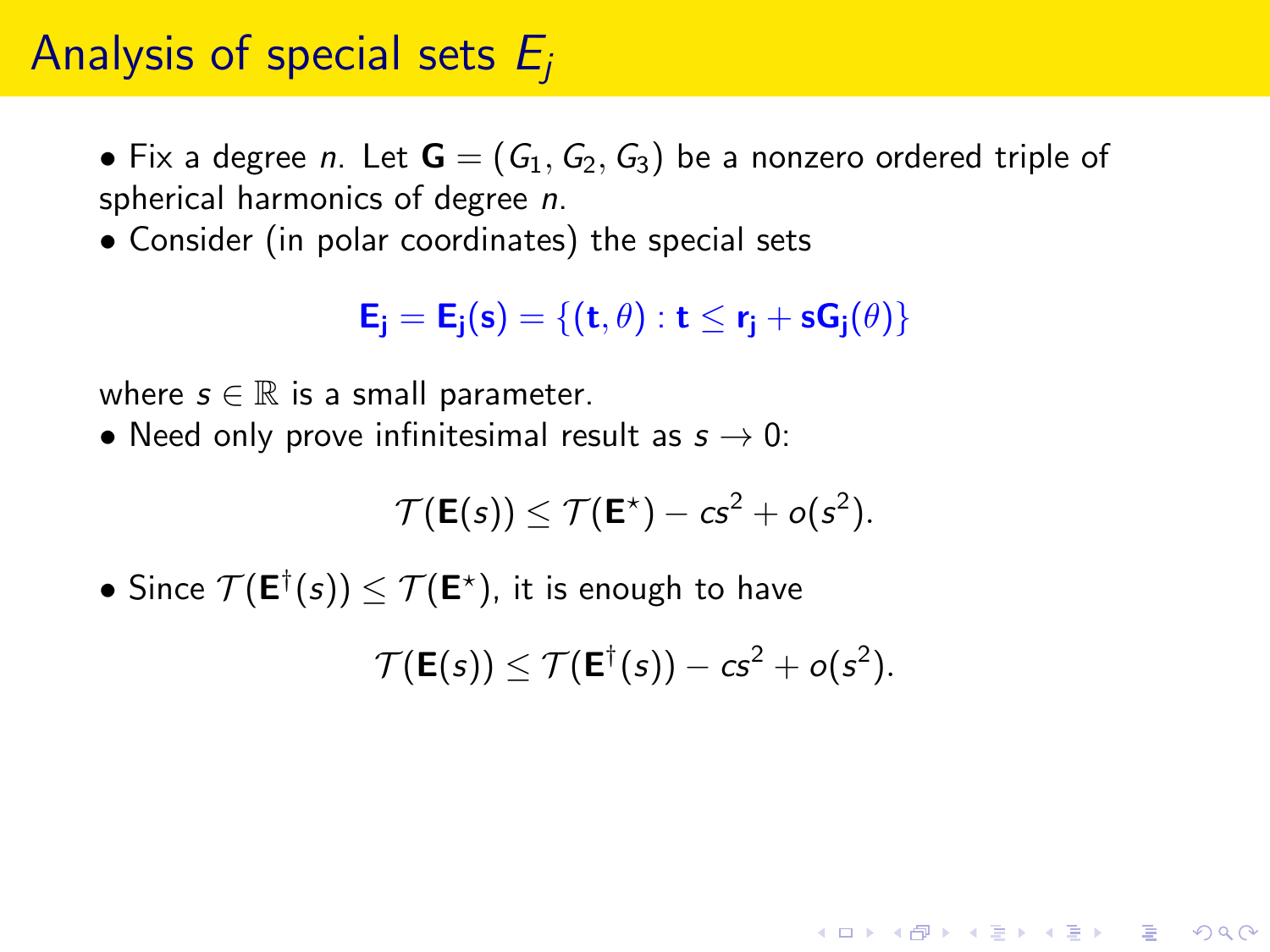# Analysis of special sets $E_j$

- Fix a degree $n$. Let $\mathbf{G} = (G_1, G_2, G_3)$ be a nonzero ordered triple of spherical harmonics of degree $n$.
- Consider (in polar coordinates) the special sets

$$\mathbf{E_j} = \mathbf{E_j(s)} = \{(\mathbf{t}, \theta) : \mathbf{t} \leq \mathbf{r_j} + \mathbf{sG_j}(\theta)\}$$

where $s \in \mathbb{R}$ is a small parameter.

- Need only prove infinitesimal result as $s \to 0$:

$$\mathcal{T}(\mathbf{E}(s)) \leq \mathcal{T}(\mathbf{E}^\star) - cs^2 + o(s^2).$$

- Since $\mathcal{T}(\mathbf{E}^\dagger(s)) \leq \mathcal{T}(\mathbf{E}^\star)$, it is enough to have

$$\mathcal{T}(\mathbf{E}(s)) \leq \mathcal{T}(\mathbf{E}^\dagger(s)) - cs^2 + o(s^2).$$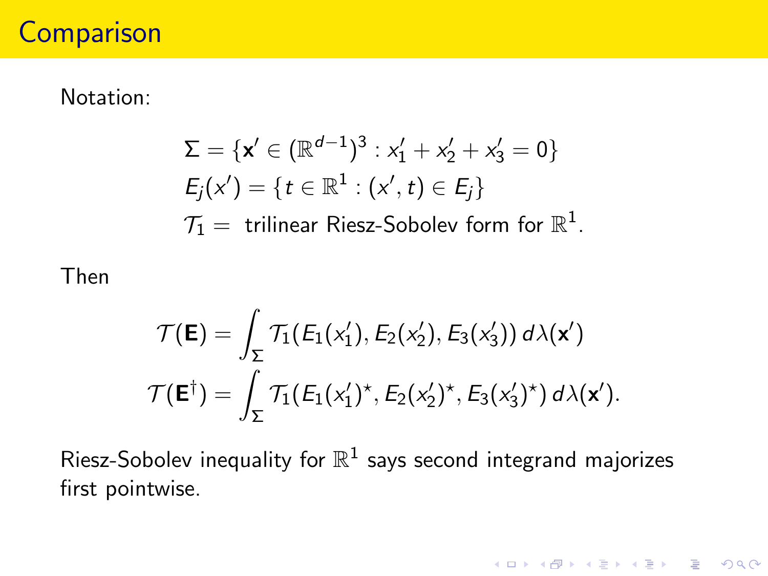# Comparison

Notation:

$$
\begin{aligned}
\Sigma &= \{\mathbf{x}' \in (\mathbb{R}^{d-1})^3 : x_1' + x_2' + x_3' = 0\} \\
E_j(x') &= \{t \in \mathbb{R}^1 : (x', t) \in E_j\} \\
\mathcal{T}_1 &= \text{ trilinear Riesz-Sobolev form for } \mathbb{R}^1.
\end{aligned}
$$

Then

$$
\begin{aligned}
\mathcal{T}(\mathbf{E}) &= \int_\Sigma \mathcal{T}_1(E_1(x_1'), E_2(x_2'), E_3(x_3'))\, d\lambda(\mathbf{x}') \\
\mathcal{T}(\mathbf{E}^\dagger) &= \int_\Sigma \mathcal{T}_1(E_1(x_1')^\star, E_2(x_2')^\star, E_3(x_3')^\star)\, d\lambda(\mathbf{x}').
\end{aligned}
$$

Riesz-Sobolev inequality for $\mathbb{R}^1$ says second integrand majorizes first pointwise.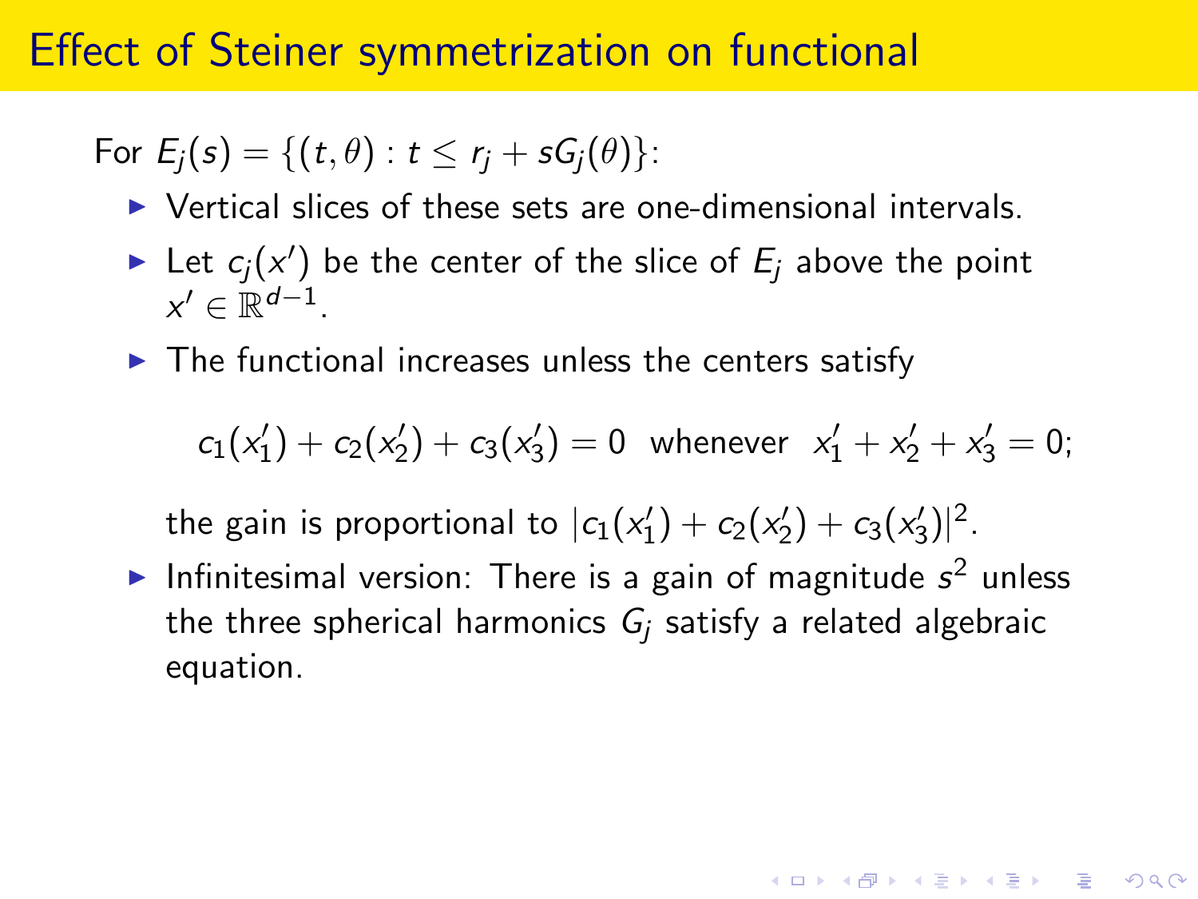# Effect of Steiner symmetrization on functional

For $E_j(s) = \{(t, \theta) : t \leq r_j + sG_j(\theta)\}$:

- Vertical slices of these sets are one-dimensional intervals.
- Let $c_j(x')$ be the center of the slice of $E_j$ above the point $x' \in \mathbb{R}^{d-1}$.
- The functional increases unless the centers satisfy

$$c_1(x_1') + c_2(x_2') + c_3(x_3') = 0 \text{ whenever } x_1' + x_2' + x_3' = 0;$$

  the gain is proportional to $|c_1(x_1') + c_2(x_2') + c_3(x_3')|^2$.
- Infinitesimal version: There is a gain of magnitude $s^2$ unless the three spherical harmonics $G_j$ satisfy a related algebraic equation.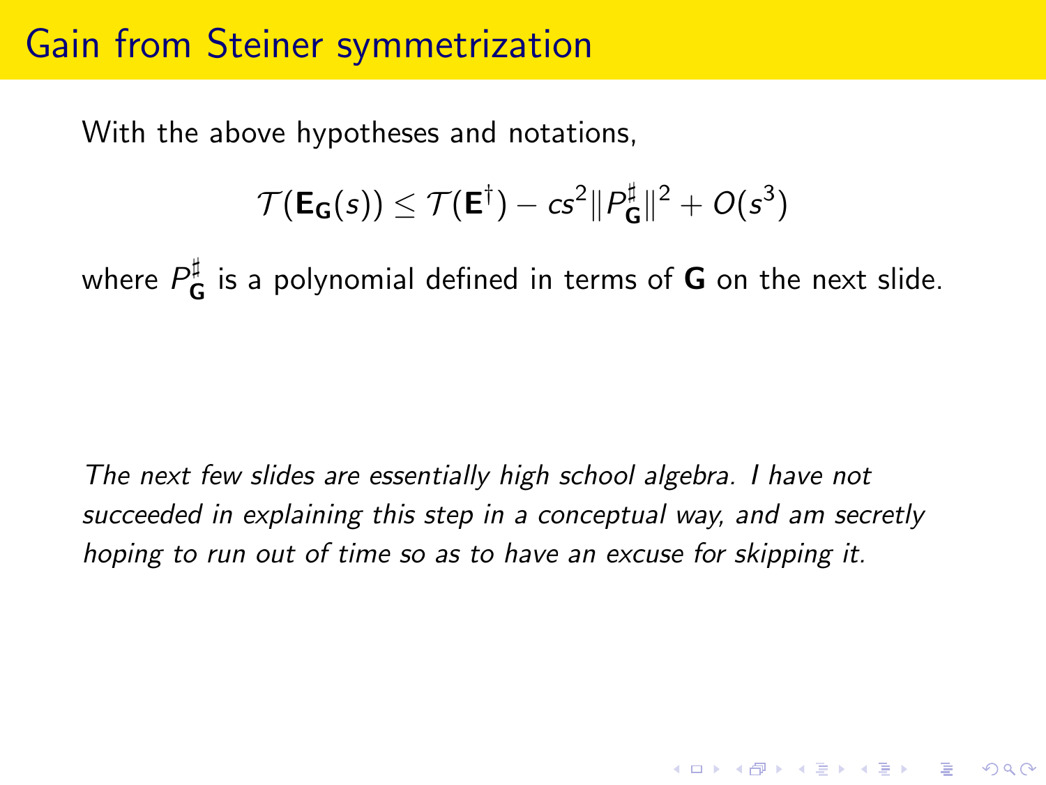# Gain from Steiner symmetrization

With the above hypotheses and notations,

$$\mathcal{T}(\mathbf{E}_{\mathbf{G}}(s)) \leq \mathcal{T}(\mathbf{E}^{\dagger}) - cs^2 \|P^{\sharp}_{\mathbf{G}}\|^2 + O(s^3)$$

where $P^{\sharp}_{\mathbf{G}}$ is a polynomial defined in terms of $\mathbf{G}$ on the next slide.

*The next few slides are essentially high school algebra. I have not succeeded in explaining this step in a conceptual way, and am secretly hoping to run out of time so as to have an excuse for skipping it.*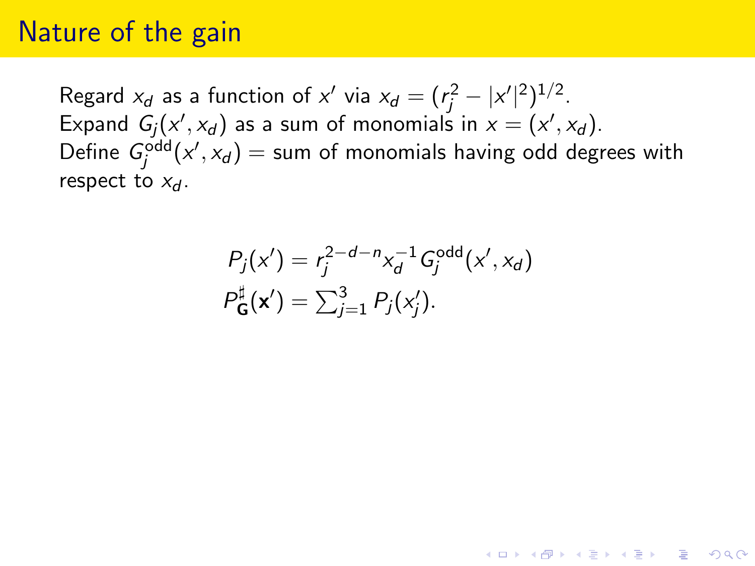# Nature of the gain

Regard $x_d$ as a function of $x'$ via $x_d = (r_j^2 - |x'|^2)^{1/2}$.
Expand $G_j(x', x_d)$ as a sum of monomials in $x = (x', x_d)$.
Define $G_j^{\text{odd}}(x', x_d) =$ sum of monomials having odd degrees with respect to $x_d$.

$$
\begin{aligned}
P_j(x') &= r_j^{2-d-n} x_d^{-1} G_j^{\text{odd}}(x', x_d) \\
P_{\mathbf{G}}^{\sharp}(\mathbf{x}') &= \textstyle\sum_{j=1}^{3} P_j(x_j').
\end{aligned}
$$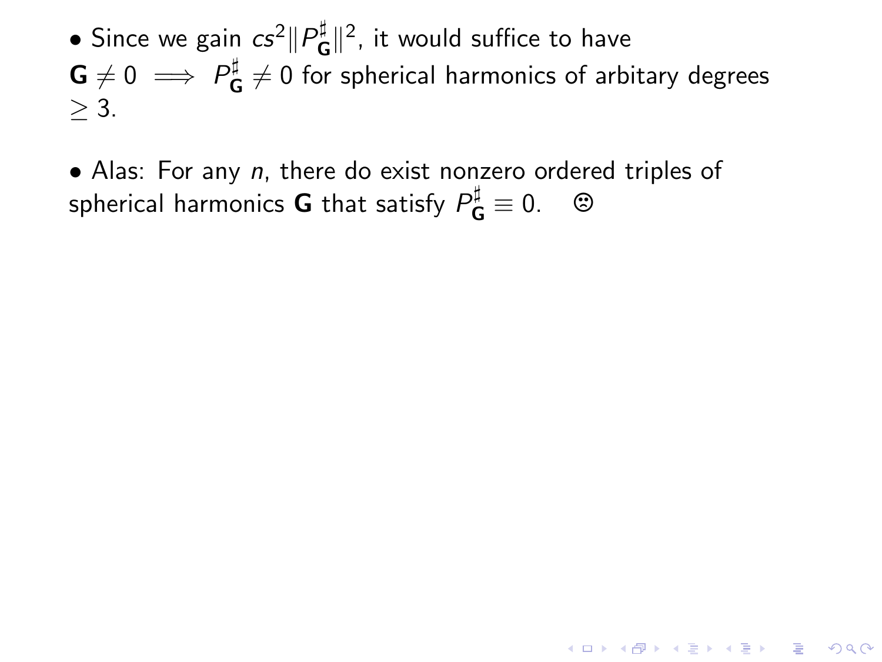- Since we gain $cs^2\|P^\sharp_{\mathbf{G}}\|^2$, it would suffice to have $\mathbf{G} \neq 0 \implies P^\sharp_{\mathbf{G}} \neq 0$ for spherical harmonics of arbitary degrees $\geq 3$.

- Alas: For any $n$, there do exist nonzero ordered triples of spherical harmonics $\mathbf{G}$ that satisfy $P^\sharp_{\mathbf{G}} \equiv 0$. ☹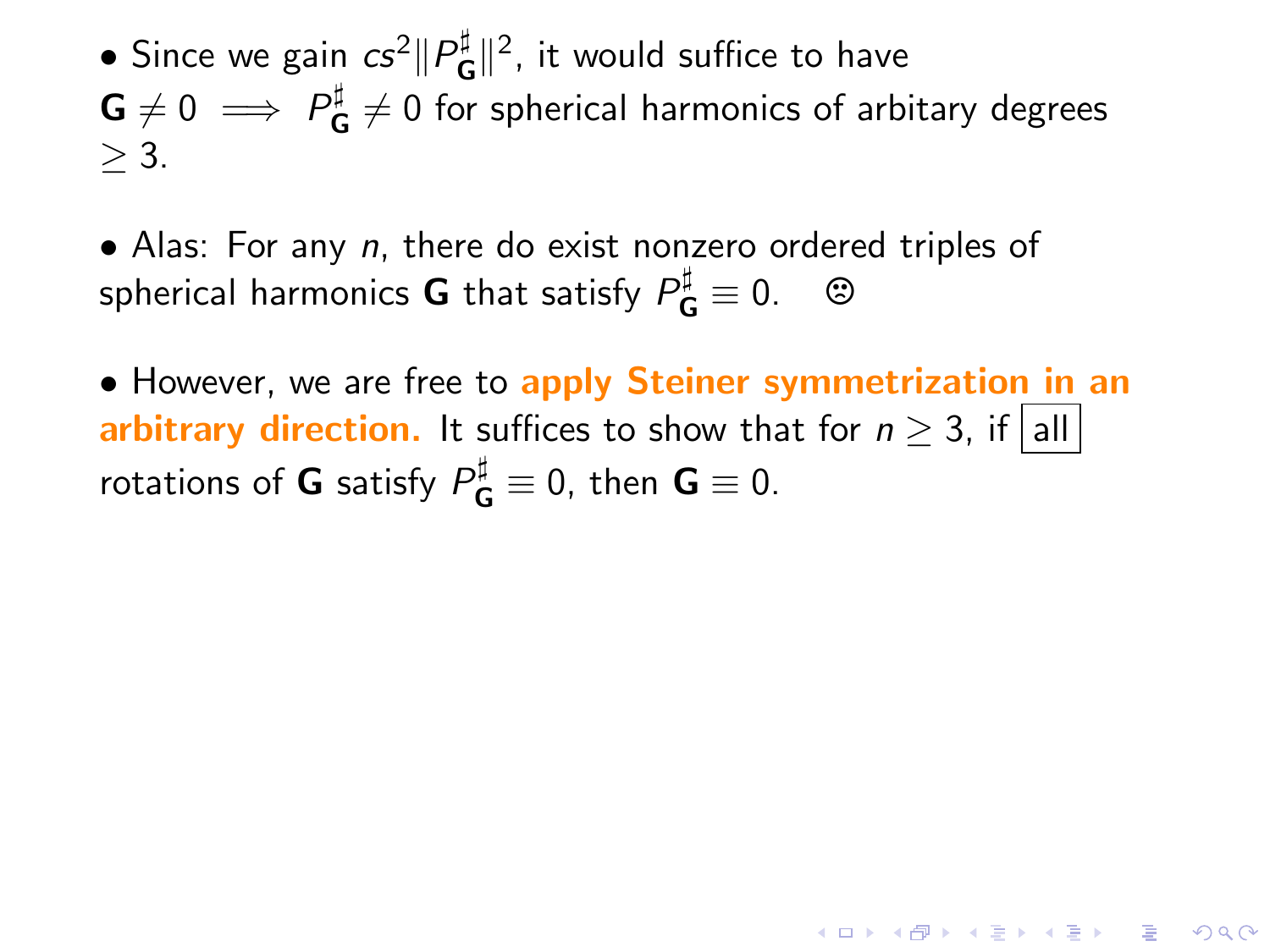- Since we gain $cs^2\|P^\sharp_{\mathbf{G}}\|^2$, it would suffice to have $\mathbf{G} \neq 0 \implies P^\sharp_{\mathbf{G}} \neq 0$ for spherical harmonics of arbitary degrees $\geq 3$.

- Alas: For any $n$, there do exist nonzero ordered triples of spherical harmonics $\mathbf{G}$ that satisfy $P^\sharp_{\mathbf{G}} \equiv 0$. ☹

- However, we are free to **apply Steiner symmetrization in an arbitrary direction.** It suffices to show that for $n \geq 3$, if $\boxed{\text{all}}$ rotations of $\mathbf{G}$ satisfy $P^\sharp_{\mathbf{G}} \equiv 0$, then $\mathbf{G} \equiv 0$.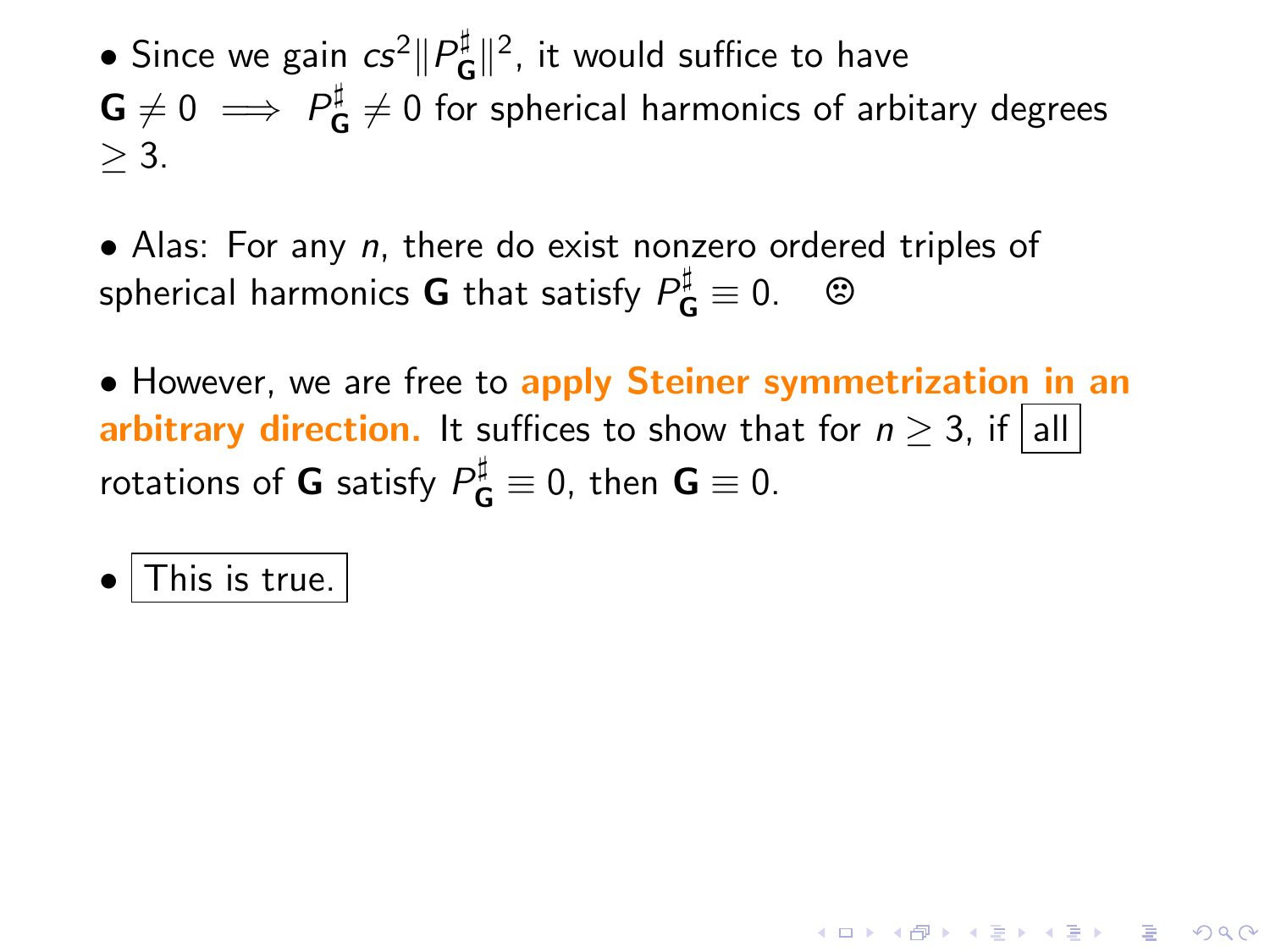- Since we gain $cs^2\|P^\sharp_{\mathbf{G}}\|^2$, it would suffice to have $\mathbf{G} \neq 0 \implies P^\sharp_{\mathbf{G}} \neq 0$ for spherical harmonics of arbitary degrees $\geq 3$.

- Alas: For any $n$, there do exist nonzero ordered triples of spherical harmonics $\mathbf{G}$ that satisfy $P^\sharp_{\mathbf{G}} \equiv 0$. ☹

- However, we are free to **apply Steiner symmetrization in an arbitrary direction.** It suffices to show that for $n \geq 3$, if all rotations of $\mathbf{G}$ satisfy $P^\sharp_{\mathbf{G}} \equiv 0$, then $\mathbf{G} \equiv 0$.

- This is true.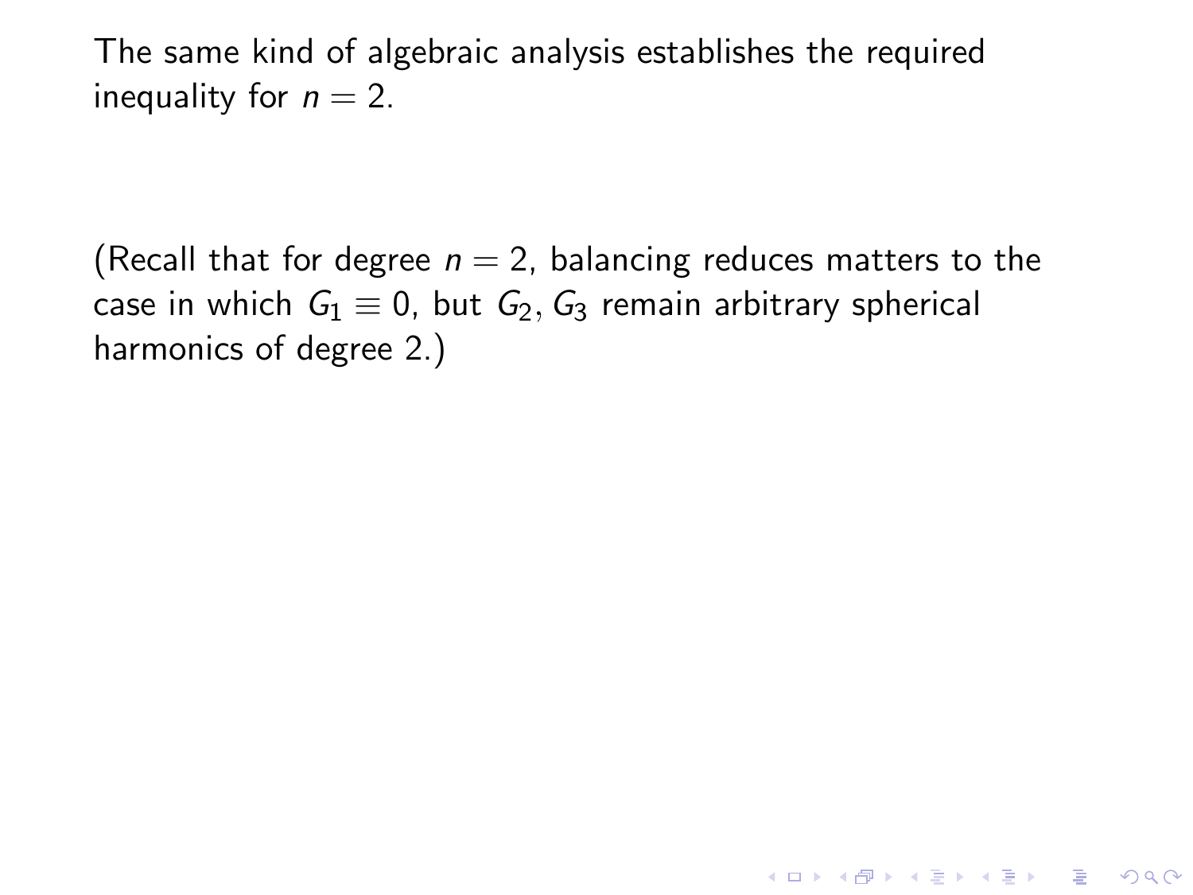The same kind of algebraic analysis establishes the required inequality for $n = 2$.

(Recall that for degree $n = 2$, balancing reduces matters to the case in which $G_1 \equiv 0$, but $G_2, G_3$ remain arbitrary spherical harmonics of degree 2.)